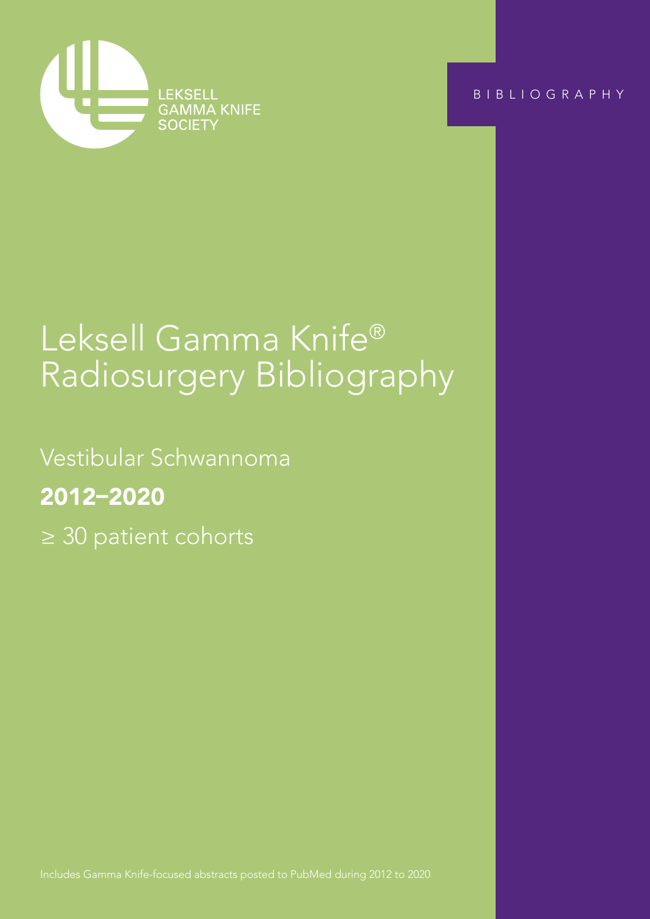LEKSELL GAMMA KNIFE SOCIETY

BIBLIOGRAPHY

# Leksell Gamma Knife® Radiosurgery Bibliography

## Vestibular Schwannoma

**2012–2020**

≥ 30 patient cohorts

Includes Gamma Knife-focused abstracts posted to PubMed during 2012 to 2020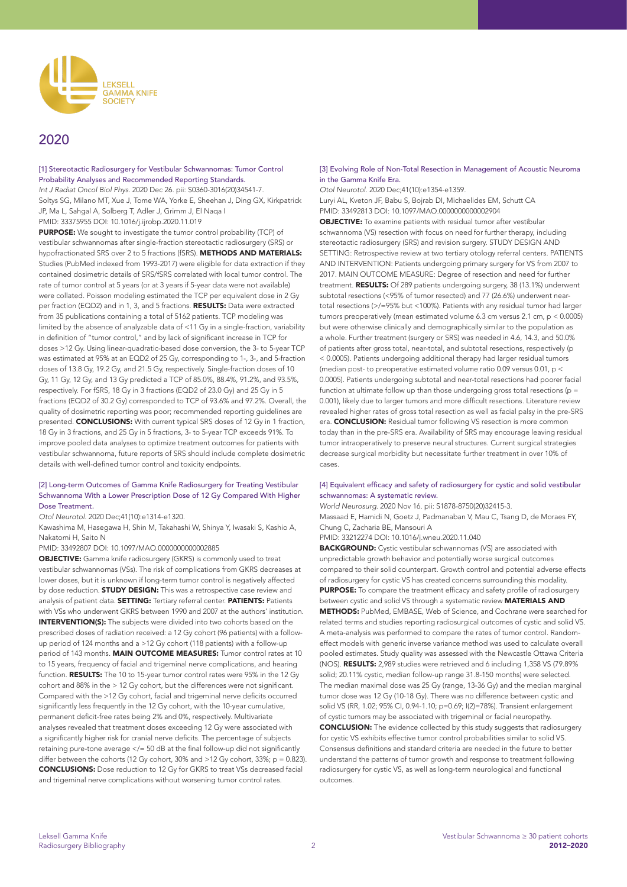# 2020

## [1] Stereotactic Radiosurgery for Vestibular Schwannomas: Tumor Control Probability Analyses and Recommended Reporting Standards.

*Int J Radiat Oncol Biol Phys.* 2020 Dec 26. pii: S0360-3016(20)34541-7.
Soltys SG, Milano MT, Xue J, Tome WA, Yorke E, Sheehan J, Ding GX, Kirkpatrick JP, Ma L, Sahgal A, Solberg T, Adler J, Grimm J, El Naqa I
PMID: 33375955 DOI: 10.1016/j.ijrobp.2020.11.019

**PURPOSE:** We sought to investigate the tumor control probability (TCP) of vestibular schwannomas after single-fraction stereotactic radiosurgery (SRS) or hypofractionated SRS over 2 to 5 fractions (fSRS). **METHODS AND MATERIALS:** Studies (PubMed indexed from 1993-2017) were eligible for data extraction if they contained dosimetric details of SRS/fSRS correlated with local tumor control. The rate of tumor control at 5 years (or at 3 years if 5-year data were not available) were collated. Poisson modeling estimated the TCP per equivalent dose in 2 Gy per fraction (EQD2) and in 1, 3, and 5 fractions. **RESULTS:** Data were extracted from 35 publications containing a total of 5162 patients. TCP modeling was limited by the absence of analyzable data of <11 Gy in a single-fraction, variability in definition of "tumor control," and by lack of significant increase in TCP for doses >12 Gy. Using linear-quadratic-based dose conversion, the 3- to 5-year TCP was estimated at 95% at an EQD2 of 25 Gy, corresponding to 1-, 3-, and 5-fraction doses of 13.8 Gy, 19.2 Gy, and 21.5 Gy, respectively. Single-fraction doses of 10 Gy, 11 Gy, 12 Gy, and 13 Gy predicted a TCP of 85.0%, 88.4%, 91.2%, and 93.5%, respectively. For fSRS, 18 Gy in 3 fractions (EQD2 of 23.0 Gy) and 25 Gy in 5 fractions (EQD2 of 30.2 Gy) corresponded to TCP of 93.6% and 97.2%. Overall, the quality of dosimetric reporting was poor; recommended reporting guidelines are presented. **CONCLUSIONS:** With current typical SRS doses of 12 Gy in 1 fraction, 18 Gy in 3 fractions, and 25 Gy in 5 fractions, 3- to 5-year TCP exceeds 91%. To improve pooled data analyses to optimize treatment outcomes for patients with vestibular schwannoma, future reports of SRS should include complete dosimetric details with well-defined tumor control and toxicity endpoints.

## [2] Long-term Outcomes of Gamma Knife Radiosurgery for Treating Vestibular Schwannoma With a Lower Prescription Dose of 12 Gy Compared With Higher Dose Treatment.

*Otol Neurotol.* 2020 Dec;41(10):e1314-e1320.
Kawashima M, Hasegawa H, Shin M, Takahashi W, Shinya Y, Iwasaki S, Kashio A, Nakatomi H, Saito N
PMID: 33492807 DOI: 10.1097/MAO.0000000000002885

**OBJECTIVE:** Gamma knife radiosurgery (GKRS) is commonly used to treat vestibular schwannomas (VSs). The risk of complications from GKRS decreases at lower doses, but it is unknown if long-term tumor control is negatively affected by dose reduction. **STUDY DESIGN:** This was a retrospective case review and analysis of patient data. **SETTING:** Tertiary referral center. **PATIENTS:** Patients with VSs who underwent GKRS between 1990 and 2007 at the authors' institution. **INTERVENTION(S):** The subjects were divided into two cohorts based on the prescribed doses of radiation received: a 12 Gy cohort (96 patients) with a follow-up period of 124 months and a >12 Gy cohort (118 patients) with a follow-up period of 143 months. **MAIN OUTCOME MEASURES:** Tumor control rates at 10 to 15 years, frequency of facial and trigeminal nerve complications, and hearing function. **RESULTS:** The 10 to 15-year tumor control rates were 95% in the 12 Gy cohort and 88% in the > 12 Gy cohort, but the differences were not significant. Compared with the >12 Gy cohort, facial and trigeminal nerve deficits occurred significantly less frequently in the 12 Gy cohort, with the 10-year cumulative, permanent deficit-free rates being 2% and 0%, respectively. Multivariate analyses revealed that treatment doses exceeding 12 Gy were associated with a significantly higher risk for cranial nerve deficits. The percentage of subjects retaining pure-tone average </= 50 dB at the final follow-up did not significantly differ between the cohorts (12 Gy cohort, 30% and >12 Gy cohort, 33%; p = 0.823). **CONCLUSIONS:** Dose reduction to 12 Gy for GKRS to treat VSs decreased facial and trigeminal nerve complications without worsening tumor control rates.

## [3] Evolving Role of Non-Total Resection in Management of Acoustic Neuroma in the Gamma Knife Era.

*Otol Neurotol.* 2020 Dec;41(10):e1354-e1359.
Luryi AL, Kveton JF, Babu S, Bojrab DI, Michaelides EM, Schutt CA
PMID: 33492813 DOI: 10.1097/MAO.0000000000002904

**OBJECTIVE:** To examine patients with residual tumor after vestibular schwannoma (VS) resection with focus on need for further therapy, including stereotactic radiosurgery (SRS) and revision surgery. STUDY DESIGN AND SETTING: Retrospective review at two tertiary otology referral centers. PATIENTS AND INTERVENTION: Patients undergoing primary surgery for VS from 2007 to 2017. MAIN OUTCOME MEASURE: Degree of resection and need for further treatment. **RESULTS:** Of 289 patients undergoing surgery, 38 (13.1%) underwent subtotal resections (<95% of tumor resected) and 77 (26.6%) underwent near-total resections (>/=95% but <100%). Patients with any residual tumor had larger tumors preoperatively (mean estimated volume 6.3 cm versus 2.1 cm, p < 0.0005) but were otherwise clinically and demographically similar to the population as a whole. Further treatment (surgery or SRS) was needed in 4.6, 14.3, and 50.0% of patients after gross total, near-total, and subtotal resections, respectively (p < 0.0005). Patients undergoing additional therapy had larger residual tumors (median post- to preoperative estimated volume ratio 0.09 versus 0.01, p < 0.0005). Patients undergoing subtotal and near-total resections had poorer facial function at ultimate follow up than those undergoing gross total resections (p = 0.001), likely due to larger tumors and more difficult resections. Literature review revealed higher rates of gross total resection as well as facial palsy in the pre-SRS era. **CONCLUSION:** Residual tumor following VS resection is more common today than in the pre-SRS era. Availability of SRS may encourage leaving residual tumor intraoperatively to preserve neural structures. Current surgical strategies decrease surgical morbidity but necessitate further treatment in over 10% of cases.

## [4] Equivalent efficacy and safety of radiosurgery for cystic and solid vestibular schwannomas: A systematic review.

*World Neurosurg.* 2020 Nov 16. pii: S1878-8750(20)32415-3.
Massaad E, Hamidi N, Goetz J, Padmanaban V, Mau C, Tsang D, de Moraes FY, Chung C, Zacharia BE, Mansouri A
PMID: 33212274 DOI: 10.1016/j.wneu.2020.11.040

**BACKGROUND:** Cystic vestibular schwannomas (VS) are associated with unpredictable growth behavior and potentially worse surgical outcomes compared to their solid counterpart. Growth control and potential adverse effects of radiosurgery for cystic VS has created concerns surrounding this modality. **PURPOSE:** To compare the treatment efficacy and safety profile of radiosurgery between cystic and solid VS through a systematic review **MATERIALS AND METHODS:** PubMed, EMBASE, Web of Science, and Cochrane were searched for related terms and studies reporting radiosurgical outcomes of cystic and solid VS. A meta-analysis was performed to compare the rates of tumor control. Random-effect models with generic inverse variance method was used to calculate overall pooled estimates. Study quality was assessed with the Newcastle Ottawa Criteria (NOS). **RESULTS:** 2,989 studies were retrieved and 6 including 1,358 VS (79.89% solid; 20.11% cystic, median follow-up range 31.8-150 months) were selected. The median maximal dose was 25 Gy (range, 13-36 Gy) and the median marginal tumor dose was 12 Gy (10-18 Gy). There was no difference between cystic and solid VS (RR, 1.02; 95% CI, 0.94-1.10; p=0.69; $I^2$=78%). Transient enlargement of cystic tumors may be associated with trigeminal or facial neuropathy.
**CONCLUSION:** The evidence collected by this study suggests that radiosurgery for cystic VS exhibits effective tumor control probabilities similar to solid VS. Consensus definitions and standard criteria are needed in the future to better understand the patterns of tumor growth and response to treatment following radiosurgery for cystic VS, as well as long-term neurological and functional outcomes.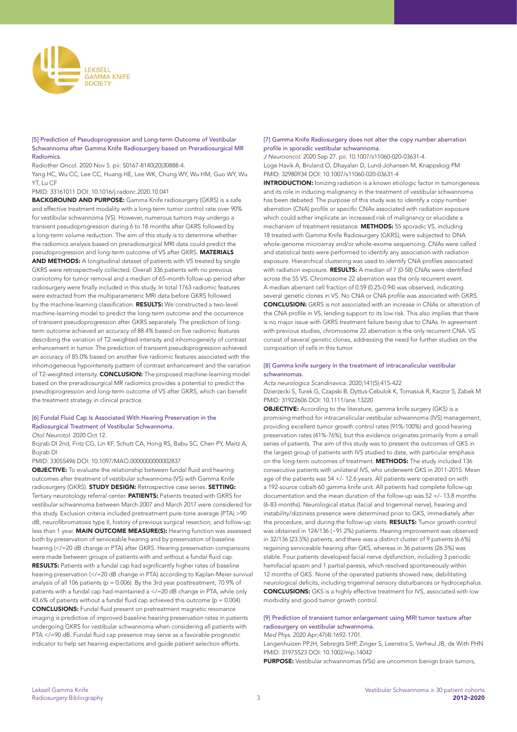### [5] Prediction of Pseudoprogression and Long-term Outcome of Vestibular Schwannoma after Gamma Knife Radiosurgery based on Preradiosurgical MR Radiomics.

Radiother Oncol. 2020 Nov 5. pii: S0167-8140(20)30888-4.

Yang HC, Wu CC, Lee CC, Huang HE, Lee WK, Chung WY, Wu HM, Guo WY, Wu YT, Lu CF

PMID: 33161011 DOI: 10.1016/j.radonc.2020.10.041

**BACKGROUND AND PURPOSE:** Gamma Knife radiosurgery (GKRS) is a safe and effective treatment modality with a long-term tumor control rate over 90% for vestibular schwannoma (VS). However, numerous tumors may undergo a transient pseudoprogression during 6 to 18 months after GKRS followed by a long-term volume reduction. The aim of this study is to determine whether the radiomics analysis based on preradiosurgical MRI data could predict the pseudoprogression and long-term outcome of VS after GKRS. **MATERIALS AND METHODS:** A longitudinal dataset of patients with VS treated by single GKRS were retrospectively collected. Overall 336 patients with no previous craniotomy for tumor removal and a median of 65-month follow-up period after radiosurgery were finally included in this study. In total 1763 radiomic features were extracted from the multiparameteric MRI data before GKRS followed by the machine-learning classification. **RESULTS:** We constructed a two-level machine-learning model to predict the long-term outcome and the occurrence of transient pseudoprogression after GKRS separately. The prediction of long-term outcome achieved an accuracy of 88.4% based on five radiomic features describing the variation of T2-weighted intensity and inhomogeneity of contrast enhancement in tumor. The prediction of transient pseudoprogression achieved an accuracy of 85.0% based on another five radiomic features associated with the inhomogeneous hypointensity pattern of contrast enhancement and the variation of T2-weighted intensity. **CONCLUSION:** The proposed machine-learning model based on the preradiosurgical MR radiomics provides a potential to predict the pseudoprogression and long-term outcome of VS after GKRS, which can benefit the treatment strategy in clinical practice.

### [6] Fundal Fluid Cap Is Associated With Hearing Preservation in the Radiosurgical Treatment of Vestibular Schwannoma.

*Otol Neurotol.* 2020 Oct 12.

Bojrab DI 2nd, Fritz CG, Lin KF, Schutt CA, Hong RS, Babu SC, Chen PY, Maitz A, Bojrab DI

PMID: 33055496 DOI: 10.1097/MAO.0000000000002837

**OBJECTIVE:** To evaluate the relationship between fundal fluid and hearing outcomes after treatment of vestibular schwannoma (VS) with Gamma Knife radiosurgery (GKRS). **STUDY DESIGN:** Retrospective case series. **SETTING:** Tertiary neurotology referral center. **PATIENTS:** Patients treated with GKRS for vestibular schwannoma between March 2007 and March 2017 were considered for this study. Exclusion criteria included pretreatment pure-tone average (PTA) >90 dB, neurofibromatosis type II, history of previous surgical resection, and follow-up less than 1 year. **MAIN OUTCOME MEASURE(S):** Hearing function was assessed both by preservation of serviceable hearing and by preservation of baseline hearing (</=20 dB change in PTA) after GKRS. Hearing preservation comparisons were made between groups of patients with and without a fundal fluid cap. **RESULTS:** Patients with a fundal cap had significantly higher rates of baseline hearing preservation (</=20 dB change in PTA) according to Kaplan-Meier survival analysis of all 106 patients ($p = 0.006$). By the 3rd year posttreatment, 70.9% of patients with a fundal cap had maintained a </=20 dB change in PTA, while only 43.6% of patients without a fundal fluid cap achieved this outcome ($p = 0.004$). **CONCLUSIONS:** Fundal fluid present on pretreatment magnetic resonance imaging is predictive of improved baseline hearing preservation rates in patients undergoing GKRS for vestibular schwannoma when considering all patients with PTA </=90 dB. Fundal fluid cap presence may serve as a favorable prognostic indicator to help set hearing expectations and guide patient selection efforts.

### [7] Gamma Knife Radiosurgery does not alter the copy number aberration profile in sporadic vestibular schwannoma.

*J Neurooncol.* 2020 Sep 27. pii: 10.1007/s11060-020-03631-4.

Loge Havik A, Bruland O, Dhayalan D, Lund-Johansen M, Knappskog PM

PMID: 32980934 DOI: 10.1007/s11060-020-03631-4

**INTRODUCTION:** Ionizing radiation is a known etiologic factor in tumorigenesis and its role in inducing malignancy in the treatment of vestibular schwannoma has been debated. The purpose of this study was to identify a copy number aberration (CNA) profile or specific CNAs associated with radiation exposure which could either implicate an increased risk of malignancy or elucidate a mechanism of treatment resistance. **METHODS:** 55 sporadic VS, including 18 treated with Gamma Knife Radiosurgery (GKRS), were subjected to DNA whole-genome microarray and/or whole-exome sequencing. CNAs were called and statistical tests were performed to identify any association with radiation exposure. Hierarchical clustering was used to identify CNA profiles associated with radiation exposure. **RESULTS:** A median of 7 (0-58) CNAs were identified across the 55 VS. Chromosome 22 aberration was the only recurrent event. A median aberrant cell fraction of 0.59 (0.25-0.94) was observed, indicating several genetic clones in VS. No CNA or CNA profile was associated with GKRS. **CONCLUSION:** GKRS is not associated with an increase in CNAs or alteration of the CNA profile in VS, lending support to its low risk. This also implies that there is no major issue with GKRS treatment failure being due to CNAs. In agreement with previous studies, chromosome 22 aberration is the only recurrent CNA. VS consist of several genetic clones, addressing the need for further studies on the composition of cells in this tumor.

### [8] Gamma knife surgery in the treatment of intracanalicular vestibular schwannomas.

*Acta neurologica Scandinavica.* 2020;141(5):415-422

Dzierzecki S, Turek G, Czapski B, Dyttus-Cebulok K, Tomasiuk R, Kaczor S, Zabek M

PMID: 31922606 DOI: 10.1111/ane.13220

**OBJECTIVE:** According to the literature, gamma knife surgery (GKS) is a promising method for intracanalicular vestibular schwannoma (IVS) management, providing excellent tumor growth control rates (91%-100%) and good hearing preservation rates (41%-76%), but this evidence originates primarily from a small series of patients. The aim of this study was to present the outcomes of GKS in the largest group of patients with IVS studied to date, with particular emphasis on the long-term outcomes of treatment. **METHODS:** The study included 136 consecutive patients with unilateral IVS, who underwent GKS in 2011-2015. Mean age of the patients was 54 +/- 12.6 years. All patients were operated on with a 192-source cobalt-60 gamma knife unit. All patients had complete follow-up documentation and the mean duration of the follow-up was 52 +/- 13.8 months (6-83 months). Neurological status (facial and trigeminal nerve), hearing and instability/dizziness presence were determined prior to GKS, immediately after the procedure, and during the follow-up visits. **RESULTS:** Tumor growth control was obtained in 124/136 (~91.2%) patients. Hearing improvement was observed in 32/136 (23.5%) patients, and there was a distinct cluster of 9 patients (6.6%) regaining serviceable hearing after GKS, whereas in 36 patients (26.5%) was stable. Four patients developed facial nerve dysfunction, including 3 periodic hemifacial spasm and 1 partial paresis, which resolved spontaneously within 12 months of GKS. None of the operated patients showed new, debilitating neurological deficits, including trigeminal sensory disturbances or hydrocephalus. **CONCLUSIONS:** GKS is a highly effective treatment for IVS, associated with low morbidity and good tumor growth control.

### [9] Prediction of transient tumor enlargement using MRI tumor texture after radiosurgery on vestibular schwannoma.

*Med Phys.* 2020 Apr;47(4):1692-1701.

Langenhuizen PPJH, Sebregts SHP, Zinger S, Leenstra S, Verheul JB, de With PHN

PMID: 31975523 DOI: 10.1002/mp.14042

**PURPOSE:** Vestibular schwannomas (VSs) are uncommon benign brain tumors,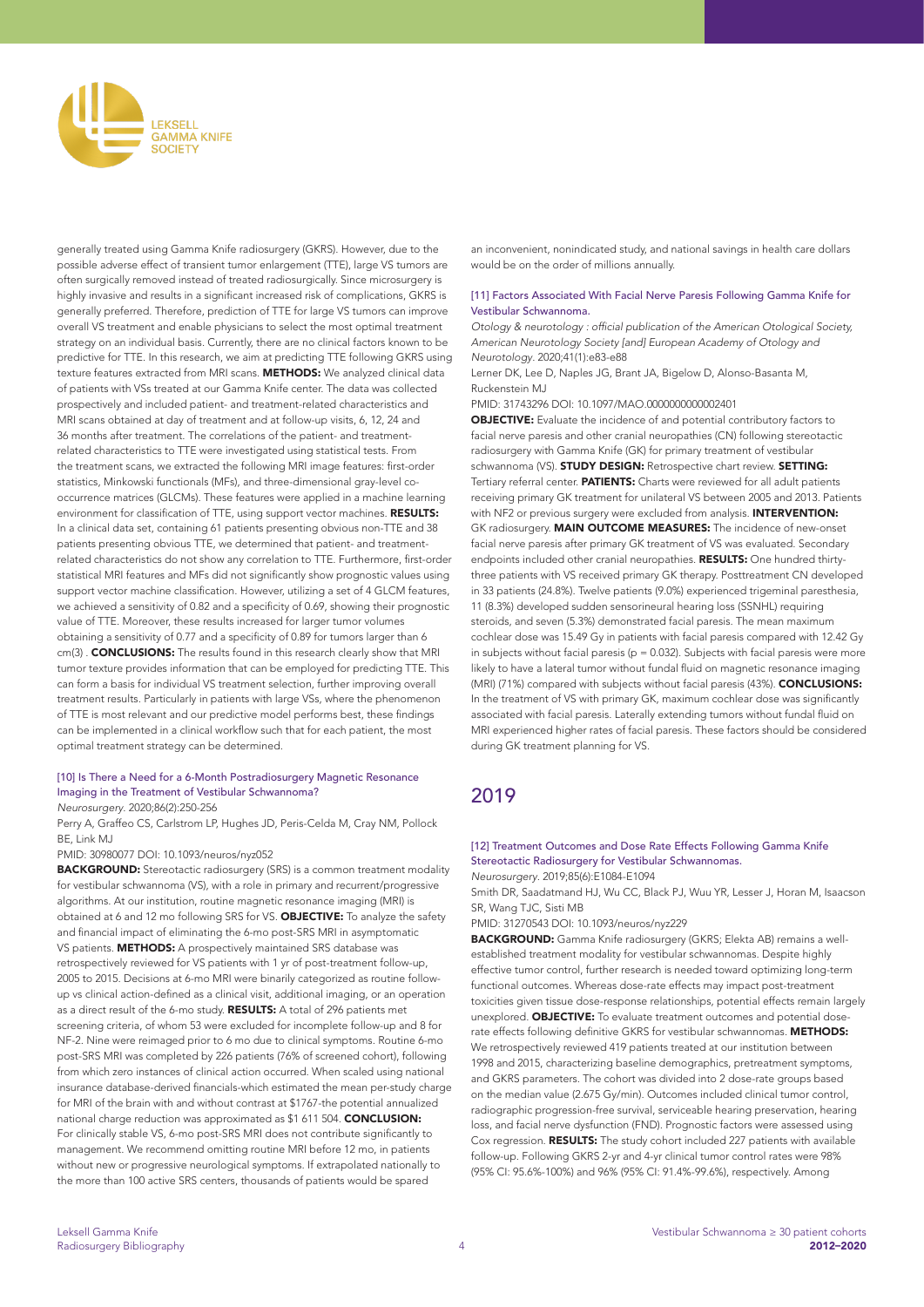generally treated using Gamma Knife radiosurgery (GKRS). However, due to the possible adverse effect of transient tumor enlargement (TTE), large VS tumors are often surgically removed instead of treated radiosurgically. Since microsurgery is highly invasive and results in a significant increased risk of complications, GKRS is generally preferred. Therefore, prediction of TTE for large VS tumors can improve overall VS treatment and enable physicians to select the most optimal treatment strategy on an individual basis. Currently, there are no clinical factors known to be predictive for TTE. In this research, we aim at predicting TTE following GKRS using texture features extracted from MRI scans. **METHODS:** We analyzed clinical data of patients with VSs treated at our Gamma Knife center. The data was collected prospectively and included patient- and treatment-related characteristics and MRI scans obtained at day of treatment and at follow-up visits, 6, 12, 24 and 36 months after treatment. The correlations of the patient- and treatment-related characteristics to TTE were investigated using statistical tests. From the treatment scans, we extracted the following MRI image features: first-order statistics, Minkowski functionals (MFs), and three-dimensional gray-level co-occurrence matrices (GLCMs). These features were applied in a machine learning environment for classification of TTE, using support vector machines. **RESULTS:** In a clinical data set, containing 61 patients presenting obvious non-TTE and 38 patients presenting obvious TTE, we determined that patient- and treatment-related characteristics do not show any correlation to TTE. Furthermore, first-order statistical MRI features and MFs did not significantly show prognostic values using support vector machine classification. However, utilizing a set of 4 GLCM features, we achieved a sensitivity of 0.82 and a specificity of 0.69, showing their prognostic value of TTE. Moreover, these results increased for larger tumor volumes obtaining a sensitivity of 0.77 and a specificity of 0.89 for tumors larger than 6 cm(3) . **CONCLUSIONS:** The results found in this research clearly show that MRI tumor texture provides information that can be employed for predicting TTE. This can form a basis for individual VS treatment selection, further improving overall treatment results. Particularly in patients with large VSs, where the phenomenon of TTE is most relevant and our predictive model performs best, these findings can be implemented in a clinical workflow such that for each patient, the most optimal treatment strategy can be determined.

#### [10] Is There a Need for a 6-Month Postradiosurgery Magnetic Resonance Imaging in the Treatment of Vestibular Schwannoma?

*Neurosurgery*. 2020;86(2):250-256

Perry A, Graffeo CS, Carlstrom LP, Hughes JD, Peris-Celda M, Cray NM, Pollock BE, Link MJ

PMID: 30980077 DOI: 10.1093/neuros/nyz052

**BACKGROUND:** Stereotactic radiosurgery (SRS) is a common treatment modality for vestibular schwannoma (VS), with a role in primary and recurrent/progressive algorithms. At our institution, routine magnetic resonance imaging (MRI) is obtained at 6 and 12 mo following SRS for VS. **OBJECTIVE:** To analyze the safety and financial impact of eliminating the 6-mo post-SRS MRI in asymptomatic VS patients. **METHODS:** A prospectively maintained SRS database was retrospectively reviewed for VS patients with 1 yr of post-treatment follow-up, 2005 to 2015. Decisions at 6-mo MRI were binarily categorized as routine follow-up vs clinical action-defined as a clinical visit, additional imaging, or an operation as a direct result of the 6-mo study. **RESULTS:** A total of 296 patients met screening criteria, of whom 53 were excluded for incomplete follow-up and 8 for NF-2. Nine were reimaged prior to 6 mo due to clinical symptoms. Routine 6-mo post-SRS MRI was completed by 226 patients (76% of screened cohort), following from which zero instances of clinical action occurred. When scaled using national insurance database-derived financials-which estimated the mean per-study charge for MRI of the brain with and without contrast at $1767-the potential annualized national charge reduction was approximated as $1 611 504. **CONCLUSION:** For clinically stable VS, 6-mo post-SRS MRI does not contribute significantly to management. We recommend omitting routine MRI before 12 mo, in patients without new or progressive neurological symptoms. If extrapolated nationally to the more than 100 active SRS centers, thousands of patients would be spared an inconvenient, nonindicated study, and national savings in health care dollars would be on the order of millions annually.

#### [11] Factors Associated With Facial Nerve Paresis Following Gamma Knife for Vestibular Schwannoma.

*Otology & neurotology : official publication of the American Otological Society, American Neurotology Society [and] European Academy of Otology and Neurotology*. 2020;41(1):e83-e88

Lerner DK, Lee D, Naples JG, Brant JA, Bigelow D, Alonso-Basanta M, Ruckenstein MJ

PMID: 31743296 DOI: 10.1097/MAO.0000000000002401

**OBJECTIVE:** Evaluate the incidence of and potential contributory factors to facial nerve paresis and other cranial neuropathies (CN) following stereotactic radiosurgery with Gamma Knife (GK) for primary treatment of vestibular schwannoma (VS). **STUDY DESIGN:** Retrospective chart review. **SETTING:** Tertiary referral center. **PATIENTS:** Charts were reviewed for all adult patients receiving primary GK treatment for unilateral VS between 2005 and 2013. Patients with NF2 or previous surgery were excluded from analysis. **INTERVENTION:** GK radiosurgery. **MAIN OUTCOME MEASURES:** The incidence of new-onset facial nerve paresis after primary GK treatment of VS was evaluated. Secondary endpoints included other cranial neuropathies. **RESULTS:** One hundred thirty-three patients with VS received primary GK therapy. Posttreatment CN developed in 33 patients (24.8%). Twelve patients (9.0%) experienced trigeminal paresthesia, 11 (8.3%) developed sudden sensorineural hearing loss (SSNHL) requiring steroids, and seven (5.3%) demonstrated facial paresis. The mean maximum cochlear dose was 15.49 Gy in patients with facial paresis compared with 12.42 Gy in subjects without facial paresis ($p = 0.032$). Subjects with facial paresis were more likely to have a lateral tumor without fundal fluid on magnetic resonance imaging (MRI) (71%) compared with subjects without facial paresis (43%). **CONCLUSIONS:** In the treatment of VS with primary GK, maximum cochlear dose was significantly associated with facial paresis. Laterally extending tumors without fundal fluid on MRI experienced higher rates of facial paresis. These factors should be considered during GK treatment planning for VS.

## 2019

#### [12] Treatment Outcomes and Dose Rate Effects Following Gamma Knife Stereotactic Radiosurgery for Vestibular Schwannomas.

*Neurosurgery*. 2019;85(6):E1084-E1094

Smith DR, Saadatmand HJ, Wu CC, Black PJ, Wuu YR, Lesser J, Horan M, Isaacson SR, Wang TJC, Sisti MB

PMID: 31270543 DOI: 10.1093/neuros/nyz229

**BACKGROUND:** Gamma Knife radiosurgery (GKRS; Elekta AB) remains a well-established treatment modality for vestibular schwannomas. Despite highly effective tumor control, further research is needed toward optimizing long-term functional outcomes. Whereas dose-rate effects may impact post-treatment toxicities given tissue dose-response relationships, potential effects remain largely unexplored. **OBJECTIVE:** To evaluate treatment outcomes and potential dose-rate effects following definitive GKRS for vestibular schwannomas. **METHODS:** We retrospectively reviewed 419 patients treated at our institution between 1998 and 2015, characterizing baseline demographics, pretreatment symptoms, and GKRS parameters. The cohort was divided into 2 dose-rate groups based on the median value (2.675 Gy/min). Outcomes included clinical tumor control, radiographic progression-free survival, serviceable hearing preservation, hearing loss, and facial nerve dysfunction (FND). Prognostic factors were assessed using Cox regression. **RESULTS:** The study cohort included 227 patients with available follow-up. Following GKRS 2-yr and 4-yr clinical tumor control rates were 98% (95% CI: 95.6%-100%) and 96% (95% CI: 91.4%-99.6%), respectively. Among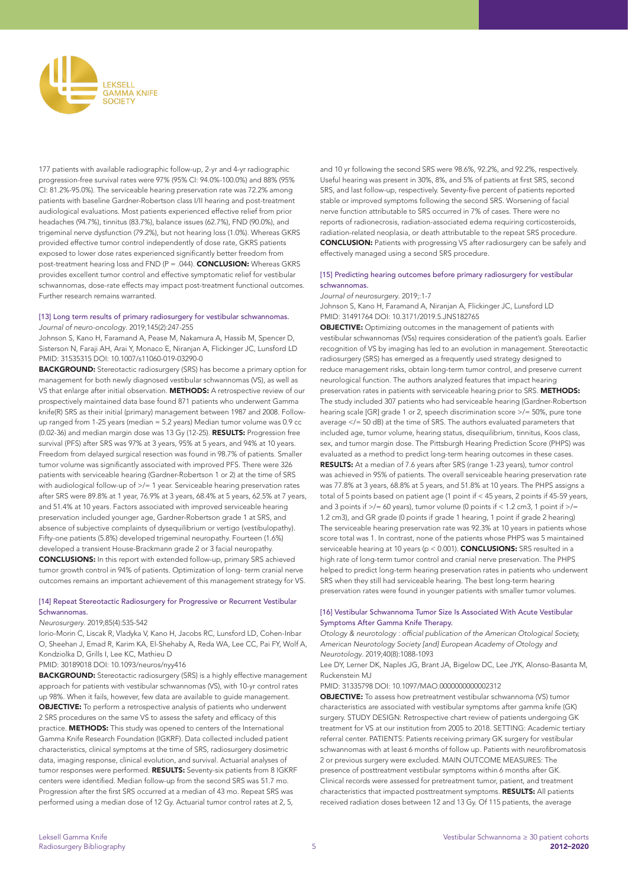177 patients with available radiographic follow-up, 2-yr and 4-yr radiographic progression-free survival rates were 97% (95% CI: 94.0%-100.0%) and 88% (95% CI: 81.2%-95.0%). The serviceable hearing preservation rate was 72.2% among patients with baseline Gardner-Robertson class I/II hearing and post-treatment audiological evaluations. Most patients experienced effective relief from prior headaches (94.7%), tinnitus (83.7%), balance issues (62.7%), FND (90.0%), and trigeminal nerve dysfunction (79.2%), but not hearing loss (1.0%). Whereas GKRS provided effective tumor control independently of dose rate, GKRS patients exposed to lower dose rates experienced significantly better freedom from post-treatment hearing loss and FND (P = .044). **CONCLUSION:** Whereas GKRS provides excellent tumor control and effective symptomatic relief for vestibular schwannomas, dose-rate effects may impact post-treatment functional outcomes. Further research remains warranted.

### [13] Long term results of primary radiosurgery for vestibular schwannomas.

*Journal of neuro-oncology*. 2019;145(2):247-255

Johnson S, Kano H, Faramand A, Pease M, Nakamura A, Hassib M, Spencer D, Sisterson N, Faraji AH, Arai Y, Monaco E, Niranjan A, Flickinger JC, Lunsford LD

PMID: 31535315 DOI: 10.1007/s11060-019-03290-0

**BACKGROUND:** Stereotactic radiosurgery (SRS) has become a primary option for management for both newly diagnosed vestibular schwannomas (VS), as well as VS that enlarge after initial observation. **METHODS:** A retrospective review of our prospectively maintained data base found 871 patients who underwent Gamma knife(R) SRS as their initial (primary) management between 1987 and 2008. Follow-up ranged from 1-25 years (median = 5.2 years) Median tumor volume was 0.9 cc (0.02-36) and median margin dose was 13 Gy (12-25). **RESULTS:** Progression free survival (PFS) after SRS was 97% at 3 years, 95% at 5 years, and 94% at 10 years. Freedom from delayed surgical resection was found in 98.7% of patients. Smaller tumor volume was significantly associated with improved PFS. There were 326 patients with serviceable hearing (Gardner-Robertson 1 or 2) at the time of SRS with audiological follow-up of >/= 1 year. Serviceable hearing preservation rates after SRS were 89.8% at 1 year, 76.9% at 3 years, 68.4% at 5 years, 62.5% at 7 years, and 51.4% at 10 years. Factors associated with improved serviceable hearing preservation included younger age, Gardner-Robertson grade 1 at SRS, and absence of subjective complaints of dysequilibrium or vertigo (vestibulopathy). Fifty-one patients (5.8%) developed trigeminal neuropathy. Fourteen (1.6%) developed a transient House-Brackmann grade 2 or 3 facial neuropathy. **CONCLUSIONS:** In this report with extended follow-up, primary SRS achieved tumor growth control in 94% of patients. Optimization of long- term cranial nerve outcomes remains an important achievement of this management strategy for VS.

### [14] Repeat Stereotactic Radiosurgery for Progressive or Recurrent Vestibular Schwannomas.

*Neurosurgery*. 2019;85(4):535-542

Iorio-Morin C, Liscak R, Vladyka V, Kano H, Jacobs RC, Lunsford LD, Cohen-Inbar O, Sheehan J, Emad R, Karim KA, El-Shehaby A, Reda WA, Lee CC, Pai FY, Wolf A, Kondziolka D, Grills I, Lee KC, Mathieu D

PMID: 30189018 DOI: 10.1093/neuros/nyy416

**BACKGROUND:** Stereotactic radiosurgery (SRS) is a highly effective management approach for patients with vestibular schwannomas (VS), with 10-yr control rates up 98%. When it fails, however, few data are available to guide management. **OBJECTIVE:** To perform a retrospective analysis of patients who underwent 2 SRS procedures on the same VS to assess the safety and efficacy of this practice. **METHODS:** This study was opened to centers of the International Gamma Knife Research Foundation (IGKRF). Data collected included patient characteristics, clinical symptoms at the time of SRS, radiosurgery dosimetric data, imaging response, clinical evolution, and survival. Actuarial analyses of tumor responses were performed. **RESULTS:** Seventy-six patients from 8 IGKRF centers were identified. Median follow-up from the second SRS was 51.7 mo. Progression after the first SRS occurred at a median of 43 mo. Repeat SRS was performed using a median dose of 12 Gy. Actuarial tumor control rates at 2, 5, and 10 yr following the second SRS were 98.6%, 92.2%, and 92.2%, respectively. Useful hearing was present in 30%, 8%, and 5% of patients at first SRS, second SRS, and last follow-up, respectively. Seventy-five percent of patients reported stable or improved symptoms following the second SRS. Worsening of facial nerve function attributable to SRS occurred in 7% of cases. There were no reports of radionecrosis, radiation-associated edema requiring corticosteroids, radiation-related neoplasia, or death attributable to the repeat SRS procedure. **CONCLUSION:** Patients with progressing VS after radiosurgery can be safely and effectively managed using a second SRS procedure.

### [15] Predicting hearing outcomes before primary radiosurgery for vestibular schwannomas.

*Journal of neurosurgery*. 2019;:1-7

Johnson S, Kano H, Faramand A, Niranjan A, Flickinger JC, Lunsford LD

PMID: 31491764 DOI: 10.3171/2019.5.JNS182765

**OBJECTIVE:** Optimizing outcomes in the management of patients with vestibular schwannomas (VSs) requires consideration of the patient's goals. Earlier recognition of VS by imaging has led to an evolution in management. Stereotactic radiosurgery (SRS) has emerged as a frequently used strategy designed to reduce management risks, obtain long-term tumor control, and preserve current neurological function. The authors analyzed features that impact hearing preservation rates in patients with serviceable hearing prior to SRS. **METHODS:** The study included 307 patients who had serviceable hearing (Gardner-Robertson hearing scale [GR] grade 1 or 2, speech discrimination score >/= 50%, pure tone average </= 50 dB) at the time of SRS. The authors evaluated parameters that included age, tumor volume, hearing status, disequilibrium, tinnitus, Koos class, sex, and tumor margin dose. The Pittsburgh Hearing Prediction Score (PHPS) was evaluated as a method to predict long-term hearing outcomes in these cases. **RESULTS:** At a median of 7.6 years after SRS (range 1-23 years), tumor control was achieved in 95% of patients. The overall serviceable hearing preservation rate was 77.8% at 3 years, 68.8% at 5 years, and 51.8% at 10 years. The PHPS assigns a total of 5 points based on patient age (1 point if < 45 years, 2 points if 45-59 years, and 3 points if >/= 60 years), tumor volume (0 points if < 1.2 cm3, 1 point if >/= 1.2 cm3), and GR grade (0 points if grade 1 hearing, 1 point if grade 2 hearing) The serviceable hearing preservation rate was 92.3% at 10 years in patients whose score total was 1. In contrast, none of the patients whose PHPS was 5 maintained serviceable hearing at 10 years ($p < 0.001$). **CONCLUSIONS:** SRS resulted in a high rate of long-term tumor control and cranial nerve preservation. The PHPS helped to predict long-term hearing preservation rates in patients who underwent SRS when they still had serviceable hearing. The best long-term hearing preservation rates were found in younger patients with smaller tumor volumes.

### [16] Vestibular Schwannoma Tumor Size Is Associated With Acute Vestibular Symptoms After Gamma Knife Therapy.

*Otology & neurotology : official publication of the American Otological Society, American Neurotology Society [and] European Academy of Otology and Neurotology*. 2019;40(8):1088-1093

Lee DY, Lerner DK, Naples JG, Brant JA, Bigelow DC, Lee JYK, Alonso-Basanta M, Ruckenstein MJ

PMID: 31335798 DOI: 10.1097/MAO.0000000000002312

**OBJECTIVE:** To assess how pretreatment vestibular schwannoma (VS) tumor characteristics are associated with vestibular symptoms after gamma knife (GK) surgery. STUDY DESIGN: Retrospective chart review of patients undergoing GK treatment for VS at our institution from 2005 to 2018. SETTING: Academic tertiary referral center. PATIENTS: Patients receiving primary GK surgery for vestibular schwannomas with at least 6 months of follow up. Patients with neurofibromatosis 2 or previous surgery were excluded. MAIN OUTCOME MEASURES: The presence of posttreatment vestibular symptoms within 6 months after GK. Clinical records were assessed for pretreatment tumor, patient, and treatment characteristics that impacted posttreatment symptoms. **RESULTS:** All patients received radiation doses between 12 and 13 Gy. Of 115 patients, the average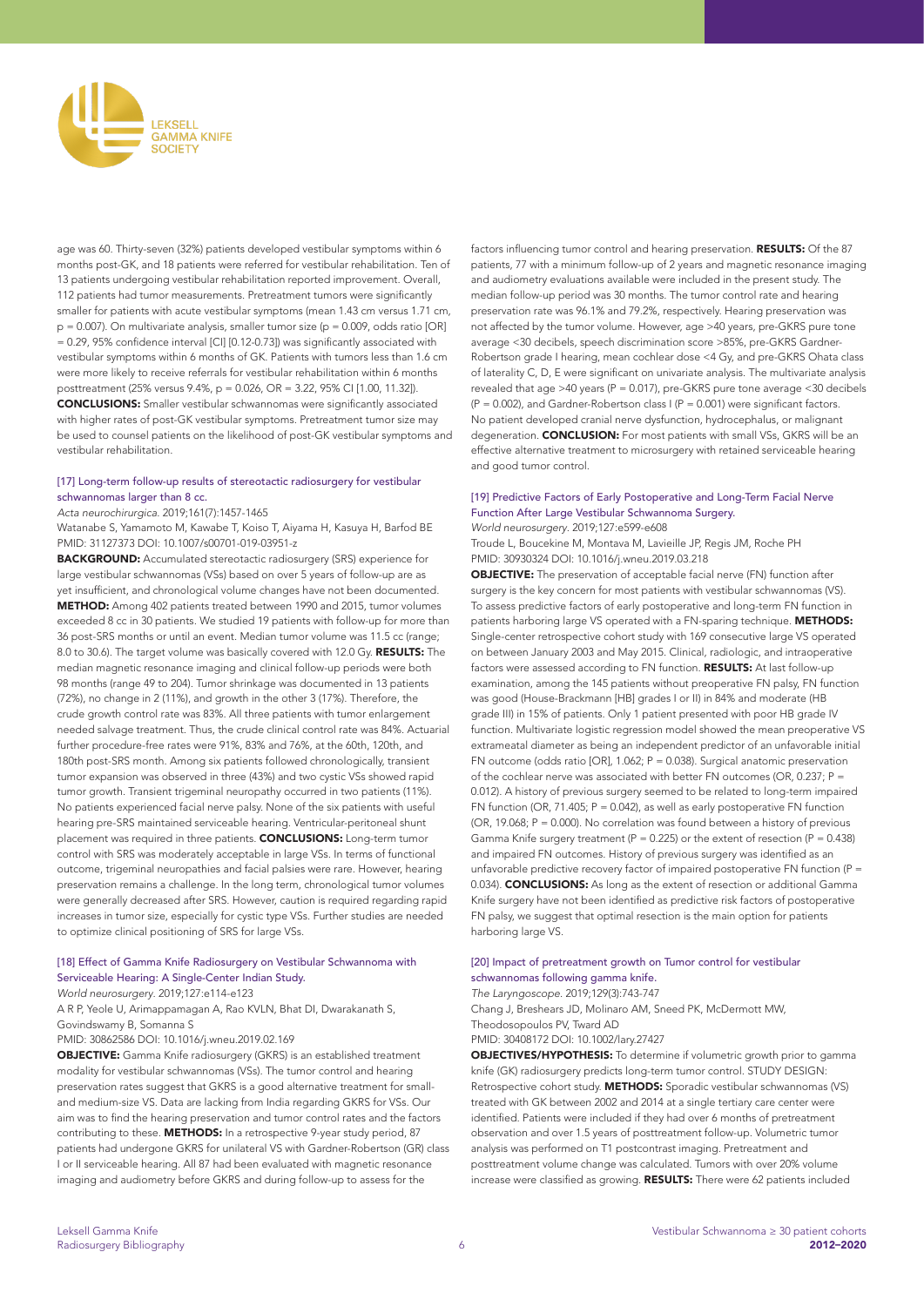age was 60. Thirty-seven (32%) patients developed vestibular symptoms within 6 months post-GK, and 18 patients were referred for vestibular rehabilitation. Ten of 13 patients undergoing vestibular rehabilitation reported improvement. Overall, 112 patients had tumor measurements. Pretreatment tumors were significantly smaller for patients with acute vestibular symptoms (mean 1.43 cm versus 1.71 cm, p = 0.007). On multivariate analysis, smaller tumor size (p = 0.009, odds ratio [OR] = 0.29, 95% confidence interval [CI] [0.12-0.73]) was significantly associated with vestibular symptoms within 6 months of GK. Patients with tumors less than 1.6 cm were more likely to receive referrals for vestibular rehabilitation within 6 months posttreatment (25% versus 9.4%, p = 0.026, OR = 3.22, 95% CI [1.00, 11.32]). **CONCLUSIONS:** Smaller vestibular schwannomas were significantly associated with higher rates of post-GK vestibular symptoms. Pretreatment tumor size may be used to counsel patients on the likelihood of post-GK vestibular symptoms and vestibular rehabilitation.

### [17] Long-term follow-up results of stereotactic radiosurgery for vestibular schwannomas larger than 8 cc.

*Acta neurochirurgica.* 2019;161(7):1457-1465

Watanabe S, Yamamoto M, Kawabe T, Koiso T, Aiyama H, Kasuya H, Barfod BE

PMID: 31127373 DOI: 10.1007/s00701-019-03951-z

**BACKGROUND:** Accumulated stereotactic radiosurgery (SRS) experience for large vestibular schwannomas (VSs) based on over 5 years of follow-up are as yet insufficient, and chronological volume changes have not been documented. **METHOD:** Among 402 patients treated between 1990 and 2015, tumor volumes exceeded 8 cc in 30 patients. We studied 19 patients with follow-up for more than 36 post-SRS months or until an event. Median tumor volume was 11.5 cc (range; 8.0 to 30.6). The target volume was basically covered with 12.0 Gy. **RESULTS:** The median magnetic resonance imaging and clinical follow-up periods were both 98 months (range 49 to 204). Tumor shrinkage was documented in 13 patients (72%), no change in 2 (11%), and growth in the other 3 (17%). Therefore, the crude growth control rate was 83%. All three patients with tumor enlargement needed salvage treatment. Thus, the crude clinical control rate was 84%. Actuarial further procedure-free rates were 91%, 83% and 76%, at the 60th, 120th, and 180th post-SRS month. Among six patients followed chronologically, transient tumor expansion was observed in three (43%) and two cystic VSs showed rapid tumor growth. Transient trigeminal neuropathy occurred in two patients (11%). No patients experienced facial nerve palsy. None of the six patients with useful hearing pre-SRS maintained serviceable hearing. Ventricular-peritoneal shunt placement was required in three patients. **CONCLUSIONS:** Long-term tumor control with SRS was moderately acceptable in large VSs. In terms of functional outcome, trigeminal neuropathies and facial palsies were rare. However, hearing preservation remains a challenge. In the long term, chronological tumor volumes were generally decreased after SRS. However, caution is required regarding rapid increases in tumor size, especially for cystic type VSs. Further studies are needed to optimize clinical positioning of SRS for large VSs.

### [18] Effect of Gamma Knife Radiosurgery on Vestibular Schwannoma with Serviceable Hearing: A Single-Center Indian Study.

*World neurosurgery.* 2019;127:e114-e123

A R P, Yeole U, Arimappamagan A, Rao KVLN, Bhat DI, Dwarakanath S, Govindswamy B, Somanna S

PMID: 30862586 DOI: 10.1016/j.wneu.2019.02.169

**OBJECTIVE:** Gamma Knife radiosurgery (GKRS) is an established treatment modality for vestibular schwannomas (VSs). The tumor control and hearing preservation rates suggest that GKRS is a good alternative treatment for small- and medium-size VS. Data are lacking from India regarding GKRS for VSs. Our aim was to find the hearing preservation and tumor control rates and the factors contributing to these. **METHODS:** In a retrospective 9-year study period, 87 patients had undergone GKRS for unilateral VS with Gardner-Robertson (GR) class I or II serviceable hearing. All 87 had been evaluated with magnetic resonance imaging and audiometry before GKRS and during follow-up to assess for the factors influencing tumor control and hearing preservation. **RESULTS:** Of the 87 patients, 77 with a minimum follow-up of 2 years and magnetic resonance imaging and audiometry evaluations available were included in the present study. The median follow-up period was 30 months. The tumor control rate and hearing preservation rate was 96.1% and 79.2%, respectively. Hearing preservation was not affected by the tumor volume. However, age >40 years, pre-GKRS pure tone average <30 decibels, speech discrimination score >85%, pre-GKRS Gardner-Robertson grade I hearing, mean cochlear dose <4 Gy, and pre-GKRS Ohata class of laterality C, D, E were significant on univariate analysis. The multivariate analysis revealed that age >40 years (P = 0.017), pre-GKRS pure tone average <30 decibels (P = 0.002), and Gardner-Robertson class I (P = 0.001) were significant factors. No patient developed cranial nerve dysfunction, hydrocephalus, or malignant degeneration. **CONCLUSION:** For most patients with small VSs, GKRS will be an effective alternative treatment to microsurgery with retained serviceable hearing and good tumor control.

### [19] Predictive Factors of Early Postoperative and Long-Term Facial Nerve Function After Large Vestibular Schwannoma Surgery.

*World neurosurgery.* 2019;127:e599-e608

Troude L, Boucekine M, Montava M, Lavieille JP, Regis JM, Roche PH

PMID: 30930324 DOI: 10.1016/j.wneu.2019.03.218

**OBJECTIVE:** The preservation of acceptable facial nerve (FN) function after surgery is the key concern for most patients with vestibular schwannomas (VS). To assess predictive factors of early postoperative and long-term FN function in patients harboring large VS operated with a FN-sparing technique. **METHODS:** Single-center retrospective cohort study with 169 consecutive large VS operated on between January 2003 and May 2015. Clinical, radiologic, and intraoperative factors were assessed according to FN function. **RESULTS:** At last follow-up examination, among the 145 patients without preoperative FN palsy, FN function was good (House-Brackmann [HB] grades I or II) in 84% and moderate (HB grade III) in 15% of patients. Only 1 patient presented with poor HB grade IV function. Multivariate logistic regression model showed the mean preoperative VS extrameatal diameter as being an independent predictor of an unfavorable initial FN outcome (odds ratio [OR], 1.062; P = 0.038). Surgical anatomic preservation of the cochlear nerve was associated with better FN outcomes (OR, 0.237; P = 0.012). A history of previous surgery seemed to be related to long-term impaired FN function (OR, 71.405; P = 0.042), as well as early postoperative FN function (OR, 19.068; P = 0.000). No correlation was found between a history of previous Gamma Knife surgery treatment (P = 0.225) or the extent of resection (P = 0.438) and impaired FN outcomes. History of previous surgery was identified as an unfavorable predictive recovery factor of impaired postoperative FN function (P = 0.034). **CONCLUSIONS:** As long as the extent of resection or additional Gamma Knife surgery have not been identified as predictive risk factors of postoperative FN palsy, we suggest that optimal resection is the main option for patients harboring large VS.

### [20] Impact of pretreatment growth on Tumor control for vestibular schwannomas following gamma knife.

*The Laryngoscope.* 2019;129(3):743-747

Chang J, Breshears JD, Molinaro AM, Sneed PK, McDermott MW, Theodosopoulos PV, Tward AD

PMID: 30408172 DOI: 10.1002/lary.27427

**OBJECTIVES/HYPOTHESIS:** To determine if volumetric growth prior to gamma knife (GK) radiosurgery predicts long-term tumor control. STUDY DESIGN: Retrospective cohort study. **METHODS:** Sporadic vestibular schwannomas (VS) treated with GK between 2002 and 2014 at a single tertiary care center were identified. Patients were included if they had over 6 months of pretreatment observation and over 1.5 years of posttreatment follow-up. Volumetric tumor analysis was performed on T1 postcontrast imaging. Pretreatment and posttreatment volume change was calculated. Tumors with over 20% volume increase were classified as growing. **RESULTS:** There were 62 patients included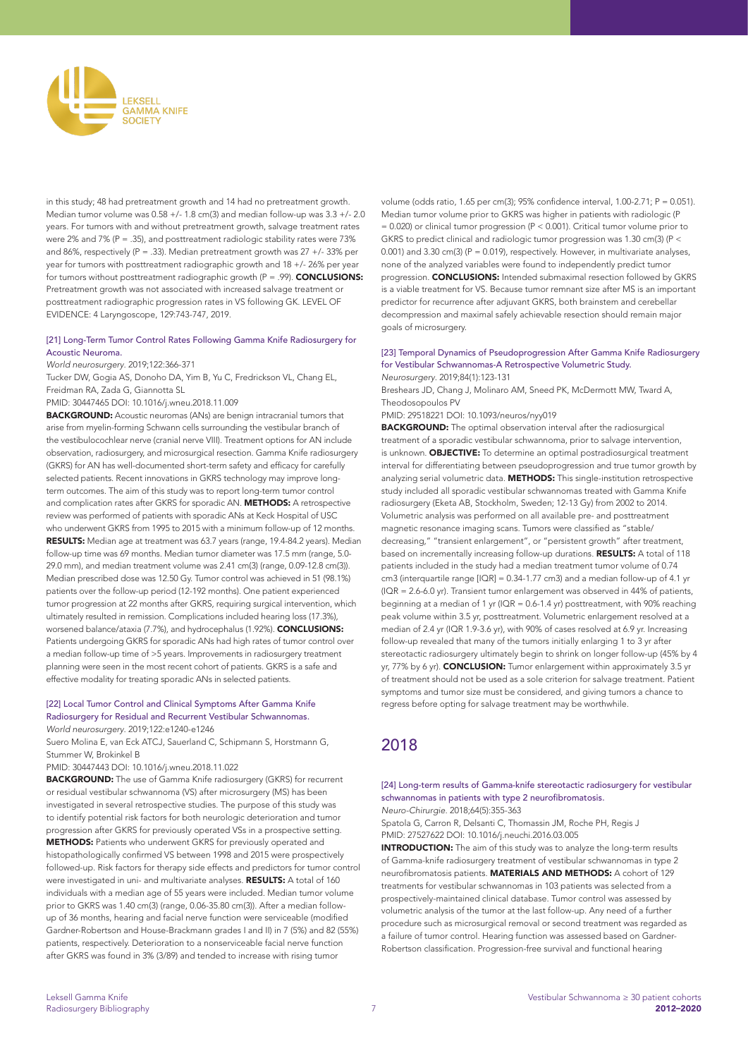in this study; 48 had pretreatment growth and 14 had no pretreatment growth. Median tumor volume was 0.58 +/- 1.8 cm(3) and median follow-up was 3.3 +/- 2.0 years. For tumors with and without pretreatment growth, salvage treatment rates were 2% and 7% (P = .35), and posttreatment radiologic stability rates were 73% and 86%, respectively (P = .33). Median pretreatment growth was 27 +/- 33% per year for tumors with posttreatment radiographic growth and 18 +/- 26% per year for tumors without posttreatment radiographic growth (P = .99). **CONCLUSIONS:** Pretreatment growth was not associated with increased salvage treatment or posttreatment radiographic progression rates in VS following GK. LEVEL OF EVIDENCE: 4 Laryngoscope, 129:743-747, 2019.

### [21] Long-Term Tumor Control Rates Following Gamma Knife Radiosurgery for Acoustic Neuroma.

*World neurosurgery*. 2019;122:366-371

Tucker DW, Gogia AS, Donoho DA, Yim B, Yu C, Fredrickson VL, Chang EL, Freidman RA, Zada G, Giannotta SL

PMID: 30447465 DOI: 10.1016/j.wneu.2018.11.009

**BACKGROUND:** Acoustic neuromas (ANs) are benign intracranial tumors that arise from myelin-forming Schwann cells surrounding the vestibular branch of the vestibulocochlear nerve (cranial nerve VIII). Treatment options for AN include observation, radiosurgery, and microsurgical resection. Gamma Knife radiosurgery (GKRS) for AN has well-documented short-term safety and efficacy for carefully selected patients. Recent innovations in GKRS technology may improve long-term outcomes. The aim of this study was to report long-term tumor control and complication rates after GKRS for sporadic AN. **METHODS:** A retrospective review was performed of patients with sporadic ANs at Keck Hospital of USC who underwent GKRS from 1995 to 2015 with a minimum follow-up of 12 months. **RESULTS:** Median age at treatment was 63.7 years (range, 19.4-84.2 years). Median follow-up time was 69 months. Median tumor diameter was 17.5 mm (range, 5.0-29.0 mm), and median treatment volume was 2.41 cm(3) (range, 0.09-12.8 cm(3)). Median prescribed dose was 12.50 Gy. Tumor control was achieved in 51 (98.1%) patients over the follow-up period (12-192 months). One patient experienced tumor progression at 22 months after GKRS, requiring surgical intervention, which ultimately resulted in remission. Complications included hearing loss (17.3%), worsened balance/ataxia (7.7%), and hydrocephalus (1.92%). **CONCLUSIONS:** Patients undergoing GKRS for sporadic ANs had high rates of tumor control over a median follow-up time of >5 years. Improvements in radiosurgery treatment planning were seen in the most recent cohort of patients. GKRS is a safe and effective modality for treating sporadic ANs in selected patients.

### [22] Local Tumor Control and Clinical Symptoms After Gamma Knife Radiosurgery for Residual and Recurrent Vestibular Schwannomas.

*World neurosurgery*. 2019;122:e1240-e1246

Suero Molina E, van Eck ATCJ, Sauerland C, Schipmann S, Horstmann G, Stummer W, Brokinkel B

PMID: 30447443 DOI: 10.1016/j.wneu.2018.11.022

**BACKGROUND:** The use of Gamma Knife radiosurgery (GKRS) for recurrent or residual vestibular schwannoma (VS) after microsurgery (MS) has been investigated in several retrospective studies. The purpose of this study was to identify potential risk factors for both neurologic deterioration and tumor progression after GKRS for previously operated VSs in a prospective setting. **METHODS:** Patients who underwent GKRS for previously operated and histopathologically confirmed VS between 1998 and 2015 were prospectively followed-up. Risk factors for therapy side effects and predictors for tumor control were investigated in uni- and multivariate analyses. **RESULTS:** A total of 160 individuals with a median age of 55 years were included. Median tumor volume prior to GKRS was 1.40 cm(3) (range, 0.06-35.80 cm(3)). After a median follow-up of 36 months, hearing and facial nerve function were serviceable (modified Gardner-Robertson and House-Brackmann grades I and II) in 7 (5%) and 82 (55%) patients, respectively. Deterioration to a nonserviceable facial nerve function after GKRS was found in 3% (3/89) and tended to increase with rising tumor volume (odds ratio, 1.65 per cm(3); 95% confidence interval, 1.00-2.71; P = 0.051). Median tumor volume prior to GKRS was higher in patients with radiologic (P = 0.020) or clinical tumor progression (P < 0.001). Critical tumor volume prior to GKRS to predict clinical and radiologic tumor progression was 1.30 cm(3) (P < 0.001) and 3.30 cm(3) (P = 0.019), respectively. However, in multivariate analyses, none of the analyzed variables were found to independently predict tumor progression. **CONCLUSIONS:** Intended submaximal resection followed by GKRS is a viable treatment for VS. Because tumor remnant size after MS is an important predictor for recurrence after adjuvant GKRS, both brainstem and cerebellar decompression and maximal safely achievable resection should remain major goals of microsurgery.

### [23] Temporal Dynamics of Pseudoprogression After Gamma Knife Radiosurgery for Vestibular Schwannomas-A Retrospective Volumetric Study.

*Neurosurgery*. 2019;84(1):123-131

Breshears JD, Chang J, Molinaro AM, Sneed PK, McDermott MW, Tward A, Theodosopoulos PV

PMID: 29518221 DOI: 10.1093/neuros/nyy019

**BACKGROUND:** The optimal observation interval after the radiosurgical treatment of a sporadic vestibular schwannoma, prior to salvage intervention, is unknown. **OBJECTIVE:** To determine an optimal postradiosurgical treatment interval for differentiating between pseudoprogression and true tumor growth by analyzing serial volumetric data. **METHODS:** This single-institution retrospective study included all sporadic vestibular schwannomas treated with Gamma Knife radiosurgery (Eketa AB, Stockholm, Sweden; 12-13 Gy) from 2002 to 2014. Volumetric analysis was performed on all available pre- and posttreatment magnetic resonance imaging scans. Tumors were classified as "stable/decreasing," "transient enlargement", or "persistent growth" after treatment, based on incrementally increasing follow-up durations. **RESULTS:** A total of 118 patients included in the study had a median treatment tumor volume of 0.74 cm3 (interquartile range [IQR] = 0.34-1.77 cm3) and a median follow-up of 4.1 yr (IQR = 2.6-6.0 yr). Transient tumor enlargement was observed in 44% of patients, beginning at a median of 1 yr (IQR = 0.6-1.4 yr) posttreatment, with 90% reaching peak volume within 3.5 yr, posttreatment. Volumetric enlargement resolved at a median of 2.4 yr (IQR 1.9-3.6 yr), with 90% of cases resolved at 6.9 yr. Increasing follow-up revealed that many of the tumors initially enlarging 1 to 3 yr after stereotactic radiosurgery ultimately begin to shrink on longer follow-up (45% by 4 yr, 77% by 6 yr). **CONCLUSION:** Tumor enlargement within approximately 3.5 yr of treatment should not be used as a sole criterion for salvage treatment. Patient symptoms and tumor size must be considered, and giving tumors a chance to regress before opting for salvage treatment may be worthwhile.

## 2018

### [24] Long-term results of Gamma-knife stereotactic radiosurgery for vestibular schwannomas in patients with type 2 neurofibromatosis.

*Neuro-Chirurgie*. 2018;64(5):355-363

Spatola G, Carron R, Delsanti C, Thomassin JM, Roche PH, Regis J

PMID: 27527622 DOI: 10.1016/j.neuchi.2016.03.005

**INTRODUCTION:** The aim of this study was to analyze the long-term results of Gamma-knife radiosurgery treatment of vestibular schwannomas in type 2 neurofibromatosis patients. **MATERIALS AND METHODS:** A cohort of 129 treatments for vestibular schwannomas in 103 patients was selected from a prospectively-maintained clinical database. Tumor control was assessed by volumetric analysis of the tumor at the last follow-up. Any need of a further procedure such as microsurgical removal or second treatment was regarded as a failure of tumor control. Hearing function was assessed based on Gardner-Robertson classification. Progression-free survival and functional hearing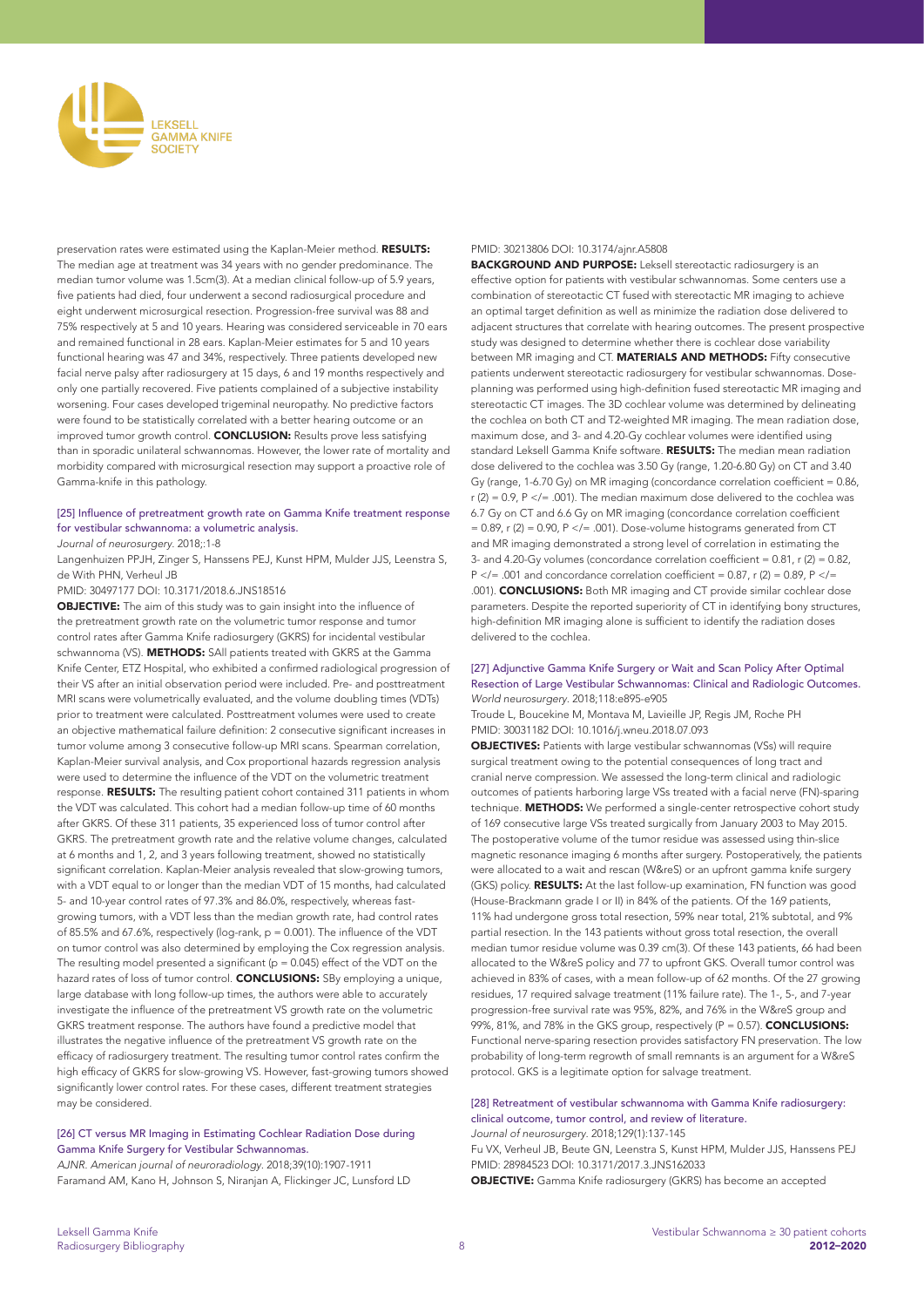preservation rates were estimated using the Kaplan-Meier method. **RESULTS:** The median age at treatment was 34 years with no gender predominance. The median tumor volume was 1.5cm(3). At a median clinical follow-up of 5.9 years, five patients had died, four underwent a second radiosurgical procedure and eight underwent microsurgical resection. Progression-free survival was 88 and 75% respectively at 5 and 10 years. Hearing was considered serviceable in 70 ears and remained functional in 28 ears. Kaplan-Meier estimates for 5 and 10 years functional hearing was 47 and 34%, respectively. Three patients developed new facial nerve palsy after radiosurgery at 15 days, 6 and 19 months respectively and only one partially recovered. Five patients complained of a subjective instability worsening. Four cases developed trigeminal neuropathy. No predictive factors were found to be statistically correlated with a better hearing outcome or an improved tumor growth control. **CONCLUSION:** Results prove less satisfying than in sporadic unilateral schwannomas. However, the lower rate of mortality and morbidity compared with microsurgical resection may support a proactive role of Gamma-knife in this pathology.

### [25] Influence of pretreatment growth rate on Gamma Knife treatment response for vestibular schwannoma: a volumetric analysis.

*Journal of neurosurgery*. 2018;:1-8

Langenhuizen PPJH, Zinger S, Hanssens PEJ, Kunst HPM, Mulder JJS, Leenstra S, de With PHN, Verheul JB

PMID: 30497177 DOI: 10.3171/2018.6.JNS18516

**OBJECTIVE:** The aim of this study was to gain insight into the influence of the pretreatment growth rate on the volumetric tumor response and tumor control rates after Gamma Knife radiosurgery (GKRS) for incidental vestibular schwannoma (VS). **METHODS:** SAll patients treated with GKRS at the Gamma Knife Center, ETZ Hospital, who exhibited a confirmed radiological progression of their VS after an initial observation period were included. Pre- and posttreatment MRI scans were volumetrically evaluated, and the volume doubling times (VDTs) prior to treatment were calculated. Posttreatment volumes were used to create an objective mathematical failure definition: 2 consecutive significant increases in tumor volume among 3 consecutive follow-up MRI scans. Spearman correlation, Kaplan-Meier survival analysis, and Cox proportional hazards regression analysis were used to determine the influence of the VDT on the volumetric treatment response. **RESULTS:** The resulting patient cohort contained 311 patients in whom the VDT was calculated. This cohort had a median follow-up time of 60 months after GKRS. Of these 311 patients, 35 experienced loss of tumor control after GKRS. The pretreatment growth rate and the relative volume changes, calculated at 6 months and 1, 2, and 3 years following treatment, showed no statistically significant correlation. Kaplan-Meier analysis revealed that slow-growing tumors, with a VDT equal to or longer than the median VDT of 15 months, had calculated 5- and 10-year control rates of 97.3% and 86.0%, respectively, whereas fast-growing tumors, with a VDT less than the median growth rate, had control rates of 85.5% and 67.6%, respectively (log-rank, p = 0.001). The influence of the VDT on tumor control was also determined by employing the Cox regression analysis. The resulting model presented a significant (p = 0.045) effect of the VDT on the hazard rates of loss of tumor control. **CONCLUSIONS:** SBy employing a unique, large database with long follow-up times, the authors were able to accurately investigate the influence of the pretreatment VS growth rate on the volumetric GKRS treatment response. The authors have found a predictive model that illustrates the negative influence of the pretreatment VS growth rate on the efficacy of radiosurgery treatment. The resulting tumor control rates confirm the high efficacy of GKRS for slow-growing VS. However, fast-growing tumors showed significantly lower control rates. For these cases, different treatment strategies may be considered.

### [26] CT versus MR Imaging in Estimating Cochlear Radiation Dose during Gamma Knife Surgery for Vestibular Schwannomas.

*AJNR. American journal of neuroradiology*. 2018;39(10):1907-1911

Faramand AM, Kano H, Johnson S, Niranjan A, Flickinger JC, Lunsford LD

PMID: 30213806 DOI: 10.3174/ajnr.A5808

**BACKGROUND AND PURPOSE:** Leksell stereotactic radiosurgery is an effective option for patients with vestibular schwannomas. Some centers use a combination of stereotactic CT fused with stereotactic MR imaging to achieve an optimal target definition as well as minimize the radiation dose delivered to adjacent structures that correlate with hearing outcomes. The present prospective study was designed to determine whether there is cochlear dose variability between MR imaging and CT. **MATERIALS AND METHODS:** Fifty consecutive patients underwent stereotactic radiosurgery for vestibular schwannomas. Dose-planning was performed using high-definition fused stereotactic MR imaging and stereotactic CT images. The 3D cochlear volume was determined by delineating the cochlea on both CT and T2-weighted MR imaging. The mean radiation dose, maximum dose, and 3- and 4.20-Gy cochlear volumes were identified using standard Leksell Gamma Knife software. **RESULTS:** The median mean radiation dose delivered to the cochlea was 3.50 Gy (range, 1.20-6.80 Gy) on CT and 3.40 Gy (range, 1-6.70 Gy) on MR imaging (concordance correlation coefficient = 0.86, r (2) = 0.9, P </= .001). The median maximum dose delivered to the cochlea was 6.7 Gy on CT and 6.6 Gy on MR imaging (concordance correlation coefficient = 0.89, r (2) = 0.90, P </= .001). Dose-volume histograms generated from CT and MR imaging demonstrated a strong level of correlation in estimating the 3- and 4.20-Gy volumes (concordance correlation coefficient = 0.81, r (2) = 0.82, P </= .001 and concordance correlation coefficient = 0.87, r (2) = 0.89, P </= .001). **CONCLUSIONS:** Both MR imaging and CT provide similar cochlear dose parameters. Despite the reported superiority of CT in identifying bony structures, high-definition MR imaging alone is sufficient to identify the radiation doses delivered to the cochlea.

### [27] Adjunctive Gamma Knife Surgery or Wait and Scan Policy After Optimal Resection of Large Vestibular Schwannomas: Clinical and Radiologic Outcomes.

*World neurosurgery*. 2018;118:e895-e905

Troude L, Boucekine M, Montava M, Lavieille JP, Regis JM, Roche PH

PMID: 30031182 DOI: 10.1016/j.wneu.2018.07.093

**OBJECTIVES:** Patients with large vestibular schwannomas (VSs) will require surgical treatment owing to the potential consequences of long tract and cranial nerve compression. We assessed the long-term clinical and radiologic outcomes of patients harboring large VSs treated with a facial nerve (FN)-sparing technique. **METHODS:** We performed a single-center retrospective cohort study of 169 consecutive large VSs treated surgically from January 2003 to May 2015. The postoperative volume of the tumor residue was assessed using thin-slice magnetic resonance imaging 6 months after surgery. Postoperatively, the patients were allocated to a wait and rescan (W&reS) or an upfront gamma knife surgery (GKS) policy. **RESULTS:** At the last follow-up examination, FN function was good (House-Brackmann grade I or II) in 84% of the patients. Of the 169 patients, 11% had undergone gross total resection, 59% near total, 21% subtotal, and 9% partial resection. In the 143 patients without gross total resection, the overall median tumor residue volume was 0.39 cm(3). Of these 143 patients, 66 had been allocated to the W&reS policy and 77 to upfront GKS. Overall tumor control was achieved in 83% of cases, with a mean follow-up of 62 months. Of the 27 growing residues, 17 required salvage treatment (11% failure rate). The 1-, 5-, and 7-year progression-free survival rate was 95%, 82%, and 76% in the W&reS group and 99%, 81%, and 78% in the GKS group, respectively (P = 0.57). **CONCLUSIONS:** Functional nerve-sparing resection provides satisfactory FN preservation. The low probability of long-term regrowth of small remnants is an argument for a W&reS protocol. GKS is a legitimate option for salvage treatment.

### [28] Retreatment of vestibular schwannoma with Gamma Knife radiosurgery: clinical outcome, tumor control, and review of literature.

*Journal of neurosurgery*. 2018;129(1):137-145

Fu VX, Verheul JB, Beute GN, Leenstra S, Kunst HPM, Mulder JJS, Hanssens PEJ

PMID: 28984523 DOI: 10.3171/2017.3.JNS162033

**OBJECTIVE:** Gamma Knife radiosurgery (GKRS) has become an accepted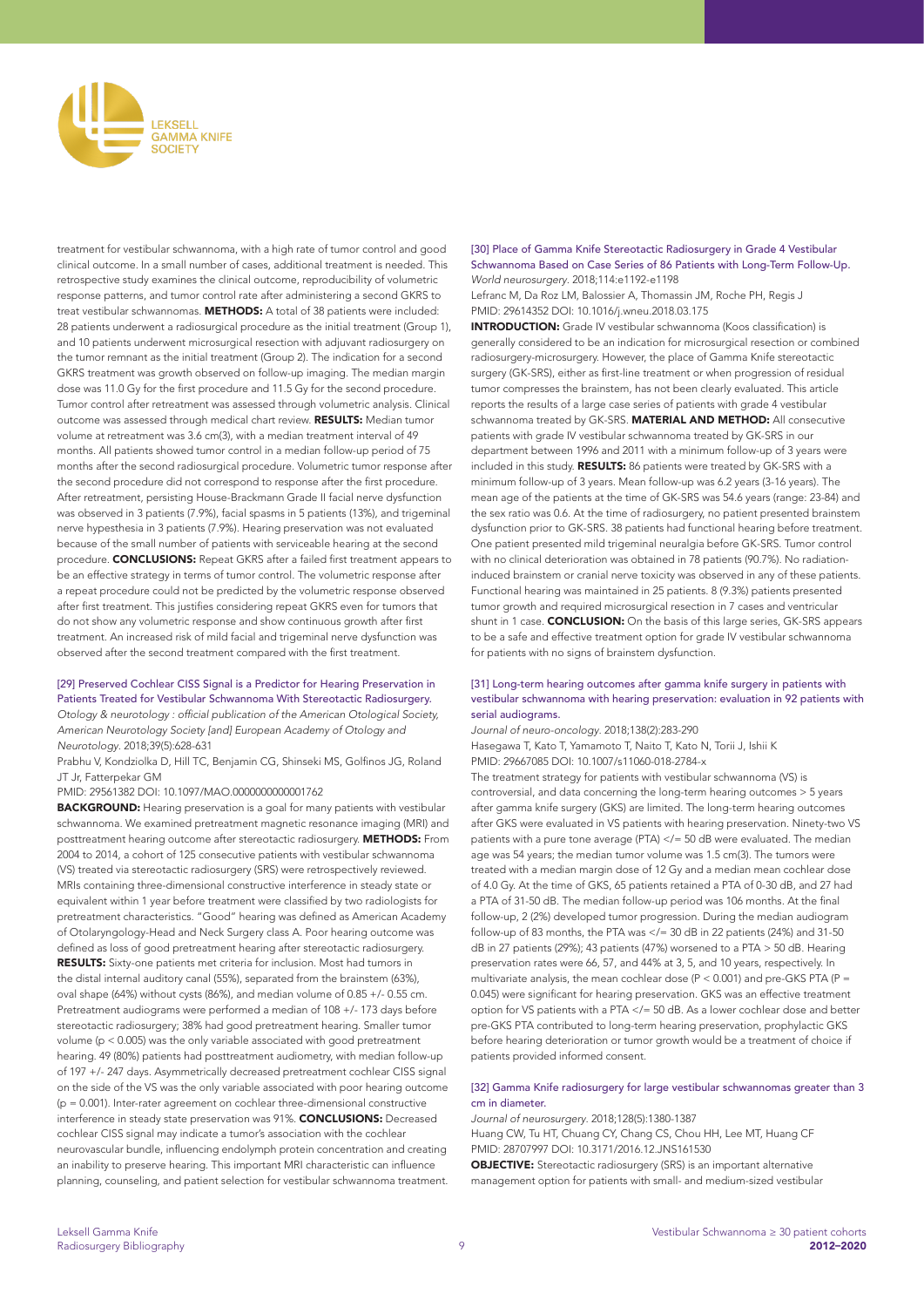treatment for vestibular schwannoma, with a high rate of tumor control and good clinical outcome. In a small number of cases, additional treatment is needed. This retrospective study examines the clinical outcome, reproducibility of volumetric response patterns, and tumor control rate after administering a second GKRS to treat vestibular schwannomas. **METHODS:** A total of 38 patients were included: 28 patients underwent a radiosurgical procedure as the initial treatment (Group 1), and 10 patients underwent microsurgical resection with adjuvant radiosurgery on the tumor remnant as the initial treatment (Group 2). The indication for a second GKRS treatment was growth observed on follow-up imaging. The median margin dose was 11.0 Gy for the first procedure and 11.5 Gy for the second procedure. Tumor control after retreatment was assessed through volumetric analysis. Clinical outcome was assessed through medical chart review. **RESULTS:** Median tumor volume at retreatment was 3.6 cm(3), with a median treatment interval of 49 months. All patients showed tumor control in a median follow-up period of 75 months after the second radiosurgical procedure. Volumetric tumor response after the second procedure did not correspond to response after the first procedure. After retreatment, persisting House-Brackmann Grade II facial nerve dysfunction was observed in 3 patients (7.9%), facial spasms in 5 patients (13%), and trigeminal nerve hypesthesia in 3 patients (7.9%). Hearing preservation was not evaluated because of the small number of patients with serviceable hearing at the second procedure. **CONCLUSIONS:** Repeat GKRS after a failed first treatment appears to be an effective strategy in terms of tumor control. The volumetric response after a repeat procedure could not be predicted by the volumetric response observed after first treatment. This justifies considering repeat GKRS even for tumors that do not show any volumetric response and show continuous growth after first treatment. An increased risk of mild facial and trigeminal nerve dysfunction was observed after the second treatment compared with the first treatment.

### [29] Preserved Cochlear CISS Signal is a Predictor for Hearing Preservation in Patients Treated for Vestibular Schwannoma With Stereotactic Radiosurgery.

*Otology & neurotology : official publication of the American Otological Society, American Neurotology Society [and] European Academy of Otology and Neurotology.* 2018;39(5):628-631

Prabhu V, Kondziolka D, Hill TC, Benjamin CG, Shinseki MS, Golfinos JG, Roland JT Jr, Fatterpekar GM

PMID: 29561382 DOI: 10.1097/MAO.0000000000001762

**BACKGROUND:** Hearing preservation is a goal for many patients with vestibular schwannoma. We examined pretreatment magnetic resonance imaging (MRI) and posttreatment hearing outcome after stereotactic radiosurgery. **METHODS:** From 2004 to 2014, a cohort of 125 consecutive patients with vestibular schwannoma (VS) treated via stereotactic radiosurgery (SRS) were retrospectively reviewed. MRIs containing three-dimensional constructive interference in steady state or equivalent within 1 year before treatment were classified by two radiologists for pretreatment characteristics. "Good" hearing was defined as American Academy of Otolaryngology-Head and Neck Surgery class A. Poor hearing outcome was defined as loss of good pretreatment hearing after stereotactic radiosurgery. **RESULTS:** Sixty-one patients met criteria for inclusion. Most had tumors in the distal internal auditory canal (55%), separated from the brainstem (63%), oval shape (64%) without cysts (86%), and median volume of 0.85 +/- 0.55 cm. Pretreatment audiograms were performed a median of 108 +/- 173 days before stereotactic radiosurgery; 38% had good pretreatment hearing. Smaller tumor volume ($p < 0.005$) was the only variable associated with good pretreatment hearing. 49 (80%) patients had posttreatment audiometry, with median follow-up of 197 +/- 247 days. Asymmetrically decreased pretreatment cochlear CISS signal on the side of the VS was the only variable associated with poor hearing outcome ($p = 0.001$). Inter-rater agreement on cochlear three-dimensional constructive interference in steady state preservation was 91%. **CONCLUSIONS:** Decreased cochlear CISS signal may indicate a tumor's association with the cochlear neurovascular bundle, influencing endolymph protein concentration and creating an inability to preserve hearing. This important MRI characteristic can influence planning, counseling, and patient selection for vestibular schwannoma treatment.

### [30] Place of Gamma Knife Stereotactic Radiosurgery in Grade 4 Vestibular Schwannoma Based on Case Series of 86 Patients with Long-Term Follow-Up.

*World neurosurgery.* 2018;114:e1192-e1198

Lefranc M, Da Roz LM, Balossier A, Thomassin JM, Roche PH, Regis J

PMID: 29614352 DOI: 10.1016/j.wneu.2018.03.175

**INTRODUCTION:** Grade IV vestibular schwannoma (Koos classification) is generally considered to be an indication for microsurgical resection or combined radiosurgery-microsurgery. However, the place of Gamma Knife stereotactic surgery (GK-SRS), either as first-line treatment or when progression of residual tumor compresses the brainstem, has not been clearly evaluated. This article reports the results of a large case series of patients with grade 4 vestibular schwannoma treated by GK-SRS. **MATERIAL AND METHOD:** All consecutive patients with grade IV vestibular schwannoma treated by GK-SRS in our department between 1996 and 2011 with a minimum follow-up of 3 years were included in this study. **RESULTS:** 86 patients were treated by GK-SRS with a minimum follow-up of 3 years. Mean follow-up was 6.2 years (3-16 years). The mean age of the patients at the time of GK-SRS was 54.6 years (range: 23-84) and the sex ratio was 0.6. At the time of radiosurgery, no patient presented brainstem dysfunction prior to GK-SRS. 38 patients had functional hearing before treatment. One patient presented mild trigeminal neuralgia before GK-SRS. Tumor control with no clinical deterioration was obtained in 78 patients (90.7%). No radiation-induced brainstem or cranial nerve toxicity was observed in any of these patients. Functional hearing was maintained in 25 patients. 8 (9.3%) patients presented tumor growth and required microsurgical resection in 7 cases and ventricular shunt in 1 case. **CONCLUSION:** On the basis of this large series, GK-SRS appears to be a safe and effective treatment option for grade IV vestibular schwannoma for patients with no signs of brainstem dysfunction.

### [31] Long-term hearing outcomes after gamma knife surgery in patients with vestibular schwannoma with hearing preservation: evaluation in 92 patients with serial audiograms.

*Journal of neuro-oncology.* 2018;138(2):283-290

Hasegawa T, Kato T, Yamamoto T, Naito T, Kato N, Torii J, Ishii K

PMID: 29667085 DOI: 10.1007/s11060-018-2784-x

The treatment strategy for patients with vestibular schwannoma (VS) is controversial, and data concerning the long-term hearing outcomes > 5 years after gamma knife surgery (GKS) are limited. The long-term hearing outcomes after GKS were evaluated in VS patients with hearing preservation. Ninety-two VS patients with a pure tone average (PTA) </= 50 dB were evaluated. The median age was 54 years; the median tumor volume was 1.5 cm(3). The tumors were treated with a median margin dose of 12 Gy and a median mean cochlear dose of 4.0 Gy. At the time of GKS, 65 patients retained a PTA of 0-30 dB, and 27 had a PTA of 31-50 dB. The median follow-up period was 106 months. At the final follow-up, 2 (2%) developed tumor progression. During the median audiogram follow-up of 83 months, the PTA was </= 30 dB in 22 patients (24%) and 31-50 dB in 27 patients (29%); 43 patients (47%) worsened to a PTA > 50 dB. Hearing preservation rates were 66, 57, and 44% at 3, 5, and 10 years, respectively. In multivariate analysis, the mean cochlear dose ($P < 0.001$) and pre-GKS PTA ($P = 0.045$) were significant for hearing preservation. GKS was an effective treatment option for VS patients with a PTA </= 50 dB. As a lower cochlear dose and better pre-GKS PTA contributed to long-term hearing preservation, prophylactic GKS before hearing deterioration or tumor growth would be a treatment of choice if patients provided informed consent.

### [32] Gamma Knife radiosurgery for large vestibular schwannomas greater than 3 cm in diameter.

*Journal of neurosurgery.* 2018;128(5):1380-1387

Huang CW, Tu HT, Chuang CY, Chang CS, Chou HH, Lee MT, Huang CF

PMID: 28707997 DOI: 10.3171/2016.12.JNS161530

**OBJECTIVE:** Stereotactic radiosurgery (SRS) is an important alternative management option for patients with small- and medium-sized vestibular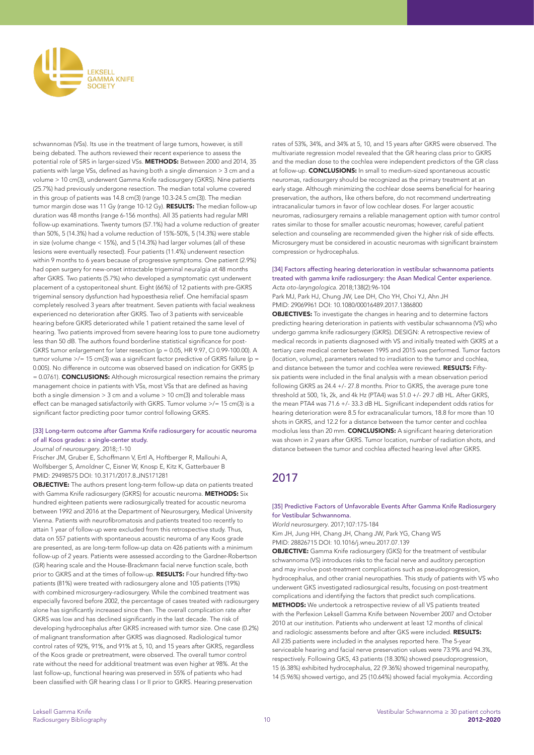schwannomas (VSs). Its use in the treatment of large tumors, however, is still being debated. The authors reviewed their recent experience to assess the potential role of SRS in larger-sized VSs. **METHODS:** Between 2000 and 2014, 35 patients with large VSs, defined as having both a single dimension > 3 cm and a volume > 10 cm(3), underwent Gamma Knife radiosurgery (GKRS). Nine patients (25.7%) had previously undergone resection. The median total volume covered in this group of patients was 14.8 cm(3) (range 10.3-24.5 cm(3)). The median tumor margin dose was 11 Gy (range 10-12 Gy). **RESULTS:** The median follow-up duration was 48 months (range 6-156 months). All 35 patients had regular MRI follow-up examinations. Twenty tumors (57.1%) had a volume reduction of greater than 50%, 5 (14.3%) had a volume reduction of 15%-50%, 5 (14.3%) were stable in size (volume change < 15%), and 5 (14.3%) had larger volumes (all of these lesions were eventually resected). Four patients (11.4%) underwent resection within 9 months to 6 years because of progressive symptoms. One patient (2.9%) had open surgery for new-onset intractable trigeminal neuralgia at 48 months after GKRS. Two patients (5.7%) who developed a symptomatic cyst underwent placement of a cystoperitoneal shunt. Eight (66%) of 12 patients with pre-GKRS trigeminal sensory dysfunction had hypoesthesia relief. One hemifacial spasm completely resolved 3 years after treatment. Seven patients with facial weakness experienced no deterioration after GKRS. Two of 3 patients with serviceable hearing before GKRS deteriorated while 1 patient retained the same level of hearing. Two patients improved from severe hearing loss to pure tone audiometry less than 50 dB. The authors found borderline statistical significance for post-GKRS tumor enlargement for later resection (p = 0.05, HR 9.97, CI 0.99-100.00). A tumor volume >/= 15 cm(3) was a significant factor predictive of GKRS failure (p = 0.005). No difference in outcome was observed based on indication for GKRS (p = 0.0761). **CONCLUSIONS:** Although microsurgical resection remains the primary management choice in patients with VSs, most VSs that are defined as having both a single dimension > 3 cm and a volume > 10 cm(3) and tolerable mass effect can be managed satisfactorily with GKRS. Tumor volume >/= 15 cm(3) is a significant factor predicting poor tumor control following GKRS.

### [33] Long-term outcome after Gamma Knife radiosurgery for acoustic neuroma of all Koos grades: a single-center study.

*Journal of neurosurgery*. 2018;:1-10

Frischer JM, Gruber E, Schoffmann V, Ertl A, Hoftberger R, Mallouhi A, Wolfsberger S, Arnoldner C, Eisner W, Knosp E, Kitz K, Gatterbauer B

PMID: 29498575 DOI: 10.3171/2017.8.JNS171281

**OBJECTIVE:** The authors present long-term follow-up data on patients treated with Gamma Knife radiosurgery (GKRS) for acoustic neuroma. **METHODS:** Six hundred eighteen patients were radiosurgically treated for acoustic neuroma between 1992 and 2016 at the Department of Neurosurgery, Medical University Vienna. Patients with neurofibromatosis and patients treated too recently to attain 1 year of follow-up were excluded from this retrospective study. Thus, data on 557 patients with spontaneous acoustic neuroma of any Koos grade are presented, as are long-term follow-up data on 426 patients with a minimum follow-up of 2 years. Patients were assessed according to the Gardner-Robertson (GR) hearing scale and the House-Brackmann facial nerve function scale, both prior to GKRS and at the times of follow-up. **RESULTS:** Four hundred fifty-two patients (81%) were treated with radiosurgery alone and 105 patients (19%) with combined microsurgery-radiosurgery. While the combined treatment was especially favored before 2002, the percentage of cases treated with radiosurgery alone has significantly increased since then. The overall complication rate after GKRS was low and has declined significantly in the last decade. The risk of developing hydrocephalus after GKRS increased with tumor size. One case (0.2%) of malignant transformation after GKRS was diagnosed. Radiological tumor control rates of 92%, 91%, and 91% at 5, 10, and 15 years after GKRS, regardless of the Koos grade or pretreatment, were observed. The overall tumor control rate without the need for additional treatment was even higher at 98%. At the last follow-up, functional hearing was preserved in 55% of patients who had been classified with GR hearing class I or II prior to GKRS. Hearing preservation rates of 53%, 34%, and 34% at 5, 10, and 15 years after GKRS were observed. The multivariate regression model revealed that the GR hearing class prior to GKRS and the median dose to the cochlea were independent predictors of the GR class at follow-up. **CONCLUSIONS:** In small to medium-sized spontaneous acoustic neuromas, radiosurgery should be recognized as the primary treatment at an early stage. Although minimizing the cochlear dose seems beneficial for hearing preservation, the authors, like others before, do not recommend undertreating intracanalicular tumors in favor of low cochlear doses. For larger acoustic neuromas, radiosurgery remains a reliable management option with tumor control rates similar to those for smaller acoustic neuromas; however, careful patient selection and counseling are recommended given the higher risk of side effects. Microsurgery must be considered in acoustic neuromas with significant brainstem compression or hydrocephalus.

### [34] Factors affecting hearing deterioration in vestibular schwannoma patients treated with gamma knife radiosurgery: the Asan Medical Center experience.

*Acta oto-laryngologica*. 2018;138(2):96-104

Park MJ, Park HJ, Chung JW, Lee DH, Cho YH, Choi YJ, Ahn JH

PMID: 29069961 DOI: 10.1080/00016489.2017.1386800

**OBJECTIVES:** To investigate the changes in hearing and to determine factors predicting hearing deterioration in patients with vestibular schwannoma (VS) who undergo gamma knife radiosurgery (GKRS). DESIGN: A retrospective review of medical records in patients diagnosed with VS and initially treated with GKRS at a tertiary care medical center between 1995 and 2015 was performed. Tumor factors (location, volume), parameters related to irradiation to the tumor and cochlea, and distance between the tumor and cochlea were reviewed. **RESULTS:** Fifty-six patients were included in the final analysis with a mean observation period following GKRS as 24.4 +/- 27.8 months. Prior to GKRS, the average pure tone threshold at 500, 1k, 2k, and 4k Hz (PTA4) was 51.0 +/- 29.7 dB HL. After GKRS, the mean PTA4 was 71.6 +/- 33.3 dB HL. Significant independent odds ratios for hearing deterioration were 8.5 for extracanalicular tumors, 18.8 for more than 10 shots in GKRS, and 12.2 for a distance between the tumor center and cochlea modiolus less than 20 mm. **CONCLUSIONS:** A significant hearing deterioration was shown in 2 years after GKRS. Tumor location, number of radiation shots, and distance between the tumor and cochlea affected hearing level after GKRS.

## 2017

### [35] Predictive Factors of Unfavorable Events After Gamma Knife Radiosurgery for Vestibular Schwannoma.

*World neurosurgery*. 2017;107:175-184

Kim JH, Jung HH, Chang JH, Chang JW, Park YG, Chang WS

PMID: 28826715 DOI: 10.1016/j.wneu.2017.07.139

**OBJECTIVE:** Gamma Knife radiosurgery (GKS) for the treatment of vestibular schwannoma (VS) introduces risks to the facial nerve and auditory perception and may involve post-treatment complications such as pseudoprogression, hydrocephalus, and other cranial neuropathies. This study of patients with VS who underwent GKS investigated radiosurgical results, focusing on post-treatment complications and identifying the factors that predict such complications. **METHODS:** We undertook a retrospective review of all VS patients treated with the Perfexion Leksell Gamma Knife between November 2007 and October 2010 at our institution. Patients who underwent at least 12 months of clinical and radiologic assessments before and after GKS were included. **RESULTS:** All 235 patients were included in the analyses reported here. The 5-year serviceable hearing and facial nerve preservation values were 73.9% and 94.3%, respectively. Following GKS, 43 patients (18.30%) showed pseudoprogression, 15 (6.38%) exhibited hydrocephalus, 22 (9.36%) showed trigeminal neuropathy, 14 (5.96%) showed vertigo, and 25 (10.64%) showed facial myokymia. According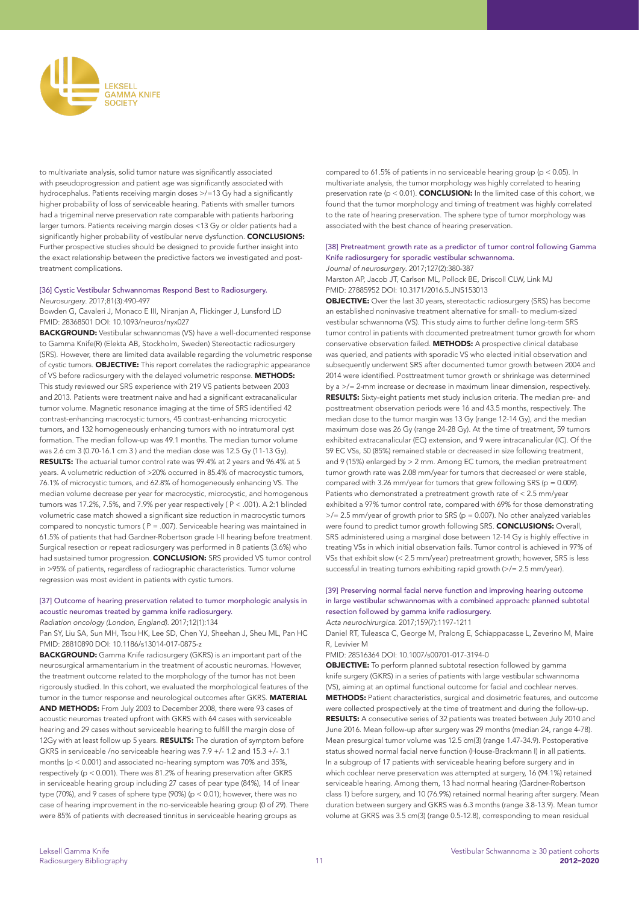to multivariate analysis, solid tumor nature was significantly associated with pseudoprogression and patient age was significantly associated with hydrocephalus. Patients receiving margin doses >/=13 Gy had a significantly higher probability of loss of serviceable hearing. Patients with smaller tumors had a trigeminal nerve preservation rate comparable with patients harboring larger tumors. Patients receiving margin doses <13 Gy or older patients had a significantly higher probability of vestibular nerve dysfunction. **CONCLUSIONS:** Further prospective studies should be designed to provide further insight into the exact relationship between the predictive factors we investigated and post-treatment complications.

### [36] Cystic Vestibular Schwannomas Respond Best to Radiosurgery.

*Neurosurgery*. 2017;81(3):490-497

Bowden G, Cavaleri J, Monaco E III, Niranjan A, Flickinger J, Lunsford LD

PMID: 28368501 DOI: 10.1093/neuros/nyx027

**BACKGROUND:** Vestibular schwannomas (VS) have a well-documented response to Gamma Knife(R) (Elekta AB, Stockholm, Sweden) Stereotactic radiosurgery (SRS). However, there are limited data available regarding the volumetric response of cystic tumors. **OBJECTIVE:** This report correlates the radiographic appearance of VS before radiosurgery with the delayed volumetric response. **METHODS:** This study reviewed our SRS experience with 219 VS patients between 2003 and 2013. Patients were treatment naive and had a significant extracanalicular tumor volume. Magnetic resonance imaging at the time of SRS identified 42 contrast-enhancing macrocystic tumors, 45 contrast-enhancing microcystic tumors, and 132 homogeneously enhancing tumors with no intratumoral cyst formation. The median follow-up was 49.1 months. The median tumor volume was 2.6 cm 3 (0.70-16.1 cm 3 ) and the median dose was 12.5 Gy (11-13 Gy). **RESULTS:** The actuarial tumor control rate was 99.4% at 2 years and 96.4% at 5 years. A volumetric reduction of >20% occurred in 85.4% of macrocystic tumors, 76.1% of microcystic tumors, and 62.8% of homogeneously enhancing VS. The median volume decrease per year for macrocystic, microcystic, and homogenous tumors was 17.2%, 7.5%, and 7.9% per year respectively ( P < .001). A 2:1 blinded volumetric case match showed a significant size reduction in macrocystic tumors compared to noncystic tumors ( P = .007). Serviceable hearing was maintained in 61.5% of patients that had Gardner-Robertson grade I-II hearing before treatment. Surgical resection or repeat radiosurgery was performed in 8 patients (3.6%) who had sustained tumor progression. **CONCLUSION:** SRS provided VS tumor control in >95% of patients, regardless of radiographic characteristics. Tumor volume regression was most evident in patients with cystic tumors.

### [37] Outcome of hearing preservation related to tumor morphologic analysis in acoustic neuromas treated by gamma knife radiosurgery.

*Radiation oncology (London, England)*. 2017;12(1):134

Pan SY, Liu SA, Sun MH, Tsou HK, Lee SD, Chen YJ, Sheehan J, Sheu ML, Pan HC

PMID: 28810890 DOI: 10.1186/s13014-017-0875-z

**BACKGROUND:** Gamma Knife radiosurgery (GKRS) is an important part of the neurosurgical armamentarium in the treatment of acoustic neuromas. However, the treatment outcome related to the morphology of the tumor has not been rigorously studied. In this cohort, we evaluated the morphological features of the tumor in the tumor response and neurological outcomes after GKRS. **MATERIAL AND METHODS:** From July 2003 to December 2008, there were 93 cases of acoustic neuromas treated upfront with GKRS with 64 cases with serviceable hearing and 29 cases without serviceable hearing to fulfill the margin dose of 12Gy with at least follow up 5 years. **RESULTS:** The duration of symptom before GKRS in serviceable /no serviceable hearing was 7.9 +/- 1.2 and 15.3 +/- 3.1 months (p < 0.001) and associated no-hearing symptom was 70% and 35%, respectively (p < 0.001). There was 81.2% of hearing preservation after GKRS in serviceable hearing group including 27 cases of pear type (84%), 14 of linear type (70%), and 9 cases of sphere type (90%) (p < 0.01); however, there was no case of hearing improvement in the no-serviceable hearing group (0 of 29). There were 85% of patients with decreased tinnitus in serviceable hearing groups as compared to 61.5% of patients in no serviceable hearing group (p < 0.05). In multivariate analysis, the tumor morphology was highly correlated to hearing preservation rate (p < 0.01). **CONCLUSION:** In the limited case of this cohort, we found that the tumor morphology and timing of treatment was highly correlated to the rate of hearing preservation. The sphere type of tumor morphology was associated with the best chance of hearing preservation.

### [38] Pretreatment growth rate as a predictor of tumor control following Gamma Knife radiosurgery for sporadic vestibular schwannoma.

*Journal of neurosurgery*. 2017;127(2):380-387

Marston AP, Jacob JT, Carlson ML, Pollock BE, Driscoll CLW, Link MJ

PMID: 27885952 DOI: 10.3171/2016.5.JNS153013

**OBJECTIVE:** Over the last 30 years, stereotactic radiosurgery (SRS) has become an established noninvasive treatment alternative for small- to medium-sized vestibular schwannoma (VS). This study aims to further define long-term SRS tumor control in patients with documented pretreatment tumor growth for whom conservative observation failed. **METHODS:** A prospective clinical database was queried, and patients with sporadic VS who elected initial observation and subsequently underwent SRS after documented tumor growth between 2004 and 2014 were reviewed. Posttreatment tumor growth or shrinkage was determined by a >/= 2-mm increase or decrease in maximum linear dimension, respectively. **RESULTS:** Sixty-eight patients met study inclusion criteria. The median pre- and posttreatment observation periods were 16 and 43.5 months, respectively. The median dose to the tumor margin was 13 Gy (range 12-14 Gy), and the median maximum dose was 26 Gy (range 24-28 Gy). At the time of treatment, 59 tumors exhibited extracanalicular (EC) extension, and 9 were intracanalicular (IC). Of the 59 EC VSs, 50 (85%) remained stable or decreased in size following treatment, and 9 (15%) enlarged by > 2 mm. Among EC tumors, the median pretreatment tumor growth rate was 2.08 mm/year for tumors that decreased or were stable, compared with 3.26 mm/year for tumors that grew following SRS (p = 0.009). Patients who demonstrated a pretreatment growth rate of < 2.5 mm/year exhibited a 97% tumor control rate, compared with 69% for those demonstrating >/= 2.5 mm/year of growth prior to SRS (p = 0.007). No other analyzed variables were found to predict tumor growth following SRS. **CONCLUSIONS:** Overall, SRS administered using a marginal dose between 12-14 Gy is highly effective in treating VSs in which initial observation fails. Tumor control is achieved in 97% of VSs that exhibit slow (< 2.5 mm/year) pretreatment growth; however, SRS is less successful in treating tumors exhibiting rapid growth (>/= 2.5 mm/year).

### [39] Preserving normal facial nerve function and improving hearing outcome in large vestibular schwannomas with a combined approach: planned subtotal resection followed by gamma knife radiosurgery.

*Acta neurochirurgica*. 2017;159(7):1197-1211

Daniel RT, Tuleasca C, George M, Pralong E, Schiappacasse L, Zeverino M, Maire R, Levivier M

PMID: 28516364 DOI: 10.1007/s00701-017-3194-0

**OBJECTIVE:** To perform planned subtotal resection followed by gamma knife surgery (GKRS) in a series of patients with large vestibular schwannoma (VS), aiming at an optimal functional outcome for facial and cochlear nerves. **METHODS:** Patient characteristics, surgical and dosimetric features, and outcome were collected prospectively at the time of treatment and during the follow-up. **RESULTS:** A consecutive series of 32 patients was treated between July 2010 and June 2016. Mean follow-up after surgery was 29 months (median 24, range 4-78). Mean presurgical tumor volume was 12.5 cm(3) (range 1.47-34.9). Postoperative status showed normal facial nerve function (House-Brackmann I) in all patients. In a subgroup of 17 patients with serviceable hearing before surgery and in which cochlear nerve preservation was attempted at surgery, 16 (94.1%) retained serviceable hearing. Among them, 13 had normal hearing (Gardner-Robertson class 1) before surgery, and 10 (76.9%) retained normal hearing after surgery. Mean duration between surgery and GKRS was 6.3 months (range 3.8-13.9). Mean tumor volume at GKRS was 3.5 cm(3) (range 0.5-12.8), corresponding to mean residual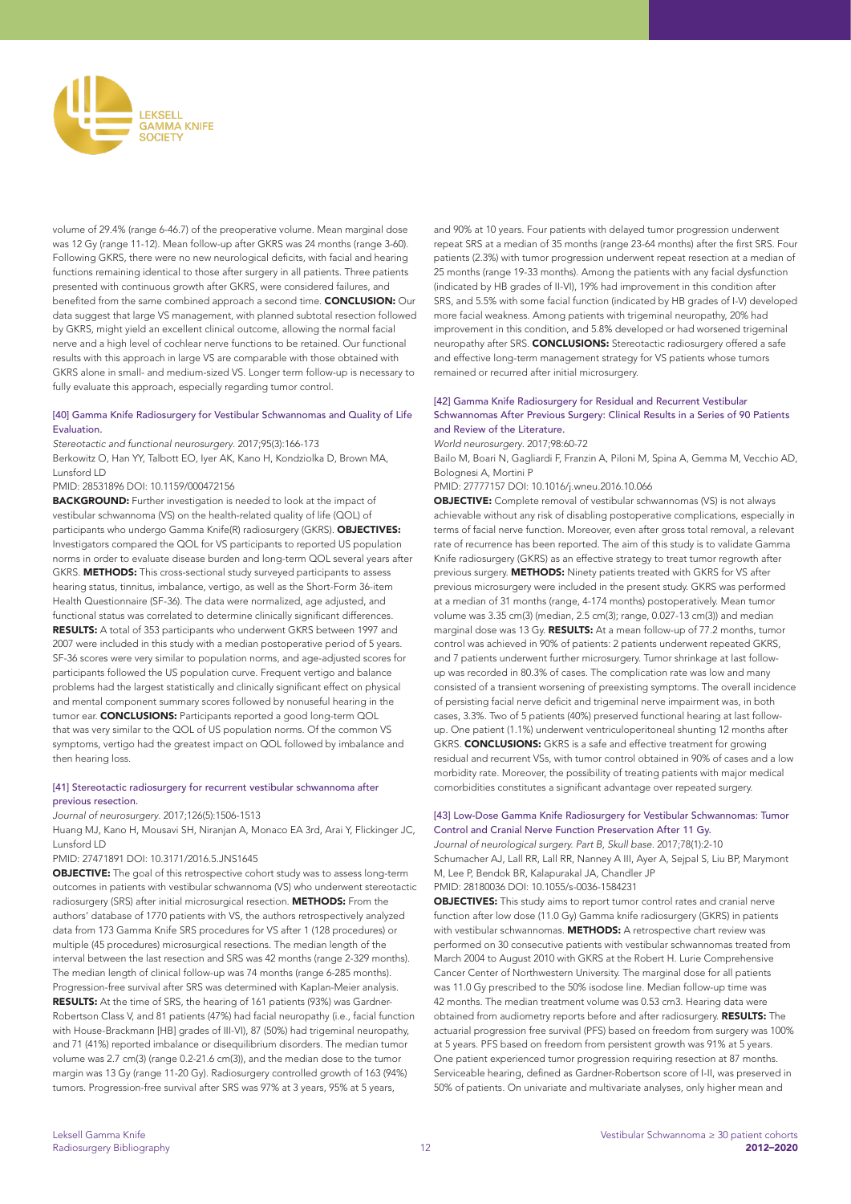volume of 29.4% (range 6-46.7) of the preoperative volume. Mean marginal dose was 12 Gy (range 11-12). Mean follow-up after GKRS was 24 months (range 3-60). Following GKRS, there were no new neurological deficits, with facial and hearing functions remaining identical to those after surgery in all patients. Three patients presented with continuous growth after GKRS, were considered failures, and benefited from the same combined approach a second time. **CONCLUSION:** Our data suggest that large VS management, with planned subtotal resection followed by GKRS, might yield an excellent clinical outcome, allowing the normal facial nerve and a high level of cochlear nerve functions to be retained. Our functional results with this approach in large VS are comparable with those obtained with GKRS alone in small- and medium-sized VS. Longer term follow-up is necessary to fully evaluate this approach, especially regarding tumor control.

### [40] Gamma Knife Radiosurgery for Vestibular Schwannomas and Quality of Life Evaluation.

*Stereotactic and functional neurosurgery*. 2017;95(3):166-173

Berkowitz O, Han YY, Talbott EO, Iyer AK, Kano H, Kondziolka D, Brown MA, Lunsford LD

PMID: 28531896 DOI: 10.1159/000472156

**BACKGROUND:** Further investigation is needed to look at the impact of vestibular schwannoma (VS) on the health-related quality of life (QOL) of participants who undergo Gamma Knife(R) radiosurgery (GKRS). **OBJECTIVES:** Investigators compared the QOL for VS participants to reported US population norms in order to evaluate disease burden and long-term QOL several years after GKRS. **METHODS:** This cross-sectional study surveyed participants to assess hearing status, tinnitus, imbalance, vertigo, as well as the Short-Form 36-item Health Questionnaire (SF-36). The data were normalized, age adjusted, and functional status was correlated to determine clinically significant differences. **RESULTS:** A total of 353 participants who underwent GKRS between 1997 and 2007 were included in this study with a median postoperative period of 5 years. SF-36 scores were very similar to population norms, and age-adjusted scores for participants followed the US population curve. Frequent vertigo and balance problems had the largest statistically and clinically significant effect on physical and mental component summary scores followed by nonuseful hearing in the tumor ear. **CONCLUSIONS:** Participants reported a good long-term QOL that was very similar to the QOL of US population norms. Of the common VS symptoms, vertigo had the greatest impact on QOL followed by imbalance and then hearing loss.

### [41] Stereotactic radiosurgery for recurrent vestibular schwannoma after previous resection.

*Journal of neurosurgery*. 2017;126(5):1506-1513

Huang MJ, Kano H, Mousavi SH, Niranjan A, Monaco EA 3rd, Arai Y, Flickinger JC, Lunsford LD

PMID: 27471891 DOI: 10.3171/2016.5.JNS1645

**OBJECTIVE:** The goal of this retrospective cohort study was to assess long-term outcomes in patients with vestibular schwannoma (VS) who underwent stereotactic radiosurgery (SRS) after initial microsurgical resection. **METHODS:** From the authors' database of 1770 patients with VS, the authors retrospectively analyzed data from 173 Gamma Knife SRS procedures for VS after 1 (128 procedures) or multiple (45 procedures) microsurgical resections. The median length of the interval between the last resection and SRS was 42 months (range 2-329 months). The median length of clinical follow-up was 74 months (range 6-285 months). Progression-free survival after SRS was determined with Kaplan-Meier analysis. **RESULTS:** At the time of SRS, the hearing of 161 patients (93%) was Gardner-Robertson Class V, and 81 patients (47%) had facial neuropathy (i.e., facial function with House-Brackmann [HB] grades of III-VI), 87 (50%) had trigeminal neuropathy, and 71 (41%) reported imbalance or disequilibrium disorders. The median tumor volume was 2.7 cm(3) (range 0.2-21.6 cm(3)), and the median dose to the tumor margin was 13 Gy (range 11-20 Gy). Radiosurgery controlled growth of 163 (94%) tumors. Progression-free survival after SRS was 97% at 3 years, 95% at 5 years, and 90% at 10 years. Four patients with delayed tumor progression underwent repeat SRS at a median of 35 months (range 23-64 months) after the first SRS. Four patients (2.3%) with tumor progression underwent repeat resection at a median of 25 months (range 19-33 months). Among the patients with any facial dysfunction (indicated by HB grades of II-VI), 19% had improvement in this condition after SRS, and 5.5% with some facial function (indicated by HB grades of I-V) developed more facial weakness. Among patients with trigeminal neuropathy, 20% had improvement in this condition, and 5.8% developed or had worsened trigeminal neuropathy after SRS. **CONCLUSIONS:** Stereotactic radiosurgery offered a safe and effective long-term management strategy for VS patients whose tumors remained or recurred after initial microsurgery.

### [42] Gamma Knife Radiosurgery for Residual and Recurrent Vestibular Schwannomas After Previous Surgery: Clinical Results in a Series of 90 Patients and Review of the Literature.

*World neurosurgery*. 2017;98:60-72

Bailo M, Boari N, Gagliardi F, Franzin A, Piloni M, Spina A, Gemma M, Vecchio AD, Bolognesi A, Mortini P

PMID: 27777157 DOI: 10.1016/j.wneu.2016.10.066

**OBJECTIVE:** Complete removal of vestibular schwannomas (VS) is not always achievable without any risk of disabling postoperative complications, especially in terms of facial nerve function. Moreover, even after gross total removal, a relevant rate of recurrence has been reported. The aim of this study is to validate Gamma Knife radiosurgery (GKRS) as an effective strategy to treat tumor regrowth after previous surgery. **METHODS:** Ninety patients treated with GKRS for VS after previous microsurgery were included in the present study. GKRS was performed at a median of 31 months (range, 4-174 months) postoperatively. Mean tumor volume was 3.35 cm(3) (median, 2.5 cm(3); range, 0.027-13 cm(3)) and median marginal dose was 13 Gy. **RESULTS:** At a mean follow-up of 77.2 months, tumor control was achieved in 90% of patients: 2 patients underwent repeated GKRS, and 7 patients underwent further microsurgery. Tumor shrinkage at last follow-up was recorded in 80.3% of cases. The complication rate was low and many consisted of a transient worsening of preexisting symptoms. The overall incidence of persisting facial nerve deficit and trigeminal nerve impairment was, in both cases, 3.3%. Two of 5 patients (40%) preserved functional hearing at last follow-up. One patient (1.1%) underwent ventriculoperitoneal shunting 12 months after GKRS. **CONCLUSIONS:** GKRS is a safe and effective treatment for growing residual and recurrent VSs, with tumor control obtained in 90% of cases and a low morbidity rate. Moreover, the possibility of treating patients with major medical comorbidities constitutes a significant advantage over repeated surgery.

### [43] Low-Dose Gamma Knife Radiosurgery for Vestibular Schwannomas: Tumor Control and Cranial Nerve Function Preservation After 11 Gy.

*Journal of neurological surgery. Part B, Skull base*. 2017;78(1):2-10

Schumacher AJ, Lall RR, Lall RR, Nanney A III, Ayer A, Sejpal S, Liu BP, Marymont M, Lee P, Bendok BR, Kalapurakal JA, Chandler JP

PMID: 28180036 DOI: 10.1055/s-0036-1584231

**OBJECTIVES:** This study aims to report tumor control rates and cranial nerve function after low dose (11.0 Gy) Gamma knife radiosurgery (GKRS) in patients with vestibular schwannomas. **METHODS:** A retrospective chart review was performed on 30 consecutive patients with vestibular schwannomas treated from March 2004 to August 2010 with GKRS at the Robert H. Lurie Comprehensive Cancer Center of Northwestern University. The marginal dose for all patients was 11.0 Gy prescribed to the 50% isodose line. Median follow-up time was 42 months. The median treatment volume was 0.53 cm3. Hearing data were obtained from audiometry reports before and after radiosurgery. **RESULTS:** The actuarial progression free survival (PFS) based on freedom from surgery was 100% at 5 years. PFS based on freedom from persistent growth was 91% at 5 years. One patient experienced tumor progression requiring resection at 87 months. Serviceable hearing, defined as Gardner-Robertson score of I-II, was preserved in 50% of patients. On univariate and multivariate analyses, only higher mean and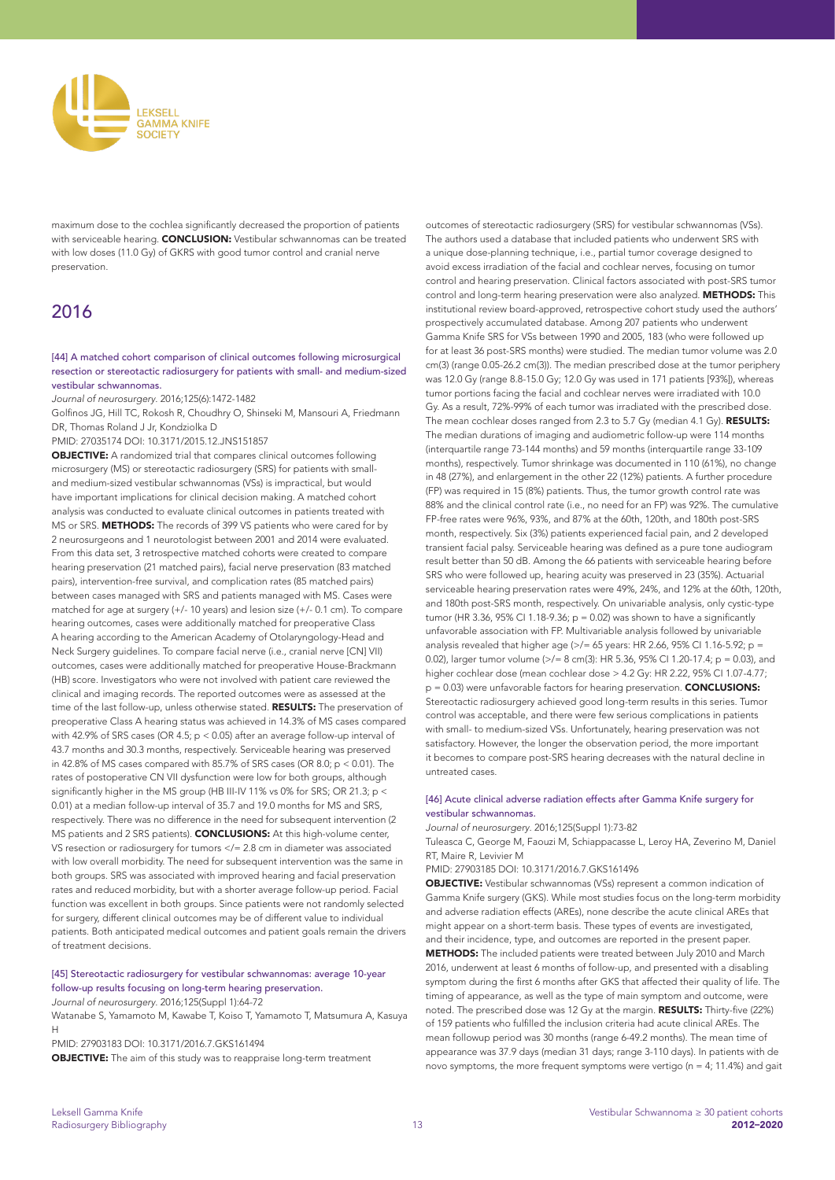maximum dose to the cochlea significantly decreased the proportion of patients with serviceable hearing. **CONCLUSION:** Vestibular schwannomas can be treated with low doses (11.0 Gy) of GKRS with good tumor control and cranial nerve preservation.

## 2016

### [44] A matched cohort comparison of clinical outcomes following microsurgical resection or stereotactic radiosurgery for patients with small- and medium-sized vestibular schwannomas.

*Journal of neurosurgery*. 2016;125(6):1472-1482

Golfinos JG, Hill TC, Rokosh R, Choudhry O, Shinseki M, Mansouri A, Friedmann DR, Thomas Roland J Jr, Kondziolka D

PMID: 27035174 DOI: 10.3171/2015.12.JNS151857

**OBJECTIVE:** A randomized trial that compares clinical outcomes following microsurgery (MS) or stereotactic radiosurgery (SRS) for patients with small- and medium-sized vestibular schwannomas (VSs) is impractical, but would have important implications for clinical decision making. A matched cohort analysis was conducted to evaluate clinical outcomes in patients treated with MS or SRS. **METHODS:** The records of 399 VS patients who were cared for by 2 neurosurgeons and 1 neurotologist between 2001 and 2014 were evaluated. From this data set, 3 retrospective matched cohorts were created to compare hearing preservation (21 matched pairs), facial nerve preservation (83 matched pairs), intervention-free survival, and complication rates (85 matched pairs) between cases managed with SRS and patients managed with MS. Cases were matched for age at surgery (+/- 10 years) and lesion size (+/- 0.1 cm). To compare hearing outcomes, cases were additionally matched for preoperative Class A hearing according to the American Academy of Otolaryngology-Head and Neck Surgery guidelines. To compare facial nerve (i.e., cranial nerve [CN] VII) outcomes, cases were additionally matched for preoperative House-Brackmann (HB) score. Investigators who were not involved with patient care reviewed the clinical and imaging records. The reported outcomes were as assessed at the time of the last follow-up, unless otherwise stated. **RESULTS:** The preservation of preoperative Class A hearing status was achieved in 14.3% of MS cases compared with 42.9% of SRS cases (OR 4.5; $p < 0.05$) after an average follow-up interval of 43.7 months and 30.3 months, respectively. Serviceable hearing was preserved in 42.8% of MS cases compared with 85.7% of SRS cases (OR 8.0; $p < 0.01$). The rates of postoperative CN VII dysfunction were low for both groups, although significantly higher in the MS group (HB III-IV 11% vs 0% for SRS; OR 21.3; $p < 0.01$) at a median follow-up interval of 35.7 and 19.0 months for MS and SRS, respectively. There was no difference in the need for subsequent intervention (2 MS patients and 2 SRS patients). **CONCLUSIONS:** At this high-volume center, VS resection or radiosurgery for tumors </= 2.8 cm in diameter was associated with low overall morbidity. The need for subsequent intervention was the same in both groups. SRS was associated with improved hearing and facial preservation rates and reduced morbidity, but with a shorter average follow-up period. Facial function was excellent in both groups. Since patients were not randomly selected for surgery, different clinical outcomes may be of different value to individual patients. Both anticipated medical outcomes and patient goals remain the drivers of treatment decisions.

### [45] Stereotactic radiosurgery for vestibular schwannomas: average 10-year follow-up results focusing on long-term hearing preservation.

*Journal of neurosurgery*. 2016;125(Suppl 1):64-72

Watanabe S, Yamamoto M, Kawabe T, Koiso T, Yamamoto T, Matsumura A, Kasuya H

PMID: 27903183 DOI: 10.3171/2016.7.GKS161494

**OBJECTIVE:** The aim of this study was to reappraise long-term treatment outcomes of stereotactic radiosurgery (SRS) for vestibular schwannomas (VSs). The authors used a database that included patients who underwent SRS with a unique dose-planning technique, i.e., partial tumor coverage designed to avoid excess irradiation of the facial and cochlear nerves, focusing on tumor control and hearing preservation. Clinical factors associated with post-SRS tumor control and long-term hearing preservation were also analyzed. **METHODS:** This institutional review board-approved, retrospective cohort study used the authors' prospectively accumulated database. Among 207 patients who underwent Gamma Knife SRS for VSs between 1990 and 2005, 183 (who were followed up for at least 36 post-SRS months) were studied. The median tumor volume was 2.0 cm(3) (range 0.05-26.2 cm(3)). The median prescribed dose at the tumor periphery was 12.0 Gy (range 8.8-15.0 Gy; 12.0 Gy was used in 171 patients [93%]), whereas tumor portions facing the facial and cochlear nerves were irradiated with 10.0 Gy. As a result, 72%-99% of each tumor was irradiated with the prescribed dose. The mean cochlear doses ranged from 2.3 to 5.7 Gy (median 4.1 Gy). **RESULTS:** The median durations of imaging and audiometric follow-up were 114 months (interquartile range 73-144 months) and 59 months (interquartile range 33-109 months), respectively. Tumor shrinkage was documented in 110 (61%), no change in 48 (27%), and enlargement in the other 22 (12%) patients. A further procedure (FP) was required in 15 (8%) patients. Thus, the tumor growth control rate was 88% and the clinical control rate (i.e., no need for an FP) was 92%. The cumulative FP-free rates were 96%, 93%, and 87% at the 60th, 120th, and 180th post-SRS month, respectively. Six (3%) patients experienced facial pain, and 2 developed transient facial palsy. Serviceable hearing was defined as a pure tone audiogram result better than 50 dB. Among the 66 patients with serviceable hearing before SRS who were followed up, hearing acuity was preserved in 23 (35%). Actuarial serviceable hearing preservation rates were 49%, 24%, and 12% at the 60th, 120th, and 180th post-SRS month, respectively. On univariable analysis, only cystic-type tumor (HR 3.36, 95% CI 1.18-9.36; $p = 0.02$) was shown to have a significantly unfavorable association with FP. Multivariable analysis followed by univariable analysis revealed that higher age (>/= 65 years: HR 2.66, 95% CI 1.16-5.92; $p = 0.02$), larger tumor volume (>/= 8 cm(3): HR 5.36, 95% CI 1.20-17.4; $p = 0.03$), and higher cochlear dose (mean cochlear dose > 4.2 Gy: HR 2.22, 95% CI 1.07-4.77; $p = 0.03$) were unfavorable factors for hearing preservation. **CONCLUSIONS:** Stereotactic radiosurgery achieved good long-term results in this series. Tumor control was acceptable, and there were few serious complications in patients with small- to medium-sized VSs. Unfortunately, hearing preservation was not satisfactory. However, the longer the observation period, the more important it becomes to compare post-SRS hearing decreases with the natural decline in untreated cases.

### [46] Acute clinical adverse radiation effects after Gamma Knife surgery for vestibular schwannomas.

*Journal of neurosurgery*. 2016;125(Suppl 1):73-82

Tuleasca C, George M, Faouzi M, Schiappacasse L, Leroy HA, Zeverino M, Daniel RT, Maire R, Levivier M

PMID: 27903185 DOI: 10.3171/2016.7.GKS161496

**OBJECTIVE:** Vestibular schwannomas (VSs) represent a common indication of Gamma Knife surgery (GKS). While most studies focus on the long-term morbidity and adverse radiation effects (AREs), none describe the acute clinical AREs that might appear on a short-term basis. These types of events are investigated, and their incidence, type, and outcomes are reported in the present paper. **METHODS:** The included patients were treated between July 2010 and March 2016, underwent at least 6 months of follow-up, and presented with a disabling symptom during the first 6 months after GKS that affected their quality of life. The timing of appearance, as well as the type of main symptom and outcome, were noted. The prescribed dose was 12 Gy at the margin. **RESULTS:** Thirty-five (22%) of 159 patients who fulfilled the inclusion criteria had acute clinical AREs. The mean followup period was 30 months (range 6-49.2 months). The mean time of appearance was 37.9 days (median 31 days; range 3-110 days). In patients with de novo symptoms, the more frequent symptoms were vertigo (n = 4; 11.4%) and gait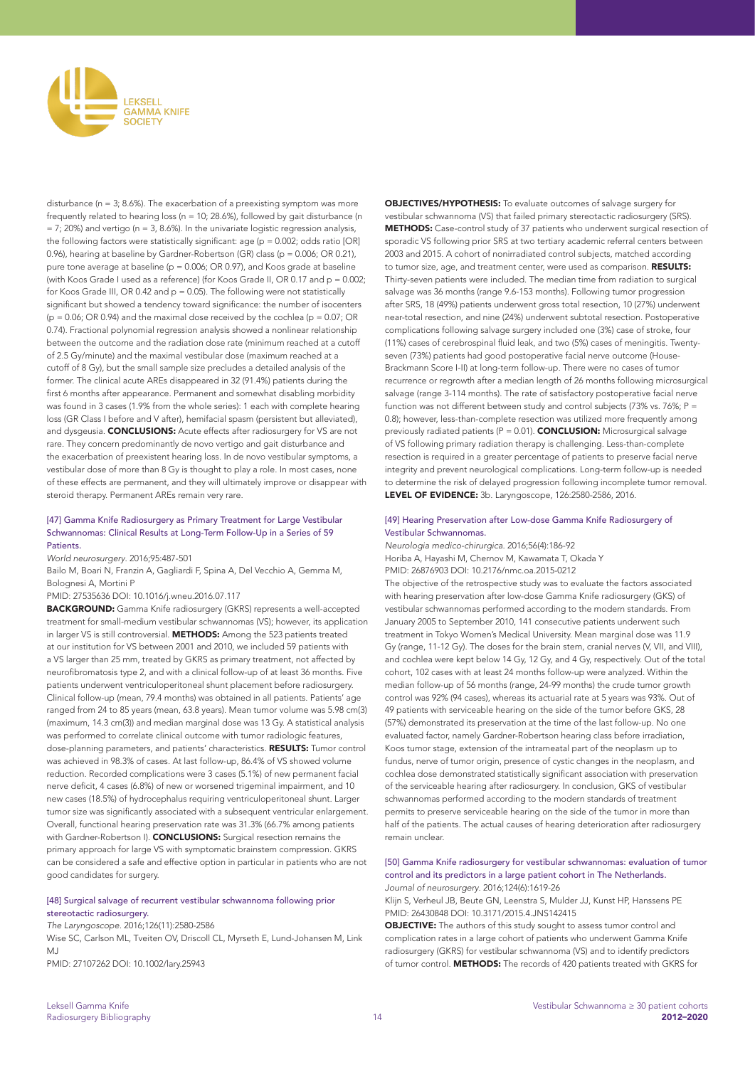disturbance (n = 3; 8.6%). The exacerbation of a preexisting symptom was more frequently related to hearing loss (n = 10; 28.6%), followed by gait disturbance (n = 7; 20%) and vertigo (n = 3, 8.6%). In the univariate logistic regression analysis, the following factors were statistically significant: age (p = 0.002; odds ratio [OR] 0.96), hearing at baseline by Gardner-Robertson (GR) class (p = 0.006; OR 0.21), pure tone average at baseline (p = 0.006; OR 0.97), and Koos grade at baseline (with Koos Grade I used as a reference) (for Koos Grade II, OR 0.17 and p = 0.002; for Koos Grade III, OR 0.42 and p = 0.05). The following were not statistically significant but showed a tendency toward significance: the number of isocenters (p = 0.06; OR 0.94) and the maximal dose received by the cochlea (p = 0.07; OR 0.74). Fractional polynomial regression analysis showed a nonlinear relationship between the outcome and the radiation dose rate (minimum reached at a cutoff of 2.5 Gy/minute) and the maximal vestibular dose (maximum reached at a cutoff of 8 Gy), but the small sample size precludes a detailed analysis of the former. The clinical acute AREs disappeared in 32 (91.4%) patients during the first 6 months after appearance. Permanent and somewhat disabling morbidity was found in 3 cases (1.9% from the whole series): 1 each with complete hearing loss (GR Class I before and V after), hemifacial spasm (persistent but alleviated), and dysgeusia. **CONCLUSIONS:** Acute effects after radiosurgery for VS are not rare. They concern predominantly de novo vertigo and gait disturbance and the exacerbation of preexistent hearing loss. In de novo vestibular symptoms, a vestibular dose of more than 8 Gy is thought to play a role. In most cases, none of these effects are permanent, and they will ultimately improve or disappear with steroid therapy. Permanent AREs remain very rare.

### [47] Gamma Knife Radiosurgery as Primary Treatment for Large Vestibular Schwannomas: Clinical Results at Long-Term Follow-Up in a Series of 59 Patients.

*World neurosurgery*. 2016;95:487-501

Bailo M, Boari N, Franzin A, Gagliardi F, Spina A, Del Vecchio A, Gemma M, Bolognesi A, Mortini P

PMID: 27535636 DOI: 10.1016/j.wneu.2016.07.117

**BACKGROUND:** Gamma Knife radiosurgery (GKRS) represents a well-accepted treatment for small-medium vestibular schwannomas (VS); however, its application in larger VS is still controversial. **METHODS:** Among the 523 patients treated at our institution for VS between 2001 and 2010, we included 59 patients with a VS larger than 25 mm, treated by GKRS as primary treatment, not affected by neurofibromatosis type 2, and with a clinical follow-up of at least 36 months. Five patients underwent ventriculoperitoneal shunt placement before radiosurgery. Clinical follow-up (mean, 79.4 months) was obtained in all patients. Patients' age ranged from 24 to 85 years (mean, 63.8 years). Mean tumor volume was 5.98 cm(3) (maximum, 14.3 cm(3)) and median marginal dose was 13 Gy. A statistical analysis was performed to correlate clinical outcome with tumor radiologic features, dose-planning parameters, and patients' characteristics. **RESULTS:** Tumor control was achieved in 98.3% of cases. At last follow-up, 86.4% of VS showed volume reduction. Recorded complications were 3 cases (5.1%) of new permanent facial nerve deficit, 4 cases (6.8%) of new or worsened trigeminal impairment, and 10 new cases (18.5%) of hydrocephalus requiring ventriculoperitoneal shunt. Larger tumor size was significantly associated with a subsequent ventricular enlargement. Overall, functional hearing preservation rate was 31.3% (66.7% among patients with Gardner-Robertson I). **CONCLUSIONS:** Surgical resection remains the primary approach for large VS with symptomatic brainstem compression. GKRS can be considered a safe and effective option in particular in patients who are not good candidates for surgery.

### [48] Surgical salvage of recurrent vestibular schwannoma following prior stereotactic radiosurgery.

*The Laryngoscope*. 2016;126(11):2580-2586

Wise SC, Carlson ML, Tveiten OV, Driscoll CL, Myrseth E, Lund-Johansen M, Link MJ

PMID: 27107262 DOI: 10.1002/lary.25943

**OBJECTIVES/HYPOTHESIS:** To evaluate outcomes of salvage surgery for vestibular schwannoma (VS) that failed primary stereotactic radiosurgery (SRS). **METHODS:** Case-control study of 37 patients who underwent surgical resection of sporadic VS following prior SRS at two tertiary academic referral centers between 2003 and 2015. A cohort of nonirradiated control subjects, matched according to tumor size, age, and treatment center, were used as comparison. **RESULTS:** Thirty-seven patients were included. The median time from radiation to surgical salvage was 36 months (range 9.6-153 months). Following tumor progression after SRS, 18 (49%) patients underwent gross total resection, 10 (27%) underwent near-total resection, and nine (24%) underwent subtotal resection. Postoperative complications following salvage surgery included one (3%) case of stroke, four (11%) cases of cerebrospinal fluid leak, and two (5%) cases of meningitis. Twenty-seven (73%) patients had good postoperative facial nerve outcome (House-Brackmann Score I-II) at long-term follow-up. There were no cases of tumor recurrence or regrowth after a median length of 26 months following microsurgical salvage (range 3-114 months). The rate of satisfactory postoperative facial nerve function was not different between study and control subjects (73% vs. 76%; P = 0.8); however, less-than-complete resection was utilized more frequently among previously radiated patients (P = 0.01). **CONCLUSION:** Microsurgical salvage of VS following primary radiation therapy is challenging. Less-than-complete resection is required in a greater percentage of patients to preserve facial nerve integrity and prevent neurological complications. Long-term follow-up is needed to determine the risk of delayed progression following incomplete tumor removal. **LEVEL OF EVIDENCE:** 3b. Laryngoscope, 126:2580-2586, 2016.

### [49] Hearing Preservation after Low-dose Gamma Knife Radiosurgery of Vestibular Schwannomas.

*Neurologia medico-chirurgica*. 2016;56(4):186-92

Horiba A, Hayashi M, Chernov M, Kawamata T, Okada Y

PMID: 26876903 DOI: 10.2176/nmc.oa.2015-0212

The objective of the retrospective study was to evaluate the factors associated with hearing preservation after low-dose Gamma Knife radiosurgery (GKS) of vestibular schwannomas performed according to the modern standards. From January 2005 to September 2010, 141 consecutive patients underwent such treatment in Tokyo Women's Medical University. Mean marginal dose was 11.9 Gy (range, 11-12 Gy). The doses for the brain stem, cranial nerves (V, VII, and VIII), and cochlea were kept below 14 Gy, 12 Gy, and 4 Gy, respectively. Out of the total cohort, 102 cases with at least 24 months follow-up were analyzed. Within the median follow-up of 56 months (range, 24-99 months) the crude tumor growth control was 92% (94 cases), whereas its actuarial rate at 5 years was 93%. Out of 49 patients with serviceable hearing on the side of the tumor before GKS, 28 (57%) demonstrated its preservation at the time of the last follow-up. No one evaluated factor, namely Gardner-Robertson hearing class before irradiation, Koos tumor stage, extension of the intrameatal part of the neoplasm up to fundus, nerve of tumor origin, presence of cystic changes in the neoplasm, and cochlea dose demonstrated statistically significant association with preservation of the serviceable hearing after radiosurgery. In conclusion, GKS of vestibular schwannomas performed according to the modern standards of treatment permits to preserve serviceable hearing on the side of the tumor in more than half of the patients. The actual causes of hearing deterioration after radiosurgery remain unclear.

### [50] Gamma Knife radiosurgery for vestibular schwannomas: evaluation of tumor control and its predictors in a large patient cohort in The Netherlands.

*Journal of neurosurgery*. 2016;124(6):1619-26

Klijn S, Verheul JB, Beute GN, Leenstra S, Mulder JJ, Kunst HP, Hanssens PE

PMID: 26430848 DOI: 10.3171/2015.4.JNS142415

**OBJECTIVE:** The authors of this study sought to assess tumor control and complication rates in a large cohort of patients who underwent Gamma Knife radiosurgery (GKRS) for vestibular schwannoma (VS) and to identify predictors of tumor control. **METHODS:** The records of 420 patients treated with GKRS for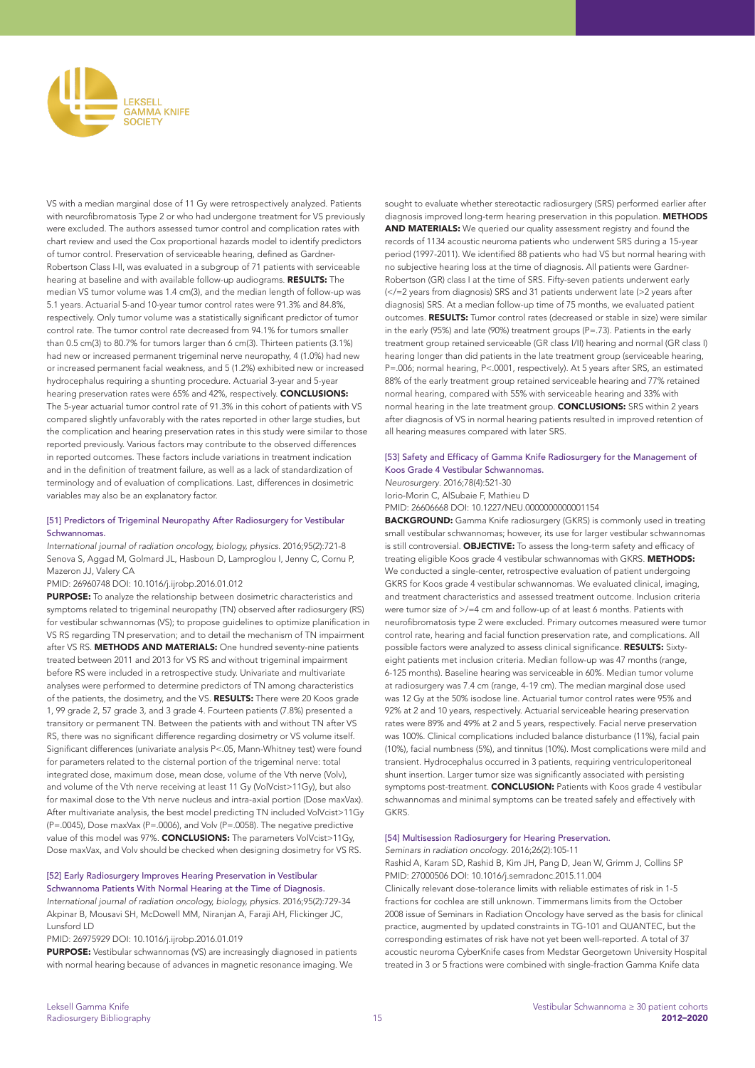VS with a median marginal dose of 11 Gy were retrospectively analyzed. Patients with neurofibromatosis Type 2 or who had undergone treatment for VS previously were excluded. The authors assessed tumor control and complication rates with chart review and used the Cox proportional hazards model to identify predictors of tumor control. Preservation of serviceable hearing, defined as Gardner-Robertson Class I-II, was evaluated in a subgroup of 71 patients with serviceable hearing at baseline and with available follow-up audiograms. **RESULTS:** The median VS tumor volume was 1.4 cm(3), and the median length of follow-up was 5.1 years. Actuarial 5-and 10-year tumor control rates were 91.3% and 84.8%, respectively. Only tumor volume was a statistically significant predictor of tumor control rate. The tumor control rate decreased from 94.1% for tumors smaller than 0.5 cm(3) to 80.7% for tumors larger than 6 cm(3). Thirteen patients (3.1%) had new or increased permanent trigeminal nerve neuropathy, 4 (1.0%) had new or increased permanent facial weakness, and 5 (1.2%) exhibited new or increased hydrocephalus requiring a shunting procedure. Actuarial 3-year and 5-year hearing preservation rates were 65% and 42%, respectively. **CONCLUSIONS:** The 5-year actuarial tumor control rate of 91.3% in this cohort of patients with VS compared slightly unfavorably with the rates reported in other large studies, but the complication and hearing preservation rates in this study were similar to those reported previously. Various factors may contribute to the observed differences in reported outcomes. These factors include variations in treatment indication and in the definition of treatment failure, as well as a lack of standardization of terminology and of evaluation of complications. Last, differences in dosimetric variables may also be an explanatory factor.

### [51] Predictors of Trigeminal Neuropathy After Radiosurgery for Vestibular Schwannomas.

*International journal of radiation oncology, biology, physics.* 2016;95(2):721-8
Senova S, Aggad M, Golmard JL, Hasboun D, Lamproglou I, Jenny C, Cornu P, Mazeron JJ, Valery CA
PMID: 26960748 DOI: 10.1016/j.ijrobp.2016.01.012

**PURPOSE:** To analyze the relationship between dosimetric characteristics and symptoms related to trigeminal neuropathy (TN) observed after radiosurgery (RS) for vestibular schwannomas (VS); to propose guidelines to optimize planification in VS RS regarding TN preservation; and to detail the mechanism of TN impairment after VS RS. **METHODS AND MATERIALS:** One hundred seventy-nine patients treated between 2011 and 2013 for VS RS and without trigeminal impairment before RS were included in a retrospective study. Univariate and multivariate analyses were performed to determine predictors of TN among characteristics of the patients, the dosimetry, and the VS. **RESULTS:** There were 20 Koos grade 1, 99 grade 2, 57 grade 3, and 3 grade 4. Fourteen patients (7.8%) presented a transitory or permanent TN. Between the patients with and without TN after VS RS, there was no significant difference regarding dosimetry or VS volume itself. Significant differences (univariate analysis P<.05, Mann-Whitney test) were found for parameters related to the cisternal portion of the trigeminal nerve: total integrated dose, maximum dose, mean dose, volume of the Vth nerve (Volv), and volume of the Vth nerve receiving at least 11 Gy (VolVcist>11Gy), but also for maximal dose to the Vth nerve nucleus and intra-axial portion (Dose maxVax). After multivariate analysis, the best model predicting TN included VolVcist>11Gy (P=.0045), Dose maxVax (P=.0006), and Volv (P=.0058). The negative predictive value of this model was 97%. **CONCLUSIONS:** The parameters VolVcist>11Gy, Dose maxVax, and Volv should be checked when designing dosimetry for VS RS.

### [52] Early Radiosurgery Improves Hearing Preservation in Vestibular Schwannoma Patients With Normal Hearing at the Time of Diagnosis.

*International journal of radiation oncology, biology, physics.* 2016;95(2):729-34
Akpinar B, Mousavi SH, McDowell MM, Niranjan A, Faraji AH, Flickinger JC, Lunsford LD
PMID: 26975929 DOI: 10.1016/j.ijrobp.2016.01.019

**PURPOSE:** Vestibular schwannomas (VS) are increasingly diagnosed in patients with normal hearing because of advances in magnetic resonance imaging. We sought to evaluate whether stereotactic radiosurgery (SRS) performed earlier after diagnosis improved long-term hearing preservation in this population. **METHODS AND MATERIALS:** We queried our quality assessment registry and found the records of 1134 acoustic neuroma patients who underwent SRS during a 15-year period (1997-2011). We identified 88 patients who had VS but normal hearing with no subjective hearing loss at the time of diagnosis. All patients were Gardner-Robertson (GR) class I at the time of SRS. Fifty-seven patients underwent early (</=2 years from diagnosis) SRS and 31 patients underwent late (>2 years after diagnosis) SRS. At a median follow-up time of 75 months, we evaluated patient outcomes. **RESULTS:** Tumor control rates (decreased or stable in size) were similar in the early (95%) and late (90%) treatment groups (P=.73). Patients in the early treatment group retained serviceable (GR class I/II) hearing and normal (GR class I) hearing longer than did patients in the late treatment group (serviceable hearing, P=.006; normal hearing, P<.0001, respectively). At 5 years after SRS, an estimated 88% of the early treatment group retained serviceable hearing and 77% retained normal hearing, compared with 55% with serviceable hearing and 33% with normal hearing in the late treatment group. **CONCLUSIONS:** SRS within 2 years after diagnosis of VS in normal hearing patients resulted in improved retention of all hearing measures compared with later SRS.

### [53] Safety and Efficacy of Gamma Knife Radiosurgery for the Management of Koos Grade 4 Vestibular Schwannomas.

*Neurosurgery.* 2016;78(4):521-30
Iorio-Morin C, AlSubaie F, Mathieu D
PMID: 26606668 DOI: 10.1227/NEU.0000000000001154

**BACKGROUND:** Gamma Knife radiosurgery (GKRS) is commonly used in treating small vestibular schwannomas; however, its use for larger vestibular schwannomas is still controversial. **OBJECTIVE:** To assess the long-term safety and efficacy of treating eligible Koos grade 4 vestibular schwannomas with GKRS. **METHODS:** We conducted a single-center, retrospective evaluation of patient undergoing GKRS for Koos grade 4 vestibular schwannomas. We evaluated clinical, imaging, and treatment characteristics and assessed treatment outcome. Inclusion criteria were tumor size of >/=4 cm and follow-up of at least 6 months. Patients with neurofibromatosis type 2 were excluded. Primary outcomes measured were tumor control rate, hearing and facial function preservation rate, and complications. All possible factors were analyzed to assess clinical significance. **RESULTS:** Sixty-eight patients met inclusion criteria. Median follow-up was 47 months (range, 6-125 months). Baseline hearing was serviceable in 60%. Median tumor volume at radiosurgery was 7.4 cm (range, 4-19 cm). The median marginal dose used was 12 Gy at the 50% isodose line. Actuarial tumor control rates were 95% and 92% at 2 and 10 years, respectively. Actuarial serviceable hearing preservation rates were 89% and 49% at 2 and 5 years, respectively. Facial nerve preservation was 100%. Clinical complications included balance disturbance (11%), facial pain (10%), facial numbness (5%), and tinnitus (10%). Most complications were mild and transient. Hydrocephalus occurred in 3 patients, requiring ventriculoperitoneal shunt insertion. Larger tumor size was significantly associated with persisting symptoms post-treatment. **CONCLUSION:** Patients with Koos grade 4 vestibular schwannomas and minimal symptoms can be treated safely and effectively with GKRS.

### [54] Multisession Radiosurgery for Hearing Preservation.

*Seminars in radiation oncology.* 2016;26(2):105-11
Rashid A, Karam SD, Rashid B, Kim JH, Pang D, Jean W, Grimm J, Collins SP
PMID: 27000506 DOI: 10.1016/j.semradonc.2015.11.004

Clinically relevant dose-tolerance limits with reliable estimates of risk in 1-5 fractions for cochlea are still unknown. Timmermans limits from the October 2008 issue of Seminars in Radiation Oncology have served as the basis for clinical practice, augmented by updated constraints in TG-101 and QUANTEC, but the corresponding estimates of risk have not yet been well-reported. A total of 37 acoustic neuroma CyberKnife cases from Medstar Georgetown University Hospital treated in 3 or 5 fractions were combined with single-fraction Gamma Knife data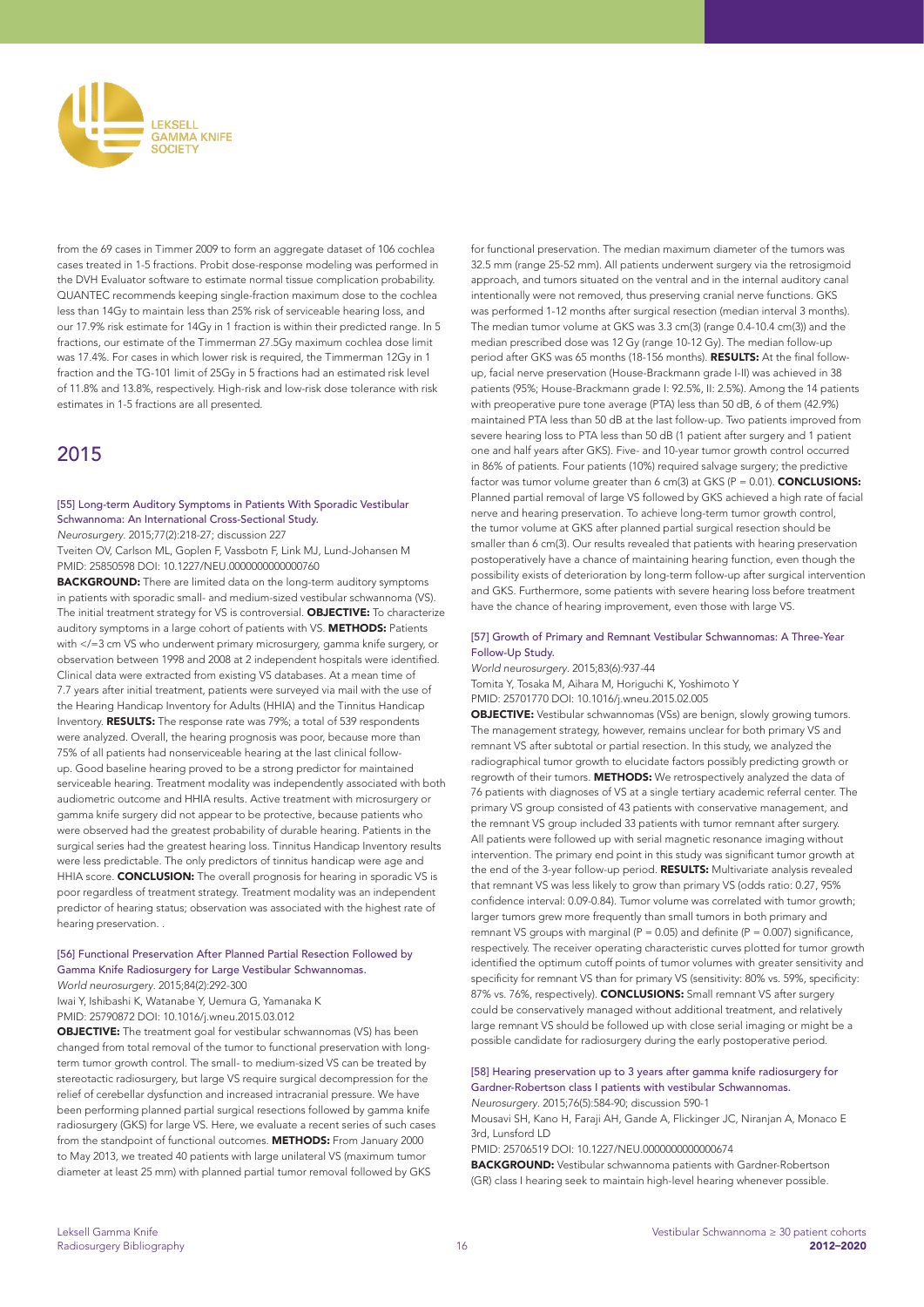from the 69 cases in Timmer 2009 to form an aggregate dataset of 106 cochlea cases treated in 1-5 fractions. Probit dose-response modeling was performed in the DVH Evaluator software to estimate normal tissue complication probability. QUANTEC recommends keeping single-fraction maximum dose to the cochlea less than 14Gy to maintain less than 25% risk of serviceable hearing loss, and our 17.9% risk estimate for 14Gy in 1 fraction is within their predicted range. In 5 fractions, our estimate of the Timmerman 27.5Gy maximum cochlea dose limit was 17.4%. For cases in which lower risk is required, the Timmerman 12Gy in 1 fraction and the TG-101 limit of 25Gy in 5 fractions had an estimated risk level of 11.8% and 13.8%, respectively. High-risk and low-risk dose tolerance with risk estimates in 1-5 fractions are all presented.

## 2015

### [55] Long-term Auditory Symptoms in Patients With Sporadic Vestibular Schwannoma: An International Cross-Sectional Study.

*Neurosurgery*. 2015;77(2):218-27; discussion 227

Tveiten OV, Carlson ML, Goplen F, Vassbotn F, Link MJ, Lund-Johansen M

PMID: 25850598 DOI: 10.1227/NEU.0000000000000760

**BACKGROUND:** There are limited data on the long-term auditory symptoms in patients with sporadic small- and medium-sized vestibular schwannoma (VS). The initial treatment strategy for VS is controversial. **OBJECTIVE:** To characterize auditory symptoms in a large cohort of patients with VS. **METHODS:** Patients with </=3 cm VS who underwent primary microsurgery, gamma knife surgery, or observation between 1998 and 2008 at 2 independent hospitals were identified. Clinical data were extracted from existing VS databases. At a mean time of 7.7 years after initial treatment, patients were surveyed via mail with the use of the Hearing Handicap Inventory for Adults (HHIA) and the Tinnitus Handicap Inventory. **RESULTS:** The response rate was 79%; a total of 539 respondents were analyzed. Overall, the hearing prognosis was poor, because more than 75% of all patients had nonserviceable hearing at the last clinical follow-up. Good baseline hearing proved to be a strong predictor for maintained serviceable hearing. Treatment modality was independently associated with both audiometric outcome and HHIA results. Active treatment with microsurgery or gamma knife surgery did not appear to be protective, because patients who were observed had the greatest probability of durable hearing. Patients in the surgical series had the greatest hearing loss. Tinnitus Handicap Inventory results were less predictable. The only predictors of tinnitus handicap were age and HHIA score. **CONCLUSION:** The overall prognosis for hearing in sporadic VS is poor regardless of treatment strategy. Treatment modality was an independent predictor of hearing status; observation was associated with the highest rate of hearing preservation. .

### [56] Functional Preservation After Planned Partial Resection Followed by Gamma Knife Radiosurgery for Large Vestibular Schwannomas.

*World neurosurgery*. 2015;84(2):292-300

Iwai Y, Ishibashi K, Watanabe Y, Uemura G, Yamanaka K

PMID: 25790872 DOI: 10.1016/j.wneu.2015.03.012

**OBJECTIVE:** The treatment goal for vestibular schwannomas (VS) has been changed from total removal of the tumor to functional preservation with long-term tumor growth control. The small- to medium-sized VS can be treated by stereotactic radiosurgery, but large VS require surgical decompression for the relief of cerebellar dysfunction and increased intracranial pressure. We have been performing planned partial surgical resections followed by gamma knife radiosurgery (GKS) for large VS. Here, we evaluate a recent series of such cases from the standpoint of functional outcomes. **METHODS:** From January 2000 to May 2013, we treated 40 patients with large unilateral VS (maximum tumor diameter at least 25 mm) with planned partial tumor removal followed by GKS for functional preservation. The median maximum diameter of the tumors was 32.5 mm (range 25-52 mm). All patients underwent surgery via the retrosigmoid approach, and tumors situated on the ventral and in the internal auditory canal intentionally were not removed, thus preserving cranial nerve functions. GKS was performed 1-12 months after surgical resection (median interval 3 months). The median tumor volume at GKS was 3.3 cm(3) (range 0.4-10.4 cm(3)) and the median prescribed dose was 12 Gy (range 10-12 Gy). The median follow-up period after GKS was 65 months (18-156 months). **RESULTS:** At the final follow-up, facial nerve preservation (House-Brackmann grade I-II) was achieved in 38 patients (95%; House-Brackmann grade I: 92.5%, II: 2.5%). Among the 14 patients with preoperative pure tone average (PTA) less than 50 dB, 6 of them (42.9%) maintained PTA less than 50 dB at the last follow-up. Two patients improved from severe hearing loss to PTA less than 50 dB (1 patient after surgery and 1 patient one and half years after GKS). Five- and 10-year tumor growth control occurred in 86% of patients. Four patients (10%) required salvage surgery; the predictive factor was tumor volume greater than 6 cm(3) at GKS (P = 0.01). **CONCLUSIONS:** Planned partial removal of large VS followed by GKS achieved a high rate of facial nerve and hearing preservation. To achieve long-term tumor growth control, the tumor volume at GKS after planned partial surgical resection should be smaller than 6 cm(3). Our results revealed that patients with hearing preservation postoperatively have a chance of maintaining hearing function, even though the possibility exists of deterioration by long-term follow-up after surgical intervention and GKS. Furthermore, some patients with severe hearing loss before treatment have the chance of hearing improvement, even those with large VS.

### [57] Growth of Primary and Remnant Vestibular Schwannomas: A Three-Year Follow-Up Study.

*World neurosurgery*. 2015;83(6):937-44

Tomita Y, Tosaka M, Aihara M, Horiguchi K, Yoshimoto Y

PMID: 25701770 DOI: 10.1016/j.wneu.2015.02.005

**OBJECTIVE:** Vestibular schwannomas (VSs) are benign, slowly growing tumors. The management strategy, however, remains unclear for both primary VS and remnant VS after subtotal or partial resection. In this study, we analyzed the radiographical tumor growth to elucidate factors possibly predicting growth or regrowth of their tumors. **METHODS:** We retrospectively analyzed the data of 76 patients with diagnoses of VS at a single tertiary academic referral center. The primary VS group consisted of 43 patients with conservative management, and the remnant VS group included 33 patients with tumor remnant after surgery. All patients were followed up with serial magnetic resonance imaging without intervention. The primary end point in this study was significant tumor growth at the end of the 3-year follow-up period. **RESULTS:** Multivariate analysis revealed that remnant VS was less likely to grow than primary VS (odds ratio: 0.27, 95% confidence interval: 0.09-0.84). Tumor volume was correlated with tumor growth; larger tumors grew more frequently than small tumors in both primary and remnant VS groups with marginal (P = 0.05) and definite (P = 0.007) significance, respectively. The receiver operating characteristic curves plotted for tumor growth identified the optimum cutoff points of tumor volumes with greater sensitivity and specificity for remnant VS than for primary VS (sensitivity: 80% vs. 59%, specificity: 87% vs. 76%, respectively). **CONCLUSIONS:** Small remnant VS after surgery could be conservatively managed without additional treatment, and relatively large remnant VS should be followed up with close serial imaging or might be a possible candidate for radiosurgery during the early postoperative period.

### [58] Hearing preservation up to 3 years after gamma knife radiosurgery for Gardner-Robertson class I patients with vestibular Schwannomas.

*Neurosurgery*. 2015;76(5):584-90; discussion 590-1

Mousavi SH, Kano H, Faraji AH, Gande A, Flickinger JC, Niranjan A, Monaco E 3rd, Lunsford LD

PMID: 25706519 DOI: 10.1227/NEU.0000000000000674

**BACKGROUND:** Vestibular schwannoma patients with Gardner-Robertson (GR) class I hearing seek to maintain high-level hearing whenever possible.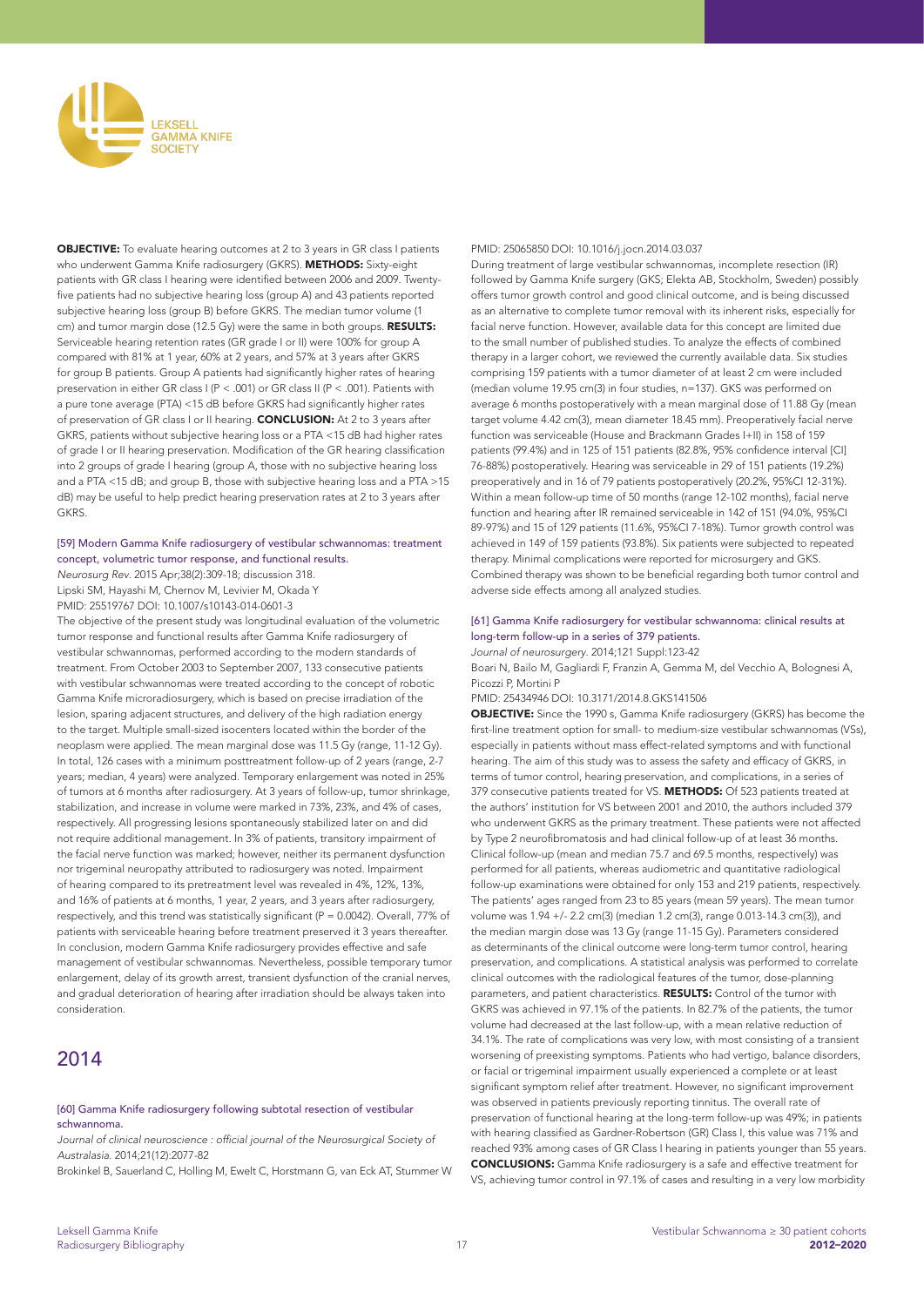**OBJECTIVE:** To evaluate hearing outcomes at 2 to 3 years in GR class I patients who underwent Gamma Knife radiosurgery (GKRS). **METHODS:** Sixty-eight patients with GR class I hearing were identified between 2006 and 2009. Twenty-five patients had no subjective hearing loss (group A) and 43 patients reported subjective hearing loss (group B) before GKRS. The median tumor volume (1 cm) and tumor margin dose (12.5 Gy) were the same in both groups. **RESULTS:** Serviceable hearing retention rates (GR grade I or II) were 100% for group A compared with 81% at 1 year, 60% at 2 years, and 57% at 3 years after GKRS for group B patients. Group A patients had significantly higher rates of hearing preservation in either GR class I (P < .001) or GR class II (P < .001). Patients with a pure tone average (PTA) <15 dB before GKRS had significantly higher rates of preservation of GR class I or II hearing. **CONCLUSION:** At 2 to 3 years after GKRS, patients without subjective hearing loss or a PTA <15 dB had higher rates of grade I or II hearing preservation. Modification of the GR hearing classification into 2 groups of grade I hearing (group A, those with no subjective hearing loss and a PTA <15 dB; and group B, those with subjective hearing loss and a PTA >15 dB) may be useful to help predict hearing preservation rates at 2 to 3 years after GKRS.

### [59] Modern Gamma Knife radiosurgery of vestibular schwannomas: treatment concept, volumetric tumor response, and functional results.

*Neurosurg Rev.* 2015 Apr;38(2):309-18; discussion 318.
Lipski SM, Hayashi M, Chernov M, Levivier M, Okada Y
PMID: 25519767 DOI: 10.1007/s10143-014-0601-3

The objective of the present study was longitudinal evaluation of the volumetric tumor response and functional results after Gamma Knife radiosurgery of vestibular schwannomas, performed according to the modern standards of treatment. From October 2003 to September 2007, 133 consecutive patients with vestibular schwannomas were treated according to the concept of robotic Gamma Knife microradiosurgery, which is based on precise irradiation of the lesion, sparing adjacent structures, and delivery of the high radiation energy to the target. Multiple small-sized isocenters located within the border of the neoplasm were applied. The mean marginal dose was 11.5 Gy (range, 11-12 Gy). In total, 126 cases with a minimum posttreatment follow-up of 2 years (range, 2-7 years; median, 4 years) were analyzed. Temporary enlargement was noted in 25% of tumors at 6 months after radiosurgery. At 3 years of follow-up, tumor shrinkage, stabilization, and increase in volume were marked in 73%, 23%, and 4% of cases, respectively. All progressing lesions spontaneously stabilized later on and did not require additional management. In 3% of patients, transitory impairment of the facial nerve function was marked; however, neither its permanent dysfunction nor trigeminal neuropathy attributed to radiosurgery was noted. Impairment of hearing compared to its pretreatment level was revealed in 4%, 12%, 13%, and 16% of patients at 6 months, 1 year, 2 years, and 3 years after radiosurgery, respectively, and this trend was statistically significant (P = 0.0042). Overall, 77% of patients with serviceable hearing before treatment preserved it 3 years thereafter. In conclusion, modern Gamma Knife radiosurgery provides effective and safe management of vestibular schwannomas. Nevertheless, possible temporary tumor enlargement, delay of its growth arrest, transient dysfunction of the cranial nerves, and gradual deterioration of hearing after irradiation should be always taken into consideration.

## 2014

### [60] Gamma Knife radiosurgery following subtotal resection of vestibular schwannoma.

*Journal of clinical neuroscience : official journal of the Neurosurgical Society of Australasia.* 2014;21(12):2077-82
Brokinkel B, Sauerland C, Holling M, Ewelt C, Horstmann G, van Eck AT, Stummer W
PMID: 25065850 DOI: 10.1016/j.jocn.2014.03.037

During treatment of large vestibular schwannomas, incomplete resection (IR) followed by Gamma Knife surgery (GKS; Elekta AB, Stockholm, Sweden) possibly offers tumor growth control and good clinical outcome, and is being discussed as an alternative to complete tumor removal with its inherent risks, especially for facial nerve function. However, available data for this concept are limited due to the small number of published studies. To analyze the effects of combined therapy in a larger cohort, we reviewed the currently available data. Six studies comprising 159 patients with a tumor diameter of at least 2 cm were included (median volume 19.95 cm(3) in four studies, n=137). GKS was performed on average 6 months postoperatively with a mean marginal dose of 11.88 Gy (mean target volume 4.42 cm(3), mean diameter 18.45 mm). Preoperatively facial nerve function was serviceable (House and Brackmann Grades I+II) in 158 of 159 patients (99.4%) and in 125 of 151 patients (82.8%, 95% confidence interval [CI] 76-88%) postoperatively. Hearing was serviceable in 29 of 151 patients (19.2%) preoperatively and in 16 of 79 patients postoperatively (20.2%, 95%CI 12-31%). Within a mean follow-up time of 50 months (range 12-102 months), facial nerve function and hearing after IR remained serviceable in 142 of 151 (94.0%, 95%CI 89-97%) and 15 of 129 patients (11.6%, 95%CI 7-18%). Tumor growth control was achieved in 149 of 159 patients (93.8%). Six patients were subjected to repeated therapy. Minimal complications were reported for microsurgery and GKS. Combined therapy was shown to be beneficial regarding both tumor control and adverse side effects among all analyzed studies.

### [61] Gamma Knife radiosurgery for vestibular schwannoma: clinical results at long-term follow-up in a series of 379 patients.

*Journal of neurosurgery.* 2014;121 Suppl:123-42
Boari N, Bailo M, Gagliardi F, Franzin A, Gemma M, del Vecchio A, Bolognesi A, Picozzi P, Mortini P
PMID: 25434946 DOI: 10.3171/2014.8.GKS141506

**OBJECTIVE:** Since the 1990 s, Gamma Knife radiosurgery (GKRS) has become the first-line treatment option for small- to medium-size vestibular schwannomas (VSs), especially in patients without mass effect-related symptoms and with functional hearing. The aim of this study was to assess the safety and efficacy of GKRS, in terms of tumor control, hearing preservation, and complications, in a series of 379 consecutive patients treated for VS. **METHODS:** Of 523 patients treated at the authors' institution for VS between 2001 and 2010, the authors included 379 who underwent GKRS as the primary treatment. These patients were not affected by Type 2 neurofibromatosis and had clinical follow-up of at least 36 months. Clinical follow-up (mean and median 75.7 and 69.5 months, respectively) was performed for all patients, whereas audiometric and quantitative radiological follow-up examinations were obtained for only 153 and 219 patients, respectively. The patients' ages ranged from 23 to 85 years (mean 59 years). The mean tumor volume was 1.94 +/- 2.2 cm(3) (median 1.2 cm(3), range 0.013-14.3 cm(3)), and the median margin dose was 13 Gy (range 11-15 Gy). Parameters considered as determinants of the clinical outcome were long-term tumor control, hearing preservation, and complications. A statistical analysis was performed to correlate clinical outcomes with the radiological features of the tumor, dose-planning parameters, and patient characteristics. **RESULTS:** Control of the tumor with GKRS was achieved in 97.1% of the patients. In 82.7% of the patients, the tumor volume had decreased at the last follow-up, with a mean relative reduction of 34.1%. The rate of complications was very low, with most consisting of a transient worsening of preexisting symptoms. Patients who had vertigo, balance disorders, or facial or trigeminal impairment usually experienced a complete or at least significant symptom relief after treatment. However, no significant improvement was observed in patients previously reporting tinnitus. The overall rate of preservation of functional hearing at the long-term follow-up was 49%; in patients with hearing classified as Gardner-Robertson (GR) Class I, this value was 71% and reached 93% among cases of GR Class I hearing in patients younger than 55 years. **CONCLUSIONS:** Gamma Knife radiosurgery is a safe and effective treatment for VS, achieving tumor control in 97.1% of cases and resulting in a very low morbidity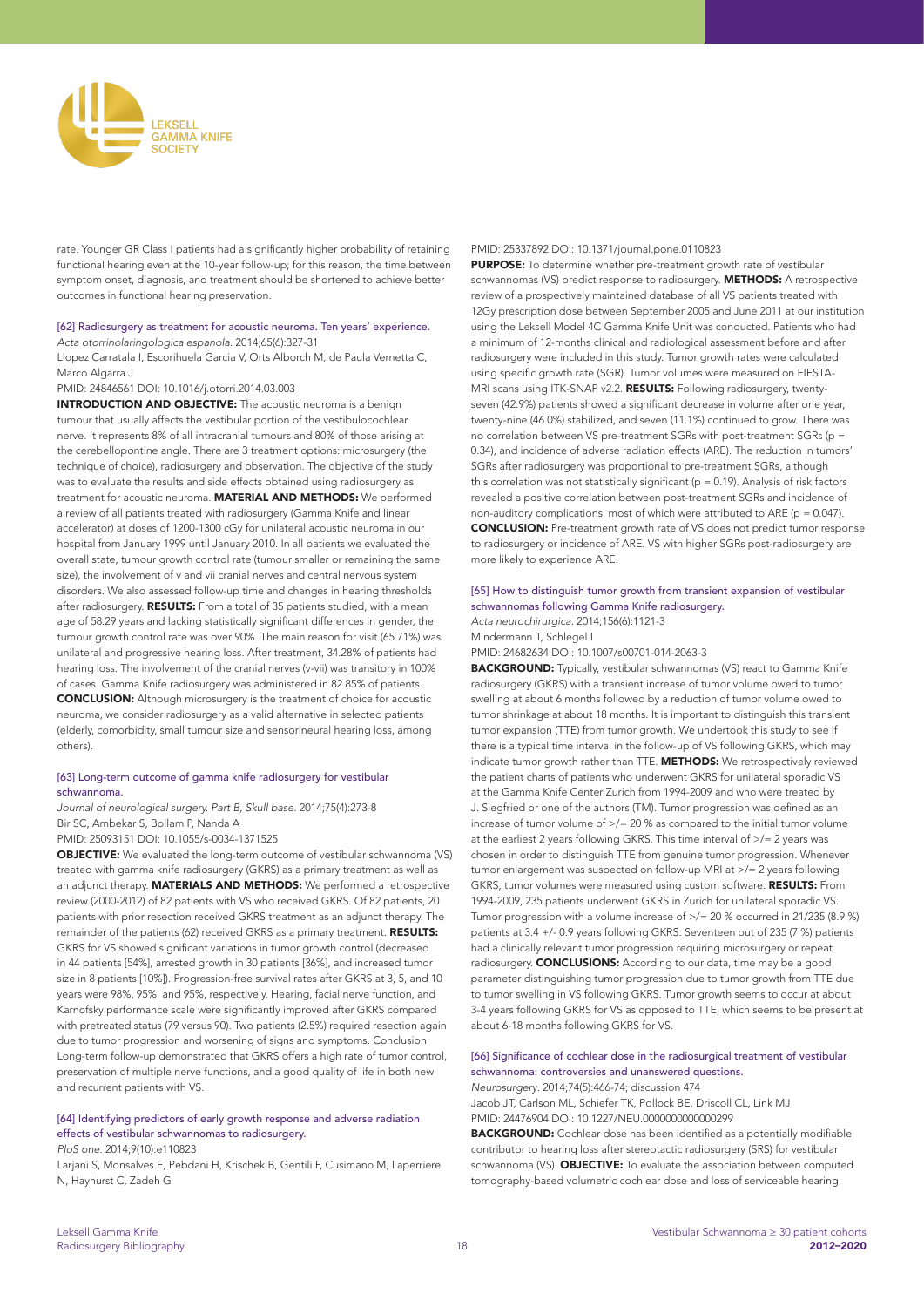rate. Younger GR Class I patients had a significantly higher probability of retaining functional hearing even at the 10-year follow-up; for this reason, the time between symptom onset, diagnosis, and treatment should be shortened to achieve better outcomes in functional hearing preservation.

### [62] Radiosurgery as treatment for acoustic neuroma. Ten years' experience.

*Acta otorrinolaringologica espanola*. 2014;65(6):327-31

Lopez Carratala I, Escorihuela Garcia V, Orts Alborch M, de Paula Vernetta C, Marco Algarra J

PMID: 24846561 DOI: 10.1016/j.otorri.2014.03.003

**INTRODUCTION AND OBJECTIVE:** The acoustic neuroma is a benign tumour that usually affects the vestibular portion of the vestibulocochlear nerve. It represents 8% of all intracranial tumours and 80% of those arising at the cerebellopontine angle. There are 3 treatment options: microsurgery (the technique of choice), radiosurgery and observation. The objective of the study was to evaluate the results and side effects obtained using radiosurgery as treatment for acoustic neuroma. **MATERIAL AND METHODS:** We performed a review of all patients treated with radiosurgery (Gamma Knife and linear accelerator) at doses of 1200-1300 cGy for unilateral acoustic neuroma in our hospital from January 1999 until January 2010. In all patients we evaluated the overall state, tumour growth control rate (tumour smaller or remaining the same size), the involvement of v and vii cranial nerves and central nervous system disorders. We also assessed follow-up time and changes in hearing thresholds after radiosurgery. **RESULTS:** From a total of 35 patients studied, with a mean age of 58.29 years and lacking statistically significant differences in gender, the tumour growth control rate was over 90%. The main reason for visit (65.71%) was unilateral and progressive hearing loss. After treatment, 34.28% of patients had hearing loss. The involvement of the cranial nerves (v-vii) was transitory in 100% of cases. Gamma Knife radiosurgery was administered in 82.85% of patients. **CONCLUSION:** Although microsurgery is the treatment of choice for acoustic neuroma, we consider radiosurgery as a valid alternative in selected patients (elderly, comorbidity, small tumour size and sensorineural hearing loss, among others).

### [63] Long-term outcome of gamma knife radiosurgery for vestibular schwannoma.

*Journal of neurological surgery. Part B, Skull base*. 2014;75(4):273-8

Bir SC, Ambekar S, Bollam P, Nanda A

PMID: 25093151 DOI: 10.1055/s-0034-1371525

**OBJECTIVE:** We evaluated the long-term outcome of vestibular schwannoma (VS) treated with gamma knife radiosurgery (GKRS) as a primary treatment as well as an adjunct therapy. **MATERIALS AND METHODS:** We performed a retrospective review (2000-2012) of 82 patients with VS who received GKRS. Of 82 patients, 20 patients with prior resection received GKRS treatment as an adjunct therapy. The remainder of the patients (62) received GKRS as a primary treatment. **RESULTS:** GKRS for VS showed significant variations in tumor growth control (decreased in 44 patients [54%], arrested growth in 30 patients [36%], and increased tumor size in 8 patients [10%]). Progression-free survival rates after GKRS at 3, 5, and 10 years were 98%, 95%, and 95%, respectively. Hearing, facial nerve function, and Karnofsky performance scale were significantly improved after GKRS compared with pretreated status (79 versus 90). Two patients (2.5%) required resection again due to tumor progression and worsening of signs and symptoms. Conclusion Long-term follow-up demonstrated that GKRS offers a high rate of tumor control, preservation of multiple nerve functions, and a good quality of life in both new and recurrent patients with VS.

### [64] Identifying predictors of early growth response and adverse radiation effects of vestibular schwannomas to radiosurgery.

*PloS one*. 2014;9(10):e110823

Larjani S, Monsalves E, Pebdani H, Krischek B, Gentili F, Cusimano M, Laperriere N, Hayhurst C, Zadeh G

PMID: 25337892 DOI: 10.1371/journal.pone.0110823

**PURPOSE:** To determine whether pre-treatment growth rate of vestibular schwannomas (VS) predict response to radiosurgery. **METHODS:** A retrospective review of a prospectively maintained database of all VS patients treated with 12Gy prescription dose between September 2005 and June 2011 at our institution using the Leksell Model 4C Gamma Knife Unit was conducted. Patients who had a minimum of 12-months clinical and radiological assessment before and after radiosurgery were included in this study. Tumor growth rates were calculated using specific growth rate (SGR). Tumor volumes were measured on FIESTA-MRI scans using ITK-SNAP v2.2. **RESULTS:** Following radiosurgery, twenty-seven (42.9%) patients showed a significant decrease in volume after one year, twenty-nine (46.0%) stabilized, and seven (11.1%) continued to grow. There was no correlation between VS pre-treatment SGRs with post-treatment SGRs (p = 0.34), and incidence of adverse radiation effects (ARE). The reduction in tumors' SGRs after radiosurgery was proportional to pre-treatment SGRs, although this correlation was not statistically significant (p = 0.19). Analysis of risk factors revealed a positive correlation between post-treatment SGRs and incidence of non-auditory complications, most of which were attributed to ARE (p = 0.047). **CONCLUSION:** Pre-treatment growth rate of VS does not predict tumor response to radiosurgery or incidence of ARE. VS with higher SGRs post-radiosurgery are more likely to experience ARE.

### [65] How to distinguish tumor growth from transient expansion of vestibular schwannomas following Gamma Knife radiosurgery.

*Acta neurochirurgica*. 2014;156(6):1121-3

Mindermann T, Schlegel I

PMID: 24682634 DOI: 10.1007/s00701-014-2063-3

**BACKGROUND:** Typically, vestibular schwannomas (VS) react to Gamma Knife radiosurgery (GKRS) with a transient increase of tumor volume owed to tumor swelling at about 6 months followed by a reduction of tumor volume owed to tumor shrinkage at about 18 months. It is important to distinguish this transient tumor expansion (TTE) from tumor growth. We undertook this study to see if there is a typical time interval in the follow-up of VS following GKRS, which may indicate tumor growth rather than TTE. **METHODS:** We retrospectively reviewed the patient charts of patients who underwent GKRS for unilateral sporadic VS at the Gamma Knife Center Zurich from 1994-2009 and who were treated by J. Siegfried or one of the authors (TM). Tumor progression was defined as an increase of tumor volume of >/= 20 % as compared to the initial tumor volume at the earliest 2 years following GKRS. This time interval of >/= 2 years was chosen in order to distinguish TTE from genuine tumor progression. Whenever tumor enlargement was suspected on follow-up MRI at >/= 2 years following GKRS, tumor volumes were measured using custom software. **RESULTS:** From 1994-2009, 235 patients underwent GKRS in Zurich for unilateral sporadic VS. Tumor progression with a volume increase of >/= 20 % occurred in 21/235 (8.9 %) patients at 3.4 +/- 0.9 years following GKRS. Seventeen out of 235 (7 %) patients had a clinically relevant tumor progression requiring microsurgery or repeat radiosurgery. **CONCLUSIONS:** According to our data, time may be a good parameter distinguishing tumor progression due to tumor growth from TTE due to tumor swelling in VS following GKRS. Tumor growth seems to occur at about 3-4 years following GKRS for VS as opposed to TTE, which seems to be present at about 6-18 months following GKRS for VS.

### [66] Significance of cochlear dose in the radiosurgical treatment of vestibular schwannoma: controversies and unanswered questions.

*Neurosurgery*. 2014;74(5):466-74; discussion 474

Jacob JT, Carlson ML, Schiefer TK, Pollock BE, Driscoll CL, Link MJ

PMID: 24476904 DOI: 10.1227/NEU.0000000000000299

**BACKGROUND:** Cochlear dose has been identified as a potentially modifiable contributor to hearing loss after stereotactic radiosurgery (SRS) for vestibular schwannoma (VS). **OBJECTIVE:** To evaluate the association between computed tomography-based volumetric cochlear dose and loss of serviceable hearing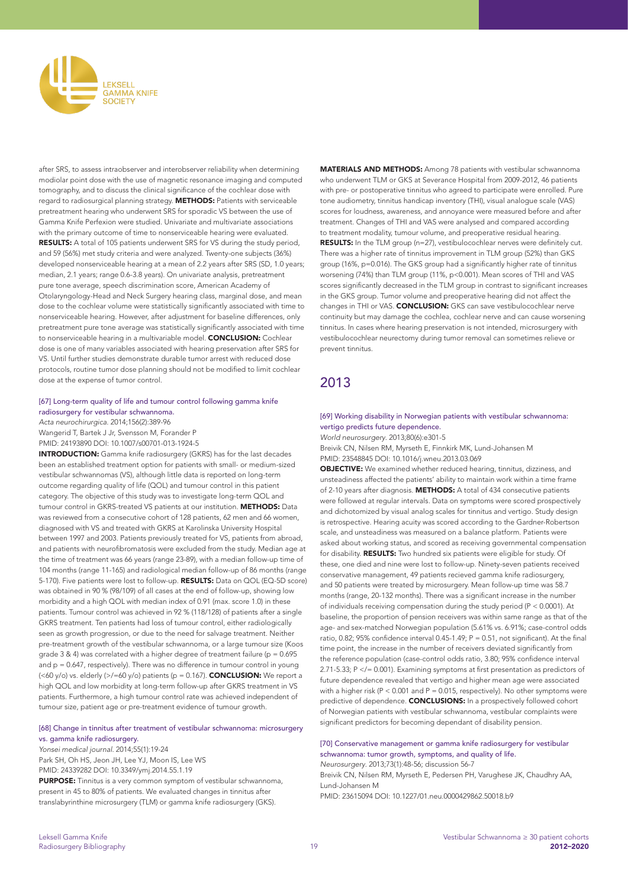after SRS, to assess intraobserver and interobserver reliability when determining modiolar point dose with the use of magnetic resonance imaging and computed tomography, and to discuss the clinical significance of the cochlear dose with regard to radiosurgical planning strategy. **METHODS:** Patients with serviceable pretreatment hearing who underwent SRS for sporadic VS between the use of Gamma Knife Perfexion were studied. Univariate and multivariate associations with the primary outcome of time to nonserviceable hearing were evaluated. **RESULTS:** A total of 105 patients underwent SRS for VS during the study period, and 59 (56%) met study criteria and were analyzed. Twenty-one subjects (36%) developed nonserviceable hearing at a mean of 2.2 years after SRS (SD, 1.0 years; median, 2.1 years; range 0.6-3.8 years). On univariate analysis, pretreatment pure tone average, speech discrimination score, American Academy of Otolaryngology-Head and Neck Surgery hearing class, marginal dose, and mean dose to the cochlear volume were statistically significantly associated with time to nonserviceable hearing. However, after adjustment for baseline differences, only pretreatment pure tone average was statistically significantly associated with time to nonserviceable hearing in a multivariable model. **CONCLUSION:** Cochlear dose is one of many variables associated with hearing preservation after SRS for VS. Until further studies demonstrate durable tumor arrest with reduced dose protocols, routine tumor dose planning should not be modified to limit cochlear dose at the expense of tumor control.

### [67] Long-term quality of life and tumour control following gamma knife radiosurgery for vestibular schwannoma.

*Acta neurochirurgica*. 2014;156(2):389-96
Wangerid T, Bartek J Jr, Svensson M, Forander P
PMID: 24193890 DOI: 10.1007/s00701-013-1924-5

**INTRODUCTION:** Gamma knife radiosurgery (GKRS) has for the last decades been an established treatment option for patients with small- or medium-sized vestibular schwannomas (VS), although little data is reported on long-term outcome regarding quality of life (QOL) and tumour control in this patient category. The objective of this study was to investigate long-term QOL and tumour control in GKRS-treated VS patients at our institution. **METHODS:** Data was reviewed from a consecutive cohort of 128 patients, 62 men and 66 women, diagnosed with VS and treated with GKRS at Karolinska University Hospital between 1997 and 2003. Patients previously treated for VS, patients from abroad, and patients with neurofibromatosis were excluded from the study. Median age at the time of treatment was 66 years (range 23-89), with a median follow-up time of 104 months (range 11-165) and radiological median follow-up of 86 months (range 5-170). Five patients were lost to follow-up. **RESULTS:** Data on QOL (EQ-5D score) was obtained in 90 % (98/109) of all cases at the end of follow-up, showing low morbidity and a high QOL with median index of 0.91 (max. score 1.0) in these patients. Tumour control was achieved in 92 % (118/128) of patients after a single GKRS treatment. Ten patients had loss of tumour control, either radiologically seen as growth progression, or due to the need for salvage treatment. Neither pre-treatment growth of the vestibular schwannoma, or a large tumour size (Koos grade 3 & 4) was correlated with a higher degree of treatment failure ($p = 0.695$ and $p = 0.647$, respectively). There was no difference in tumour control in young (<60 y/o) vs. elderly (>/=60 y/o) patients ($p = 0.167$). **CONCLUSION:** We report a high QOL and low morbidity at long-term follow-up after GKRS treatment in VS patients. Furthermore, a high tumour control rate was achieved independent of tumour size, patient age or pre-treatment evidence of tumour growth.

### [68] Change in tinnitus after treatment of vestibular schwannoma: microsurgery vs. gamma knife radiosurgery.

*Yonsei medical journal*. 2014;55(1):19-24
Park SH, Oh HS, Jeon JH, Lee YJ, Moon IS, Lee WS
PMID: 24339282 DOI: 10.3349/ymj.2014.55.1.19

**PURPOSE:** Tinnitus is a very common symptom of vestibular schwannoma, present in 45 to 80% of patients. We evaluated changes in tinnitus after translabyrinthine microsurgery (TLM) or gamma knife radiosurgery (GKS). **MATERIALS AND METHODS:** Among 78 patients with vestibular schwannoma who underwent TLM or GKS at Severance Hospital from 2009-2012, 46 patients with pre- or postoperative tinnitus who agreed to participate were enrolled. Pure tone audiometry, tinnitus handicap inventory (THI), visual analogue scale (VAS) scores for loudness, awareness, and annoyance were measured before and after treatment. Changes of THI and VAS were analysed and compared according to treatment modality, tumour volume, and preoperative residual hearing. **RESULTS:** In the TLM group (n=27), vestibulocochlear nerves were definitely cut. There was a higher rate of tinnitus improvement in TLM group (52%) than GKS group (16%, p=0.016). The GKS group had a significantly higher rate of tinnitus worsening (74%) than TLM group (11%, p<0.001). Mean scores of THI and VAS scores significantly decreased in the TLM group in contrast to significant increases in the GKS group. Tumor volume and preoperative hearing did not affect the changes in THI or VAS. **CONCLUSION:** GKS can save vestibulocochlear nerve continuity but may damage the cochlea, cochlear nerve and can cause worsening tinnitus. In cases where hearing preservation is not intended, microsurgery with vestibulocochlear neurectomy during tumor removal can sometimes relieve or prevent tinnitus.

## 2013

### [69] Working disability in Norwegian patients with vestibular schwannoma: vertigo predicts future dependence.

*World neurosurgery*. 2013;80(6):e301-5
Breivik CN, Nilsen RM, Myrseth E, Finnkirk MK, Lund-Johansen M
PMID: 23548845 DOI: 10.1016/j.wneu.2013.03.069

**OBJECTIVE:** We examined whether reduced hearing, tinnitus, dizziness, and unsteadiness affected the patients' ability to maintain work within a time frame of 2-10 years after diagnosis. **METHODS:** A total of 434 consecutive patients were followed at regular intervals. Data on symptoms were scored prospectively and dichotomized by visual analog scales for tinnitus and vertigo. Study design is retrospective. Hearing acuity was scored according to the Gardner-Robertson scale, and unsteadiness was measured on a balance platform. Patients were asked about working status, and scored as receiving governmental compensation for disability. **RESULTS:** Two hundred six patients were eligible for study. Of these, one died and nine were lost to follow-up. Ninety-seven patients received conservative management, 49 patients recieved gamma knife radiosurgery, and 50 patients were treated by microsurgery. Mean follow-up time was 58.7 months (range, 20-132 months). There was a significant increase in the number of individuals receiving compensation during the study period ($P < 0.0001$). At baseline, the proportion of pension receivers was within same range as that of the age- and sex-matched Norwegian population (5.61% vs. 6.91%; case-control odds ratio, 0.82; 95% confidence interval 0.45-1.49; $P = 0.51$, not significant). At the final time point, the increase in the number of receivers deviated significantly from the reference population (case-control odds ratio, 3.80; 95% confidence interval 2.71-5.33; $P </= 0.001$). Examining symptoms at first presentation as predictors of future dependence revealed that vertigo and higher mean age were associated with a higher risk ($P < 0.001$ and $P = 0.015$, respectively). No other symptoms were predictive of dependence. **CONCLUSIONS:** In a prospectively followed cohort of Norwegian patients with vestibular schwannoma, vestibular complaints were significant predictors for becoming dependant of disability pension.

### [70] Conservative management or gamma knife radiosurgery for vestibular schwannoma: tumor growth, symptoms, and quality of life.

*Neurosurgery*. 2013;73(1):48-56; discussion 56-7
Breivik CN, Nilsen RM, Myrseth E, Pedersen PH, Varughese JK, Chaudhry AA, Lund-Johansen M
PMID: 23615094 DOI: 10.1227/01.neu.0000429862.50018.b9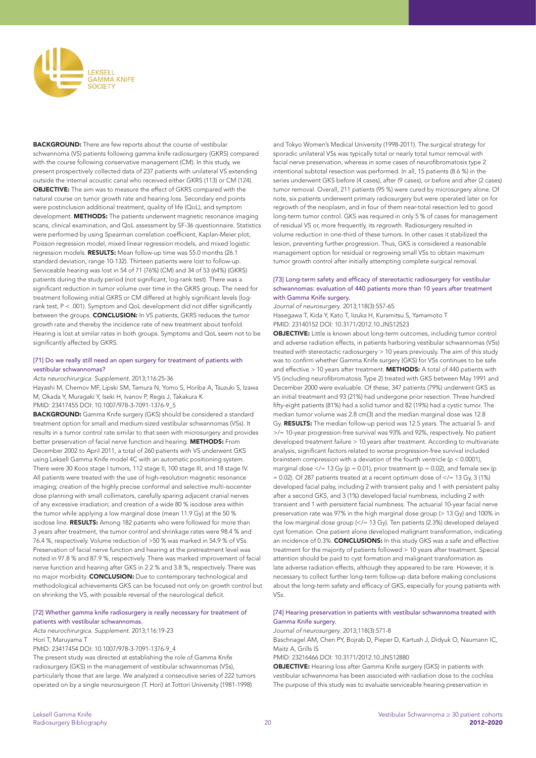**BACKGROUND:** There are few reports about the course of vestibular schwannoma (VS) patients following gamma knife radiosurgery (GKRS) compared with the course following conservative management (CM). In this study, we present prospectively collected data of 237 patients with unilateral VS extending outside the internal acoustic canal who received either GKRS (113) or CM (124). **OBJECTIVE:** The aim was to measure the effect of GKRS compared with the natural course on tumor growth rate and hearing loss. Secondary end points were postinclusion additional treatment, quality of life (QoL), and symptom development. **METHODS:** The patients underwent magnetic resonance imaging scans, clinical examination, and QoL assessment by SF-36 questionnaire. Statistics were performed by using Spearman correlation coefficient, Kaplan-Meier plot, Poisson regression model, mixed linear regression models, and mixed logistic regression models. **RESULTS:** Mean follow-up time was 55.0 months (26.1 standard deviation, range 10-132). Thirteen patients were lost to follow-up. Serviceable hearing was lost in 54 of 71 (76%) (CM) and 34 of 53 (64%) (GKRS) patients during the study period (not significant, log-rank test). There was a significant reduction in tumor volume over time in the GKRS group. The need for treatment following initial GKRS or CM differed at highly significant levels (log-rank test, P < .001). Symptom and QoL development did not differ significantly between the groups. **CONCLUSION:** In VS patients, GKRS reduces the tumor growth rate and thereby the incidence rate of new treatment about tenfold. Hearing is lost at similar rates in both groups. Symptoms and QoL seem not to be significantly affected by GKRS.

### [71] Do we really still need an open surgery for treatment of patients with vestibular schwannomas?

*Acta neurochirurgica. Supplement.* 2013;116:25-36

Hayashi M, Chernov MF, Lipski SM, Tamura N, Yomo S, Horiba A, Tsuzuki S, Izawa M, Okada Y, Muragaki Y, Iseki H, Ivanov P, Regis J, Takakura K

PMID: 23417455 DOI: 10.1007/978-3-7091-1376-9_5

**BACKGROUND:** Gamma Knife surgery (GKS) should be considered a standard treatment option for small and medium-sized vestibular schwannomas (VSs). It results in a tumor control rate similar to that seen with microsurgery and provides better preservation of facial nerve function and hearing. **METHODS:** From December 2002 to April 2011, a total of 260 patients with VS underwent GKS using Leksell Gamma Knife model 4C with an automatic positioning system. There were 30 Koos stage I tumors, 112 stage II, 100 stage III, and 18 stage IV. All patients were treated with the use of high-resolution magnetic resonance imaging; creation of the highly precise conformal and selective multi-isocenter dose planning with small collimators, carefully sparing adjacent cranial nerves of any excessive irradiation; and creation of a wide 80 % isodose area within the tumor while applying a low marginal dose (mean 11.9 Gy) at the 50 % isodose line. **RESULTS:** Among 182 patients who were followed for more than 3 years after treatment, the tumor control and shrinkage rates were 98.4 % and 76.4 %, respectively. Volume reduction of >50 % was marked in 54.9 % of VSs. Preservation of facial nerve function and hearing at the pretreatment level was noted in 97.8 % and 87.9 %, respectively. There was marked improvement of facial nerve function and hearing after GKS in 2.2 % and 3.8 %, respectively. There was no major morbidity. **CONCLUSION:** Due to contemporary technological and methodological achievements GKS can be focused not only on growth control but on shrinking the VS, with possible reversal of the neurological deficit.

### [72] Whether gamma knife radiosurgery is really necessary for treatment of patients with vestibular schwannomas.

*Acta neurochirurgica. Supplement.* 2013;116:19-23

Hori T, Maruyama T

PMID: 23417454 DOI: 10.1007/978-3-7091-1376-9_4

The present study was directed at establishing the role of Gamma Knife radiosurgery (GKS) in the management of vestibular schwannomas (VSs), particularly those that are large. We analyzed a consecutive series of 222 tumors operated on by a single neurosurgeon (T. Hori) at Tottori University (1981-1998) and Tokyo Women's Medical University (1998-2011). The surgical strategy for sporadic unilateral VSs was typically total or nearly total tumor removal with facial nerve preservation, whereas in some cases of neurofibromatosis type 2 intentional subtotal resection was performed. In all, 15 patients (8.6 %) in the series underwent GKS before (4 cases), after (9 cases), or before and after (2 cases) tumor removal. Overall, 211 patients (95 %) were cured by microsurgery alone. Of note, six patients underwent primary radiosurgery but were operated later on for regrowth of the neoplasm, and in four of them near-total resection led to good long-term tumor control. GKS was required in only 5 % of cases for management of residual VS or, more frequently, its regrowth. Radiosurgery resulted in volume reduction in one-third of these tumors. In other cases it stabilized the lesion, preventing further progression. Thus, GKS is considered a reasonable management option for residual or regrowing small VSs to obtain maximum tumor growth control after initially attempting complete surgical removal.

### [73] Long-term safety and efficacy of stereotactic radiosurgery for vestibular schwannomas: evaluation of 440 patients more than 10 years after treatment with Gamma Knife surgery.

*Journal of neurosurgery.* 2013;118(3):557-65

Hasegawa T, Kida Y, Kato T, Iizuka H, Kuramitsu S, Yamamoto T

PMID: 23140152 DOI: 10.3171/2012.10.JNS12523

**OBJECTIVE:** Little is known about long-term outcomes, including tumor control and adverse radiation effects, in patients harboring vestibular schwannomas (VSs) treated with stereotactic radiosurgery > 10 years previously. The aim of this study was to confirm whether Gamma Knife surgery (GKS) for VSs continues to be safe and effective > 10 years after treatment. **METHODS:** A total of 440 patients with VS (including neurofibromatosis Type 2) treated with GKS between May 1991 and December 2000 were evaluable. Of these, 347 patients (79%) underwent GKS as an initial treatment and 93 (21%) had undergone prior resection. Three hundred fifty-eight patients (81%) had a solid tumor and 82 (19%) had a cystic tumor. The median tumor volume was 2.8 cm(3) and the median marginal dose was 12.8 Gy. **RESULTS:** The median follow-up period was 12.5 years. The actuarial 5- and >/= 10-year progression-free survival was 93% and 92%, respectively. No patient developed treatment failure > 10 years after treatment. According to multivariate analysis, significant factors related to worse progression-free survival included brainstem compression with a deviation of the fourth ventricle (p < 0.0001), marginal dose </= 13 Gy (p = 0.01), prior treatment (p = 0.02), and female sex (p = 0.02). Of 287 patients treated at a recent optimum dose of </= 13 Gy, 3 (1%) developed facial palsy, including 2 with transient palsy and 1 with persistent palsy after a second GKS, and 3 (1%) developed facial numbness, including 2 with transient and 1 with persistent facial numbness. The actuarial 10-year facial nerve preservation rate was 97% in the high marginal dose group (> 13 Gy) and 100% in the low marginal dose group (</= 13 Gy). Ten patients (2.3%) developed delayed cyst formation. One patient alone developed malignant transformation, indicating an incidence of 0.3%. **CONCLUSIONS:** In this study GKS was a safe and effective treatment for the majority of patients followed > 10 years after treatment. Special attention should be paid to cyst formation and malignant transformation as late adverse radiation effects, although they appeared to be rare. However, it is necessary to collect further long-term follow-up data before making conclusions about the long-term safety and efficacy of GKS, especially for young patients with VSs.

### [74] Hearing preservation in patients with vestibular schwannoma treated with Gamma Knife surgery.

*Journal of neurosurgery.* 2013;118(3):571-8

Baschnagel AM, Chen PY, Bojrab D, Pieper D, Kartush J, Didyuk O, Naumann IC, Maitz A, Grills IS

PMID: 23216466 DOI: 10.3171/2012.10.JNS12880

**OBJECTIVE:** Hearing loss after Gamma Knife surgery (GKS) in patients with vestibular schwannoma has been associated with radiation dose to the cochlea. The purpose of this study was to evaluate serviceable hearing preservation in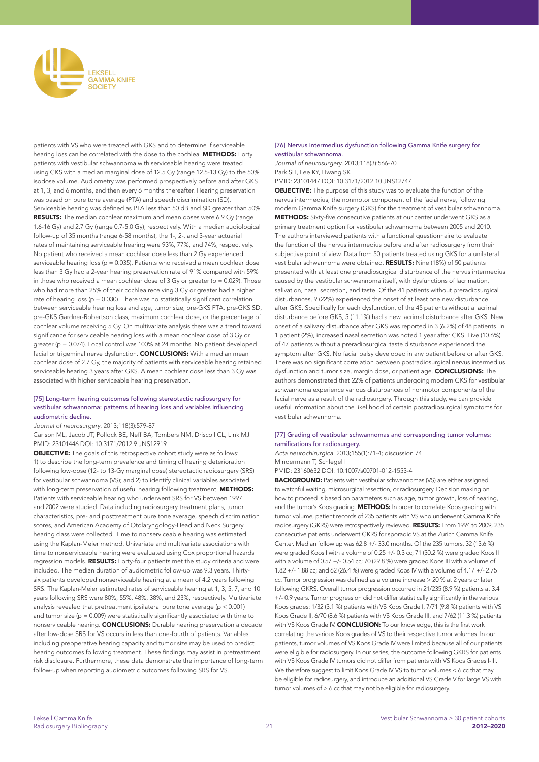patients with VS who were treated with GKS and to determine if serviceable hearing loss can be correlated with the dose to the cochlea. **METHODS:** Forty patients with vestibular schwannoma with serviceable hearing were treated using GKS with a median marginal dose of 12.5 Gy (range 12.5-13 Gy) to the 50% isodose volume. Audiometry was performed prospectively before and after GKS at 1, 3, and 6 months, and then every 6 months thereafter. Hearing preservation was based on pure tone average (PTA) and speech discrimination (SD). Serviceable hearing was defined as PTA less than 50 dB and SD greater than 50%. **RESULTS:** The median cochlear maximum and mean doses were 6.9 Gy (range 1.6-16 Gy) and 2.7 Gy (range 0.7-5.0 Gy), respectively. With a median audiological follow-up of 35 months (range 6-58 months), the 1-, 2-, and 3-year actuarial rates of maintaining serviceable hearing were 93%, 77%, and 74%, respectively. No patient who received a mean cochlear dose less than 2 Gy experienced serviceable hearing loss ($p = 0.035$). Patients who received a mean cochlear dose less than 3 Gy had a 2-year hearing preservation rate of 91% compared with 59% in those who received a mean cochlear dose of 3 Gy or greater ($p = 0.029$). Those who had more than 25% of their cochlea receiving 3 Gy or greater had a higher rate of hearing loss ($p = 0.030$). There was no statistically significant correlation between serviceable hearing loss and age, tumor size, pre-GKS PTA, pre-GKS SD, pre-GKS Gardner-Robertson class, maximum cochlear dose, or the percentage of cochlear volume receiving 5 Gy. On multivariate analysis there was a trend toward significance for serviceable hearing loss with a mean cochlear dose of 3 Gy or greater ($p = 0.074$). Local control was 100% at 24 months. No patient developed facial or trigeminal nerve dysfunction. **CONCLUSIONS:** With a median mean cochlear dose of 2.7 Gy, the majority of patients with serviceable hearing retained serviceable hearing 3 years after GKS. A mean cochlear dose less than 3 Gy was associated with higher serviceable hearing preservation.

### [75] Long-term hearing outcomes following stereotactic radiosurgery for vestibular schwannoma: patterns of hearing loss and variables influencing audiometric decline.

*Journal of neurosurgery*. 2013;118(3):579-87

Carlson ML, Jacob JT, Pollock BE, Neff BA, Tombers NM, Driscoll CL, Link MJ

PMID: 23101446 DOI: 10.3171/2012.9.JNS12919

**OBJECTIVE:** The goals of this retrospective cohort study were as follows: 1) to describe the long-term prevalence and timing of hearing deterioration following low-dose (12- to 13-Gy marginal dose) stereotactic radiosurgery (SRS) for vestibular schwannoma (VS); and 2) to identify clinical variables associated with long-term preservation of useful hearing following treatment. **METHODS:** Patients with serviceable hearing who underwent SRS for VS between 1997 and 2002 were studied. Data including radiosurgery treatment plans, tumor characteristics, pre- and posttreatment pure tone average, speech discrimination scores, and American Academy of Otolaryngology-Head and Neck Surgery hearing class were collected. Time to nonserviceable hearing was estimated using the Kaplan-Meier method. Univariate and multivariate associations with time to nonserviceable hearing were evaluated using Cox proportional hazards regression models. **RESULTS:** Forty-four patients met the study criteria and were included. The median duration of audiometric follow-up was 9.3 years. Thirty-six patients developed nonserviceable hearing at a mean of 4.2 years following SRS. The Kaplan-Meier estimated rates of serviceable hearing at 1, 3, 5, 7, and 10 years following SRS were 80%, 55%, 48%, 38%, and 23%, respectively. Multivariate analysis revealed that pretreatment ipsilateral pure tone average ($p < 0.001$) and tumor size ($p = 0.009$) were statistically significantly associated with time to nonserviceable hearing. **CONCLUSIONS:** Durable hearing preservation a decade after low-dose SRS for VS occurs in less than one-fourth of patients. Variables including preoperative hearing capacity and tumor size may be used to predict hearing outcomes following treatment. These findings may assist in pretreatment risk disclosure. Furthermore, these data demonstrate the importance of long-term follow-up when reporting audiometric outcomes following SRS for VS.

### [76] Nervus intermedius dysfunction following Gamma Knife surgery for vestibular schwannoma.

*Journal of neurosurgery*. 2013;118(3):566-70

Park SH, Lee KY, Hwang SK

PMID: 23101447 DOI: 10.3171/2012.10.JNS12747

**OBJECTIVE:** The purpose of this study was to evaluate the function of the nervus intermedius, the nonmotor component of the facial nerve, following modern Gamma Knife surgery (GKS) for the treatment of vestibular schwannoma. **METHODS:** Sixty-five consecutive patients at our center underwent GKS as a primary treatment option for vestibular schwannoma between 2005 and 2010. The authors interviewed patients with a functional questionnaire to evaluate the function of the nervus intermedius before and after radiosurgery from their subjective point of view. Data from 50 patients treated using GKS for a unilateral vestibular schwannoma were obtained. **RESULTS:** Nine (18%) of 50 patients presented with at least one preradiosurgical disturbance of the nervus intermedius caused by the vestibular schwannoma itself, with dysfunctions of lacrimation, salivation, nasal secretion, and taste. Of the 41 patients without preradiosurgical disturbances, 9 (22%) experienced the onset of at least one new disturbance after GKS. Specifically for each dysfunction, of the 45 patients without a lacrimal disturbance before GKS, 5 (11.1%) had a new lacrimal disturbance after GKS. New onset of a salivary disturbance after GKS was reported in 3 (6.2%) of 48 patients. In 1 patient (2%), increased nasal secretion was noted 1 year after GKS. Five (10.6%) of 47 patients without a preradiosurgical taste disturbance experienced the symptom after GKS. No facial palsy developed in any patient before or after GKS. There was no significant correlation between postradiosurgical nervus intermedius dysfunction and tumor size, margin dose, or patient age. **CONCLUSIONS:** The authors demonstrated that 22% of patients undergoing modern GKS for vestibular schwannoma experience various disturbances of nonmotor components of the facial nerve as a result of the radiosurgery. Through this study, we can provide useful information about the likelihood of certain postradiosurgical symptoms for vestibular schwannoma.

### [77] Grading of vestibular schwannomas and corresponding tumor volumes: ramifications for radiosurgery.

*Acta neurochirurgica*. 2013;155(1):71-4; discussion 74

Mindermann T, Schlegel I

PMID: 23160632 DOI: 10.1007/s00701-012-1553-4

**BACKGROUND:** Patients with vestibular schwannomas (VS) are either assigned to watchful waiting, microsurgical resection, or radiosurgery. Decision making on how to proceed is based on parameters such as age, tumor growth, loss of hearing, and the tumor's Koos grading. **METHODS:** In order to correlate Koos grading with tumor volume, patient records of 235 patients with VS who underwent Gamma Knife radiosurgery (GKRS) were retrospectively reviewed. **RESULTS:** From 1994 to 2009, 235 consecutive patients underwent GKRS for sporadic VS at the Zurich Gamma Knife Center. Median follow up was 62.8 +/- 33.0 months. Of the 235 tumors, 32 (13.6 %) were graded Koos I with a volume of 0.25 +/- 0.3 cc; 71 (30.2 %) were graded Koos II with a volume of 0.57 +/- 0.54 cc; 70 (29.8 %) were graded Koos III with a volume of 1.82 +/- 1.88 cc; and 62 (26.4 %) were graded Koos IV with a volume of 4.17 +/- 2.75 cc. Tumor progression was defined as a volume increase > 20 % at 2 years or later following GKRS. Overall tumor progression occurred in 21/235 (8.9 %) patients at 3.4 +/- 0.9 years. Tumor progression did not differ statistically significantly in the various Koos grades: 1/32 (3.1 %) patients with VS Koos Grade I, 7/71 (9.8 %) patients with VS Koos Grade II, 6/70 (8.6 %) patients with VS Koos Grade III, and 7/62 (11.3 %) patients with VS Koos Grade IV. **CONCLUSION:** To our knowledge, this is the first work correlating the various Koos grades of VS to their respective tumor volumes. In our patients, tumor volumes of VS Koos Grade IV were limited because all of our patients were eligible for radiosurgery. In our series, the outcome following GKRS for patients with VS Koos Grade IV tumors did not differ from patients with VS Koos Grades I-III. We therefore suggest to limit Koos Grade IV VS to tumor volumes < 6 cc that may be eligible for radiosurgery, and introduce an additional VS Grade V for large VS with tumor volumes of > 6 cc that may not be eligible for radiosurgery.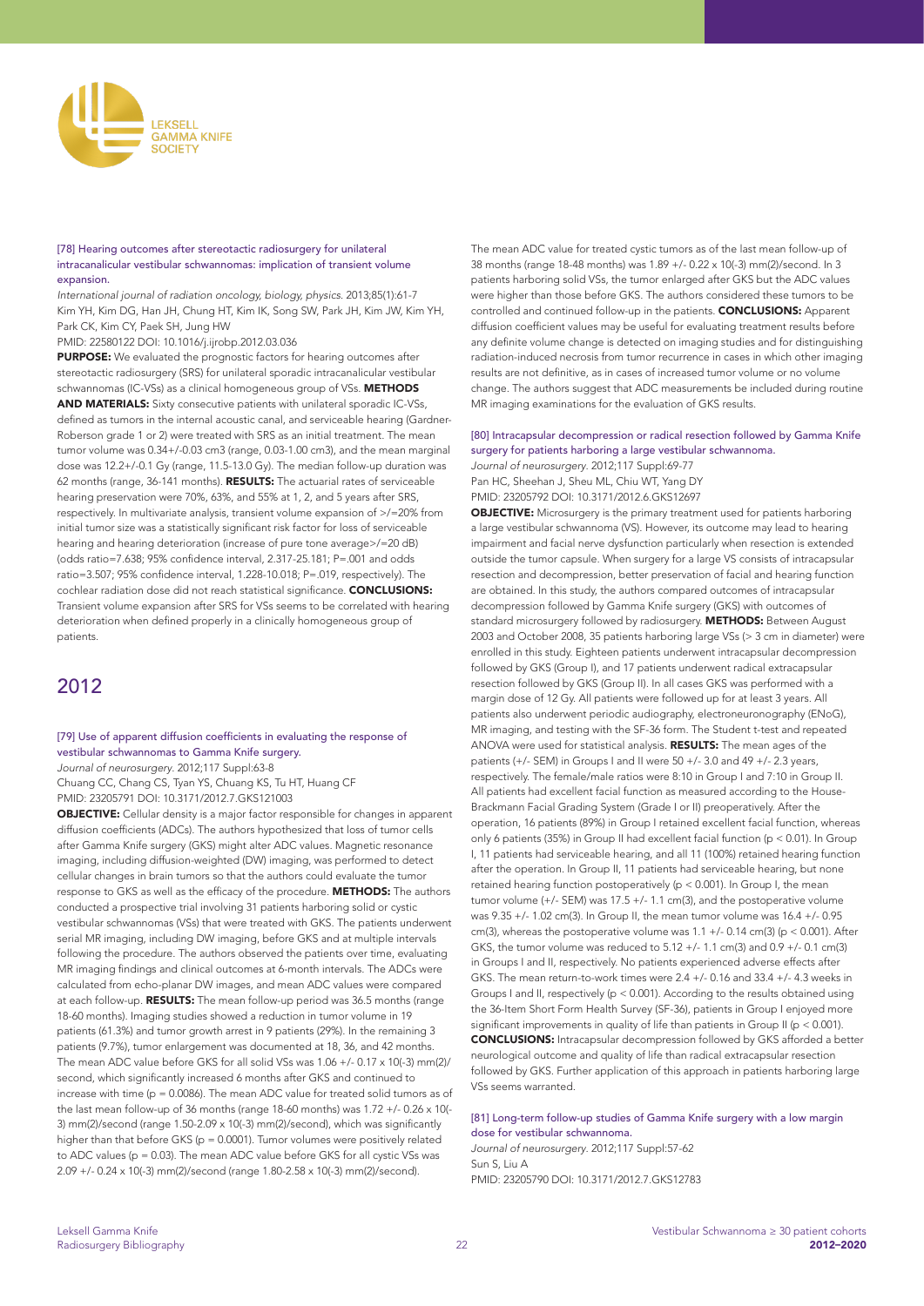[78] Hearing outcomes after stereotactic radiosurgery for unilateral intracanalicular vestibular schwannomas: implication of transient volume expansion.

*International journal of radiation oncology, biology, physics*. 2013;85(1):61-7
Kim YH, Kim DG, Han JH, Chung HT, Kim IK, Song SW, Park JH, Kim JW, Kim YH, Park CK, Kim CY, Paek SH, Jung HW
PMID: 22580122 DOI: 10.1016/j.ijrobp.2012.03.036

**PURPOSE:** We evaluated the prognostic factors for hearing outcomes after stereotactic radiosurgery (SRS) for unilateral sporadic intracanalicular vestibular schwannomas (IC-VSs) as a clinical homogeneous group of VSs. **METHODS AND MATERIALS:** Sixty consecutive patients with unilateral sporadic IC-VSs, defined as tumors in the internal acoustic canal, and serviceable hearing (Gardner-Roberson grade 1 or 2) were treated with SRS as an initial treatment. The mean tumor volume was 0.34+/-0.03 cm3 (range, 0.03-1.00 cm3), and the mean marginal dose was 12.2+/-0.1 Gy (range, 11.5-13.0 Gy). The median follow-up duration was 62 months (range, 36-141 months). **RESULTS:** The actuarial rates of serviceable hearing preservation were 70%, 63%, and 55% at 1, 2, and 5 years after SRS, respectively. In multivariate analysis, transient volume expansion of >/=20% from initial tumor size was a statistically significant risk factor for loss of serviceable hearing and hearing deterioration (increase of pure tone average>/=20 dB) (odds ratio=7.638; 95% confidence interval, 2.317-25.181; P=.001 and odds ratio=3.507; 95% confidence interval, 1.228-10.018; P=.019, respectively). The cochlear radiation dose did not reach statistical significance. **CONCLUSIONS:** Transient volume expansion after SRS for VSs seems to be correlated with hearing deterioration when defined properly in a clinically homogeneous group of patients.

## 2012

[79] Use of apparent diffusion coefficients in evaluating the response of vestibular schwannomas to Gamma Knife surgery.

*Journal of neurosurgery*. 2012;117 Suppl:63-8
Chuang CC, Chang CS, Tyan YS, Chuang KS, Tu HT, Huang CF
PMID: 23205791 DOI: 10.3171/2012.7.GKS121003

**OBJECTIVE:** Cellular density is a major factor responsible for changes in apparent diffusion coefficients (ADCs). The authors hypothesized that loss of tumor cells after Gamma Knife surgery (GKS) might alter ADC values. Magnetic resonance imaging, including diffusion-weighted (DW) imaging, was performed to detect cellular changes in brain tumors so that the authors could evaluate the tumor response to GKS as well as the efficacy of the procedure. **METHODS:** The authors conducted a prospective trial involving 31 patients harboring solid or cystic vestibular schwannomas (VSs) that were treated with GKS. The patients underwent serial MR imaging, including DW imaging, before GKS and at multiple intervals following the procedure. The authors observed the patients over time, evaluating MR imaging findings and clinical outcomes at 6-month intervals. The ADCs were calculated from echo-planar DW images, and mean ADC values were compared at each follow-up. **RESULTS:** The mean follow-up period was 36.5 months (range 18-60 months). Imaging studies showed a reduction in tumor volume in 19 patients (61.3%) and tumor growth arrest in 9 patients (29%). In the remaining 3 patients (9.7%), tumor enlargement was documented at 18, 36, and 42 months. The mean ADC value before GKS for all solid VSs was 1.06 +/- 0.17 x 10(-3) mm(2)/second, which significantly increased 6 months after GKS and continued to increase with time (p = 0.0086). The mean ADC value for treated solid tumors as of the last mean follow-up of 36 months (range 18-60 months) was 1.72 +/- 0.26 x 10(-3) mm(2)/second (range 1.50-2.09 x 10(-3) mm(2)/second), which was significantly higher than that before GKS (p = 0.0001). Tumor volumes were positively related to ADC values (p = 0.03). The mean ADC value before GKS for all cystic VSs was 2.09 +/- 0.24 x 10(-3) mm(2)/second (range 1.80-2.58 x 10(-3) mm(2)/second). The mean ADC value for treated cystic tumors as of the last mean follow-up of 38 months (range 18-48 months) was 1.89 +/- 0.22 x 10(-3) mm(2)/second. In 3 patients harboring solid VSs, the tumor enlarged after GKS but the ADC values were higher than those before GKS. The authors considered these tumors to be controlled and continued follow-up in the patients. **CONCLUSIONS:** Apparent diffusion coefficient values may be useful for evaluating treatment results before any definite volume change is detected on imaging studies and for distinguishing radiation-induced necrosis from tumor recurrence in cases in which other imaging results are not definitive, as in cases of increased tumor volume or no volume change. The authors suggest that ADC measurements be included during routine MR imaging examinations for the evaluation of GKS results.

[80] Intracapsular decompression or radical resection followed by Gamma Knife surgery for patients harboring a large vestibular schwannoma.

*Journal of neurosurgery*. 2012;117 Suppl:69-77
Pan HC, Sheehan J, Sheu ML, Chiu WT, Yang DY
PMID: 23205792 DOI: 10.3171/2012.6.GKS12697

**OBJECTIVE:** Microsurgery is the primary treatment used for patients harboring a large vestibular schwannoma (VS). However, its outcome may lead to hearing impairment and facial nerve dysfunction particularly when resection is extended outside the tumor capsule. When surgery for a large VS consists of intracapsular resection and decompression, better preservation of facial and hearing function are obtained. In this study, the authors compared outcomes of intracapsular decompression followed by Gamma Knife surgery (GKS) with outcomes of standard microsurgery followed by radiosurgery. **METHODS:** Between August 2003 and October 2008, 35 patients harboring large VSs (> 3 cm in diameter) were enrolled in this study. Eighteen patients underwent intracapsular decompression followed by GKS (Group I), and 17 patients underwent radical extracapsular resection followed by GKS (Group II). In all cases GKS was performed with a margin dose of 12 Gy. All patients were followed up for at least 3 years. All patients also underwent periodic audiography, electroneuronography (ENoG), MR imaging, and testing with the SF-36 form. The Student t-test and repeated ANOVA were used for statistical analysis. **RESULTS:** The mean ages of the patients (+/- SEM) in Groups I and II were 50 +/- 3.0 and 49 +/- 2.3 years, respectively. The female/male ratios were 8:10 in Group I and 7:10 in Group II. All patients had excellent facial function as measured according to the House-Brackmann Facial Grading System (Grade I or II) preoperatively. After the operation, 16 patients (89%) in Group I retained excellent facial function, whereas only 6 patients (35%) in Group II had excellent facial function (p < 0.01). In Group I, 11 patients had serviceable hearing, and all 11 (100%) retained hearing function after the operation. In Group II, 11 patients had serviceable hearing, but none retained hearing function postoperatively (p < 0.001). In Group I, the mean tumor volume (+/- SEM) was 17.5 +/- 1.1 cm(3), and the postoperative volume was 9.35 +/- 1.02 cm(3). In Group II, the mean tumor volume was 16.4 +/- 0.95 cm(3), whereas the postoperative volume was 1.1 +/- 0.14 cm(3) (p < 0.001). After GKS, the tumor volume was reduced to 5.12 +/- 1.1 cm(3) and 0.9 +/- 0.1 cm(3) in Groups I and II, respectively. No patients experienced adverse effects after GKS. The mean return-to-work times were 2.4 +/- 0.16 and 33.4 +/- 4.3 weeks in Groups I and II, respectively (p < 0.001). According to the results obtained using the 36-Item Short Form Health Survey (SF-36), patients in Group I enjoyed more significant improvements in quality of life than patients in Group II (p < 0.001). **CONCLUSIONS:** Intracapsular decompression followed by GKS afforded a better neurological outcome and quality of life than radical extracapsular resection followed by GKS. Further application of this approach in patients harboring large VSs seems warranted.

[81] Long-term follow-up studies of Gamma Knife surgery with a low margin dose for vestibular schwannoma.

*Journal of neurosurgery*. 2012;117 Suppl:57-62
Sun S, Liu A
PMID: 23205790 DOI: 10.3171/2012.7.GKS12783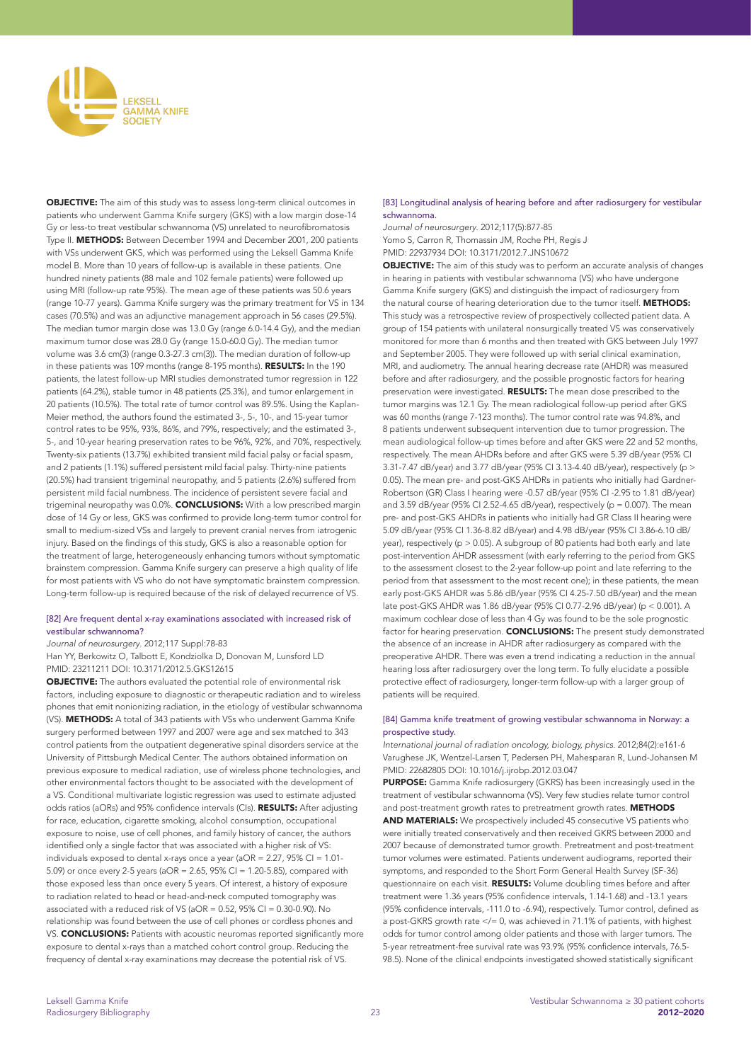**OBJECTIVE:** The aim of this study was to assess long-term clinical outcomes in patients who underwent Gamma Knife surgery (GKS) with a low margin dose-14 Gy or less-to treat vestibular schwannoma (VS) unrelated to neurofibromatosis Type II. **METHODS:** Between December 1994 and December 2001, 200 patients with VSs underwent GKS, which was performed using the Leksell Gamma Knife model B. More than 10 years of follow-up is available in these patients. One hundred ninety patients (88 male and 102 female patients) were followed up using MRI (follow-up rate 95%). The mean age of these patients was 50.6 years (range 10-77 years). Gamma Knife surgery was the primary treatment for VS in 134 cases (70.5%) and was an adjunctive management approach in 56 cases (29.5%). The median tumor margin dose was 13.0 Gy (range 6.0-14.4 Gy), and the median maximum tumor dose was 28.0 Gy (range 15.0-60.0 Gy). The median tumor volume was 3.6 cm(3) (range 0.3-27.3 cm(3)). The median duration of follow-up in these patients was 109 months (range 8-195 months). **RESULTS:** In the 190 patients, the latest follow-up MRI studies demonstrated tumor regression in 122 patients (64.2%), stable tumor in 48 patients (25.3%), and tumor enlargement in 20 patients (10.5%). The total rate of tumor control was 89.5%. Using the Kaplan-Meier method, the authors found the estimated 3-, 5-, 10-, and 15-year tumor control rates to be 95%, 93%, 86%, and 79%, respectively; and the estimated 3-, 5-, and 10-year hearing preservation rates to be 96%, 92%, and 70%, respectively. Twenty-six patients (13.7%) exhibited transient mild facial palsy or facial spasm, and 2 patients (1.1%) suffered persistent mild facial palsy. Thirty-nine patients (20.5%) had transient trigeminal neuropathy, and 5 patients (2.6%) suffered from persistent mild facial numbness. The incidence of persistent severe facial and trigeminal neuropathy was 0.0%. **CONCLUSIONS:** With a low prescribed margin dose of 14 Gy or less, GKS was confirmed to provide long-term tumor control for small to medium-sized VSs and largely to prevent cranial nerves from iatrogenic injury. Based on the findings of this study, GKS is also a reasonable option for the treatment of large, heterogeneously enhancing tumors without symptomatic brainstem compression. Gamma Knife surgery can preserve a high quality of life for most patients with VS who do not have symptomatic brainstem compression. Long-term follow-up is required because of the risk of delayed recurrence of VS.

### [82] Are frequent dental x-ray examinations associated with increased risk of vestibular schwannoma?

*Journal of neurosurgery*. 2012;117 Suppl:78-83
Han YY, Berkowitz O, Talbott E, Kondziolka D, Donovan M, Lunsford LD
PMID: 23211211 DOI: 10.3171/2012.5.GKS12615

**OBJECTIVE:** The authors evaluated the potential role of environmental risk factors, including exposure to diagnostic or therapeutic radiation and to wireless phones that emit nonionizing radiation, in the etiology of vestibular schwannoma (VS). **METHODS:** A total of 343 patients with VSs who underwent Gamma Knife surgery performed between 1997 and 2007 were age and sex matched to 343 control patients from the outpatient degenerative spinal disorders service at the University of Pittsburgh Medical Center. The authors obtained information on previous exposure to medical radiation, use of wireless phone technologies, and other environmental factors thought to be associated with the development of a VS. Conditional multivariate logistic regression was used to estimate adjusted odds ratios (aORs) and 95% confidence intervals (CIs). **RESULTS:** After adjusting for race, education, cigarette smoking, alcohol consumption, occupational exposure to noise, use of cell phones, and family history of cancer, the authors identified only a single factor that was associated with a higher risk of VS: individuals exposed to dental x-rays once a year (aOR = 2.27, 95% CI = 1.01-5.09) or once every 2-5 years (aOR = 2.65, 95% CI = 1.20-5.85), compared with those exposed less than once every 5 years. Of interest, a history of exposure to radiation related to head or head-and-neck computed tomography was associated with a reduced risk of VS (aOR = 0.52, 95% CI = 0.30-0.90). No relationship was found between the use of cell phones or cordless phones and VS. **CONCLUSIONS:** Patients with acoustic neuromas reported significantly more exposure to dental x-rays than a matched cohort control group. Reducing the frequency of dental x-ray examinations may decrease the potential risk of VS.

### [83] Longitudinal analysis of hearing before and after radiosurgery for vestibular schwannoma.

*Journal of neurosurgery*. 2012;117(5):877-85
Yomo S, Carron R, Thomassin JM, Roche PH, Regis J
PMID: 22937934 DOI: 10.3171/2012.7.JNS10672

**OBJECTIVE:** The aim of this study was to perform an accurate analysis of changes in hearing in patients with vestibular schwannoma (VS) who have undergone Gamma Knife surgery (GKS) and distinguish the impact of radiosurgery from the natural course of hearing deterioration due to the tumor itself. **METHODS:** This study was a retrospective review of prospectively collected patient data. A group of 154 patients with unilateral nonsurgically treated VS was conservatively monitored for more than 6 months and then treated with GKS between July 1997 and September 2005. They were followed up with serial clinical examination, MRI, and audiometry. The annual hearing decrease rate (AHDR) was measured before and after radiosurgery, and the possible prognostic factors for hearing preservation were investigated. **RESULTS:** The mean dose prescribed to the tumor margins was 12.1 Gy. The mean radiological follow-up period after GKS was 60 months (range 7-123 months). The tumor control rate was 94.8%, and 8 patients underwent subsequent intervention due to tumor progression. The mean audiological follow-up times before and after GKS were 22 and 52 months, respectively. The mean AHDRs before and after GKS were 5.39 dB/year (95% CI 3.31-7.47 dB/year) and 3.77 dB/year (95% CI 3.13-4.40 dB/year), respectively ($p > 0.05$). The mean pre- and post-GKS AHDRs in patients who initially had Gardner-Robertson (GR) Class I hearing were -0.57 dB/year (95% CI -2.95 to 1.81 dB/year) and 3.59 dB/year (95% CI 2.52-4.65 dB/year), respectively ($p = 0.007$). The mean pre- and post-GKS AHDRs in patients who initially had GR Class II hearing were 5.09 dB/year (95% CI 1.36-8.82 dB/year) and 4.98 dB/year (95% CI 3.86-6.10 dB/year), respectively ($p > 0.05$). A subgroup of 80 patients had both early and late post-intervention AHDR assessment (with early referring to the period from GKS to the assessment closest to the 2-year follow-up point and late referring to the period from that assessment to the most recent one); in these patients, the mean early post-GKS AHDR was 5.86 dB/year (95% CI 4.25-7.50 dB/year) and the mean late post-GKS AHDR was 1.86 dB/year (95% CI 0.77-2.96 dB/year) ($p < 0.001$). A maximum cochlear dose of less than 4 Gy was found to be the sole prognostic factor for hearing preservation. **CONCLUSIONS:** The present study demonstrated the absence of an increase in AHDR after radiosurgery as compared with the preoperative AHDR. There was even a trend indicating a reduction in the annual hearing loss after radiosurgery over the long term. To fully elucidate a possible protective effect of radiosurgery, longer-term follow-up with a larger group of patients will be required.

### [84] Gamma knife treatment of growing vestibular schwannoma in Norway: a prospective study.

*International journal of radiation oncology, biology, physics*. 2012;84(2):e161-6
Varughese JK, Wentzel-Larsen T, Pedersen PH, Mahesparan R, Lund-Johansen M
PMID: 22682805 DOI: 10.1016/j.ijrobp.2012.03.047

**PURPOSE:** Gamma Knife radiosurgery (GKRS) has been increasingly used in the treatment of vestibular schwannoma (VS). Very few studies relate tumor control and post-treatment growth rates to pretreatment growth rates. **METHODS AND MATERIALS:** We prospectively included 45 consecutive VS patients who were initially treated conservatively and then received GKRS between 2000 and 2007 because of demonstrated tumor growth. Pretreatment and post-treatment tumor volumes were estimated. Patients underwent audiograms, reported their symptoms, and responded to the Short Form General Health Survey (SF-36) questionnaire on each visit. **RESULTS:** Volume doubling times before and after treatment were 1.36 years (95% confidence intervals, 1.14-1.68) and -13.1 years (95% confidence intervals, -111.0 to -6.94), respectively. Tumor control, defined as a post-GKRS growth rate </= 0, was achieved in 71.1% of patients, with highest odds for tumor control among older patients and those with larger tumors. The 5-year retreatment-free survival rate was 93.9% (95% confidence intervals, 76.5-98.5). None of the clinical endpoints investigated showed statistically significant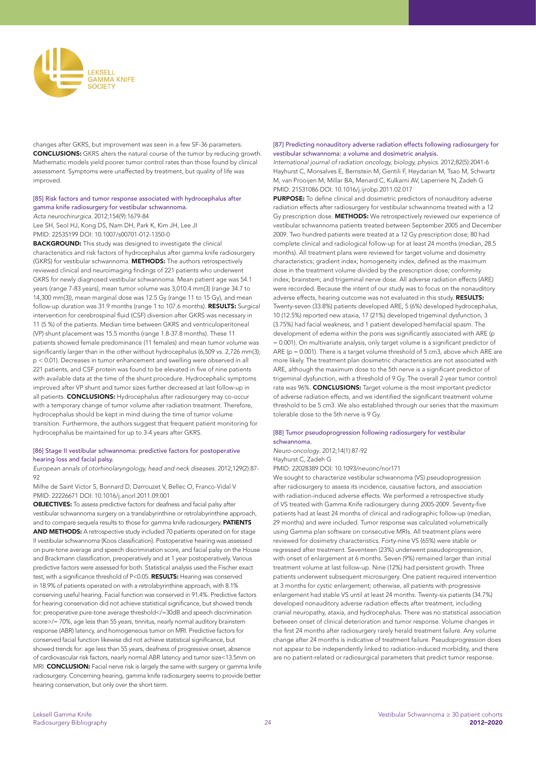changes after GKRS, but improvement was seen in a few SF-36 parameters. **CONCLUSIONS:** GKRS alters the natural course of the tumor by reducing growth. Mathematic models yield poorer tumor control rates than those found by clinical assessment. Symptoms were unaffected by treatment, but quality of life was improved.

### [85] Risk factors and tumor response associated with hydrocephalus after gamma knife radiosurgery for vestibular schwannoma.

*Acta neurochirurgica.* 2012;154(9):1679-84

Lee SH, Seol HJ, Kong DS, Nam DH, Park K, Kim JH, Lee JI

PMID: 22535199 DOI: 10.1007/s00701-012-1350-0

**BACKGROUND:** This study was designed to investigate the clinical characteristics and risk factors of hydrocephalus after gamma knife radiosurgery (GKRS) for vestibular schwannoma. **METHODS:** The authors retrospectively reviewed clinical and neuroimaging findings of 221 patients who underwent GKRS for newly diagnosed vestibular schwannoma. Mean patient age was 54.1 years (range 7-83 years), mean tumor volume was 3,010.4 mm(3) (range 34.7 to 14,300 mm(3)), mean marginal dose was 12.5 Gy (range 11 to 15 Gy), and mean follow-up duration was 31.9 months (range 1 to 107.6 months). **RESULTS:** Surgical intervention for cerebrospinal fluid (CSF) diversion after GKRS was necessary in 11 (5 %) of the patients. Median time between GKRS and ventriculoperitoneal (VP) shunt placement was 15.5 months (range 1.8-37.8 months). These 11 patients showed female predominance (11 females) and mean tumor volume was significantly larger than in the other without hydrocephalus (6,509 vs. 2,726 mm(3); $p < 0.01$). Decreases in tumor enhancement and swelling were observed in all 221 patients, and CSF protein was found to be elevated in five of nine patients with available data at the time of the shunt procedure. Hydrocephalic symptoms improved after VP shunt and tumor sizes further decreased at last follow-up in all patients. **CONCLUSIONS:** Hydrocephalus after radiosurgery may co-occur with a temporary change of tumor volume after radiation treatment. Therefore, hydrocephalus should be kept in mind during the time of tumor volume transition. Furthermore, the authors suggest that frequent patient monitoring for hydrocephalus be maintained for up to 3-4 years after GKRS.

### [86] Stage II vestibular schwannoma: predictive factors for postoperative hearing loss and facial palsy.

*European annals of otorhinolaryngology, head and neck diseases.* 2012;129(2):87-92

Milhe de Saint Victor S, Bonnard D, Darrouzet V, Bellec O, Franco-Vidal V

PMID: 22226671 DOI: 10.1016/j.anorl.2011.09.001

**OBJECTIVES:** To assess predictive factors for deafness and facial palsy after vestibular schwannoma surgery on a translabyrinthine or retrolabyrinthine approach, and to compare sequela results to those for gamma knife radiosurgery. **PATIENTS AND METHODS:** A retrospective study included 70 patients operated on for stage II vestibular schwannoma (Koos classification). Postoperative hearing was assessed on pure-tone average and speech discrimination score, and facial palsy on the House and Brackmann classification, preoperatively and at 1 year postoperatively. Various predictive factors were assessed for both. Statistical analysis used the Fischer exact test, with a significance threshold of $P<0.05$. **RESULTS:** Hearing was conserved in 18.9% of patients operated on with a retrolabyrinthine approach, with 8.1% conserving useful hearing. Facial function was conserved in 91.4%. Predictive factors for hearing conservation did not achieve statistical significance, but showed trends for: preoperative pure-tone average threshold</=30dB and speech discrimination score>/= 70%, age less than 55 years, tinnitus, nearly normal auditory brainstem response (ABR) latency, and homogeneous tumor on MRI. Predictive factors for conserved facial function likewise did not achieve statistical significance, but showed trends for: age less than 55 years, deafness of progressive onset, absence of cardiovascular risk factors, nearly normal ABR latency and tumor size<13.5mm on MRI. **CONCLUSION:** Facial nerve risk is largely the same with surgery or gamma knife radiosurgery. Concerning hearing, gamma knife radiosurgery seems to provide better hearing conservation, but only over the short term.

### [87] Predicting nonauditory adverse radiation effects following radiosurgery for vestibular schwannoma: a volume and dosimetric analysis.

*International journal of radiation oncology, biology, physics.* 2012;82(5):2041-6

Hayhurst C, Monsalves E, Bernstein M, Gentili F, Heydarian M, Tsao M, Schwartz M, van Prooijen M, Millar BA, Menard C, Kulkarni AV, Laperriere N, Zadeh G

PMID: 21531086 DOI: 10.1016/j.ijrobp.2011.02.017

**PURPOSE:** To define clinical and dosimetric predictors of nonauditory adverse radiation effects after radiosurgery for vestibular schwannoma treated with a 12 Gy prescription dose. **METHODS:** We retrospectively reviewed our experience of vestibular schwannoma patients treated between September 2005 and December 2009. Two hundred patients were treated at a 12 Gy prescription dose; 80 had complete clinical and radiological follow-up for at least 24 months (median, 28.5 months). All treatment plans were reviewed for target volume and dosimetry characteristics; gradient index; homogeneity index, defined as the maximum dose in the treatment volume divided by the prescription dose; conformity index; brainstem; and trigeminal nerve dose. All adverse radiation effects (ARE) were recorded. Because the intent of our study was to focus on the nonauditory adverse effects, hearing outcome was not evaluated in this study. **RESULTS:** Twenty-seven (33.8%) patients developed ARE, 5 (6%) developed hydrocephalus, 10 (12.5%) reported new ataxia, 17 (21%) developed trigeminal dysfunction, 3 (3.75%) had facial weakness, and 1 patient developed hemifacial spasm. The development of edema within the pons was significantly associated with ARE ($p = 0.001$). On multivariate analysis, only target volume is a significant predictor of ARE ($p = 0.001$). There is a target volume threshold of 5 cm3, above which ARE are more likely. The treatment plan dosimetric characteristics are not associated with ARE, although the maximum dose to the 5th nerve is a significant predictor of trigeminal dysfunction, with a threshold of 9 Gy. The overall 2-year tumor control rate was 96%. **CONCLUSIONS:** Target volume is the most important predictor of adverse radiation effects, and we identified the significant treatment volume threshold to be 5 cm3. We also established through our series that the maximum tolerable dose to the 5th nerve is 9 Gy.

### [88] Tumor pseudoprogression following radiosurgery for vestibular schwannoma.

*Neuro-oncology.* 2012;14(1):87-92

Hayhurst C, Zadeh G

PMID: 22028389 DOI: 10.1093/neuonc/nor171

We sought to characterize vestibular schwannoma (VS) pseudoprogression after radiosurgery to assess its incidence, causative factors, and association with radiation-induced adverse effects. We performed a retrospective study of VS treated with Gamma Knife radiosurgery during 2005-2009. Seventy-five patients had at least 24 months of clinical and radiographic follow-up (median, 29 months) and were included. Tumor response was calculated volumetrically using Gamma plan software on consecutive MRIs. All treatment plans were reviewed for dosimetry characteristics. Forty-nine VS (65%) were stable or regressed after treatment. Seventeen (23%) underwent pseudoprogression, with onset of enlargement at 6 months. Seven (9%) remained larger than initial treatment volume at last follow-up. Nine (12%) had persistent growth. Three patients underwent subsequent microsurgery. One patient required intervention at 3 months for cystic enlargement; otherwise, all patients with progressive enlargement had stable VS until at least 24 months. Twenty-six patients (34.7%) developed nonauditory adverse radiation effects after treatment, including cranial neuropathy, ataxia, and hydrocephalus. There was no statistical association between onset of clinical deterioration and tumor response. Volume changes in the first 24 months after radiosurgery rarely herald treatment failure. Any volume change after 24 months is indicative of treatment failure. Pseudoprogression does not appear to be independently linked to radiation-induced morbidity, and there are no patient-related or radiosurgical parameters that predict tumor response.